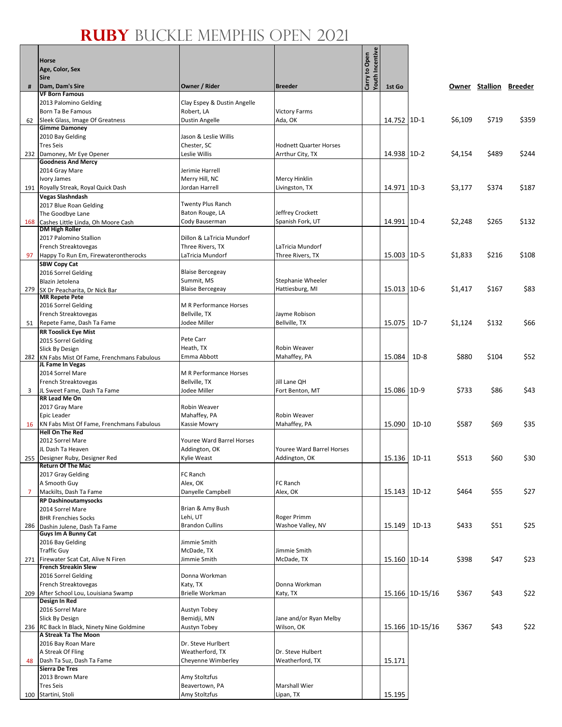# RUBY BUCKLE MEMPHIS OPEN 2021

| # | Horse<br>Age, Color, Sex<br>Sire<br>Dam, Dam's Sire | Owner / Rider | Breeder | Carry to Open | Youth Incentive | 1st Go | | Owner | Stallion | Breeder |
|---|---|---|---|---|---|---|---|---|---|---|
| 62 | **VF Born Famous**<br>2013 Palomino Gelding<br>Born Ta Be Famous<br>Sleek Glass, Image Of Greatness | Clay Espey & Dustin Angelle<br>Robert, LA<br>Dustin Angelle | Victory Farms<br>Ada, OK | | | 14.752 | 1D-1 | $6,109 | $719 | $359 |
| 232 | **Gimme Damoney**<br>2010 Bay Gelding<br>Tres Seis<br>Damoney, Mr Eye Opener | Jason & Leslie Willis<br>Chester, SC<br>Leslie Willis | Hodnett Quarter Horses<br>Arrthur City, TX | | | 14.938 | 1D-2 | $4,154 | $489 | $244 |
| 191 | **Goodness And Mercy**<br>2014 Gray Mare<br>Ivory James<br>Royally Streak, Royal Quick Dash | Jerimie Harrell<br>Merry Hill, NC<br>Jordan Harrell | Mercy Hinklin<br>Livingston, TX | | | 14.971 | 1D-3 | $3,177 | $374 | $187 |
| 168 | **Vegas Slashndash**<br>2017 Blue Roan Gelding<br>The Goodbye Lane<br>Cashes Little Linda, Oh Moore Cash | Twenty Plus Ranch<br>Baton Rouge, LA<br>Cody Bauserman | Jeffrey Crockett<br>Spanish Fork, UT | | | 14.991 | 1D-4 | $2,248 | $265 | $132 |
| 97 | **DM High Roller**<br>2017 Palomino Stallion<br>French Streaktovegas<br>Happy To Run Em, Firewaterontherocks | Dillon & LaTricia Mundorf<br>Three Rivers, TX<br>LaTricia Mundorf | LaTricia Mundorf<br>Three Rivers, TX | | | 15.003 | 1D-5 | $1,833 | $216 | $108 |
| 279 | **SBW Copy Cat**<br>2016 Sorrel Gelding<br>Blazin Jetolena<br>SX Dr Peacharita, Dr Nick Bar | Blaise Bercegeay<br>Summit, MS<br>Blaise Bercegeay | Stephanie Wheeler<br>Hattiesburg, MI | | | 15.013 | 1D-6 | $1,417 | $167 | $83 |
| 51 | **MR Repete Pete**<br>2016 Sorrel Gelding<br>French Streaktovegas<br>Repete Fame, Dash Ta Fame | M R Performance Horses<br>Bellville, TX<br>Jodee Miller | Jayme Robison<br>Bellville, TX | | | 15.075 | 1D-7 | $1,124 | $132 | $66 |
| 282 | **RR Tooslick Eye Mist**<br>2015 Sorrel Gelding<br>Slick By Design<br>KN Fabs Mist Of Fame, Frenchmans Fabulous | Pete Carr<br>Heath, TX<br>Emma Abbott | Robin Weaver<br>Mahaffey, PA | | | 15.084 | 1D-8 | $880 | $104 | $52 |
| 3 | **JL Fame In Vegas**<br>2014 Sorrel Mare<br>French Streaktovegas<br>JL Sweet Fame, Dash Ta Fame | M R Performance Horses<br>Bellville, TX<br>Jodee Miller | Jill Lane QH<br>Fort Benton, MT | | | 15.086 | 1D-9 | $733 | $86 | $43 |
| 16 | **RR Lead Me On**<br>2017 Gray Mare<br>Epic Leader<br>KN Fabs Mist Of Fame, Frenchmans Fabulous | Robin Weaver<br>Mahaffey, PA<br>Kassie Mowry | Robin Weaver<br>Mahaffey, PA | | | 15.090 | 1D-10 | $587 | $69 | $35 |
| 255 | **Hell On The Red**<br>2012 Sorrel Mare<br>JL Dash Ta Heaven<br>Designer Ruby, Designer Red | Youree Ward Barrel Horses<br>Addington, OK<br>Kylie Weast | Youree Ward Barrel Horses<br>Addington, OK | | | 15.136 | 1D-11 | $513 | $60 | $30 |
| 7 | **Return Of The Mac**<br>2017 Gray Gelding<br>A Smooth Guy<br>Mackilts, Dash Ta Fame | FC Ranch<br>Alex, OK<br>Danyelle Campbell | FC Ranch<br>Alex, OK | | | 15.143 | 1D-12 | $464 | $55 | $27 |
| 286 | **RP Dashinoutamysocks**<br>2014 Sorrel Mare<br>BHR Frenchies Socks<br>Dashin Julene, Dash Ta Fame | Brian & Amy Bush<br>Lehi, UT<br>Brandon Cullins | Roger Primm<br>Washoe Valley, NV | | | 15.149 | 1D-13 | $433 | $51 | $25 |
| 271 | **Guys Im A Bunny Cat**<br>2016 Bay Gelding<br>Traffic Guy<br>Firewater Scat Cat, Alive N Firen | Jimmie Smith<br>McDade, TX<br>Jimmie Smith | Jimmie Smith<br>McDade, TX | | | 15.160 | 1D-14 | $398 | $47 | $23 |
| 209 | **French Streakin Slew**<br>2016 Sorrel Gelding<br>French Streaktovegas<br>After School Lou, Louisiana Swamp | Donna Workman<br>Katy, TX<br>Brielle Workman | Donna Workman<br>Katy, TX | | | 15.166 | 1D-15/16 | $367 | $43 | $22 |
| 236 | **Design In Red**<br>2016 Sorrel Mare<br>Slick By Design<br>RC Back In Black, Ninety Nine Goldmine | Austyn Tobey<br>Bemidji, MN<br>Austyn Tobey | Jane and/or Ryan Melby<br>Wilson, OK | | | 15.166 | 1D-15/16 | $367 | $43 | $22 |
| 48 | **A Streak Ta The Moon**<br>2016 Bay Roan Mare<br>A Streak Of Fling<br>Dash Ta Suz, Dash Ta Fame | Dr. Steve Hurlbert<br>Weatherford, TX<br>Cheyenne Wimberley | Dr. Steve Hulbert<br>Weatherford, TX | | | 15.171 | | | | |
| 100 | **Sierra De Tres**<br>2013 Brown Mare<br>Tres Seis<br>Startini, Stoli | Amy Stoltzfus<br>Beavertown, PA<br>Amy Stoltzfus | Marshall Wier<br>Lipan, TX | | | 15.195 | | | | |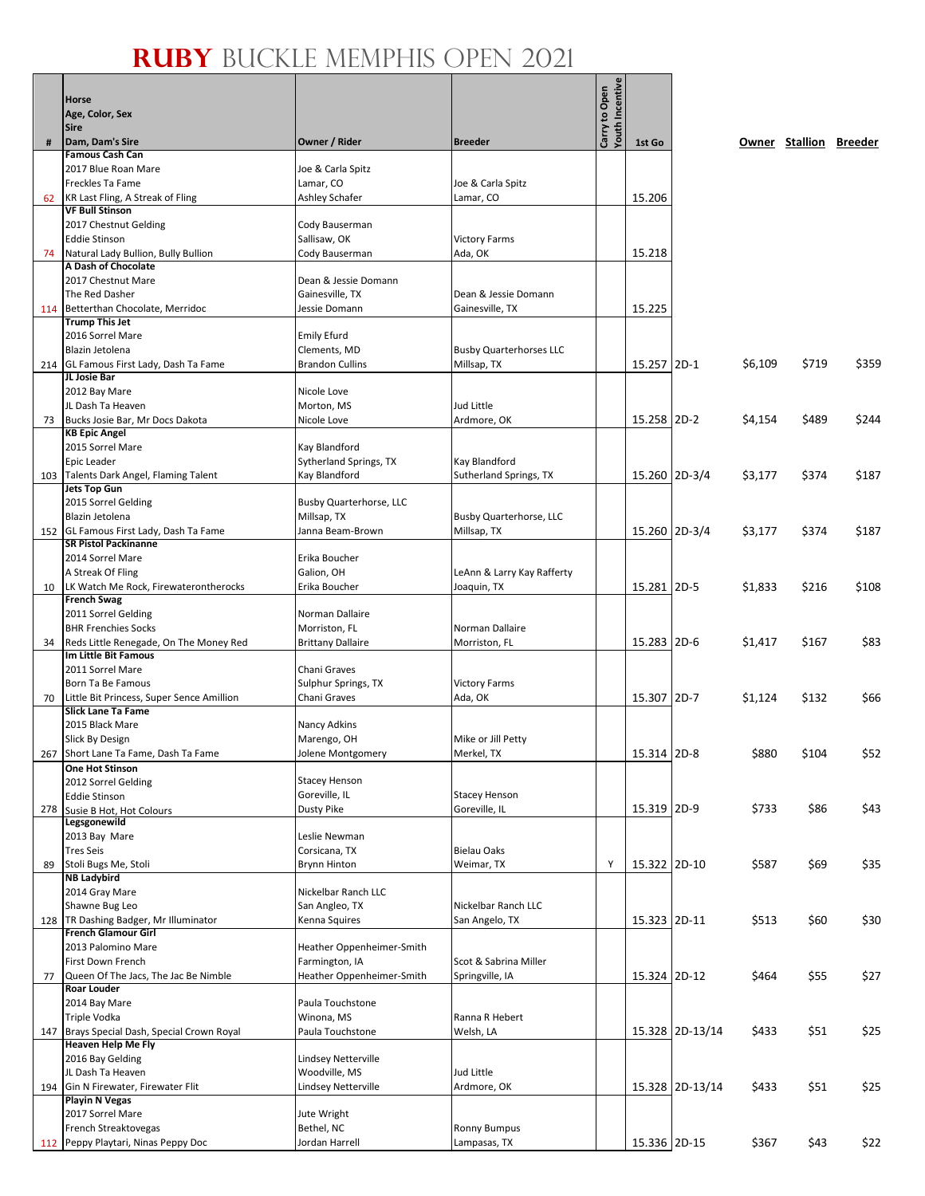# RUBY BUCKLE MEMPHIS OPEN 2021

| # | Horse<br>Age, Color, Sex<br>Sire<br>Dam, Dam's Sire | Owner / Rider | Breeder | Carry to Open | Youth Incentive | 1st Go | | Owner | Stallion | Breeder |
|---|---|---|---|---|---|---|---|---|---|---|
| 62 | **Famous Cash Can**<br>2017 Blue Roan Mare<br>Freckles Ta Fame<br>KR Last Fling, A Streak of Fling | Joe & Carla Spitz<br>Lamar, CO<br>Ashley Schafer | Joe & Carla Spitz<br>Lamar, CO | | | 15.206 | | | | |
| 74 | **VF Bull Stinson**<br>2017 Chestnut Gelding<br>Eddie Stinson<br>Natural Lady Bullion, Bully Bullion | Cody Bauserman<br>Sallisaw, OK<br>Cody Bauserman | Victory Farms<br>Ada, OK | | | 15.218 | | | | |
| 114 | **A Dash of Chocolate**<br>2017 Chestnut Mare<br>The Red Dasher<br>Betterthan Chocolate, Merridoc | Dean & Jessie Domann<br>Gainesville, TX<br>Jessie Domann | Dean & Jessie Domann<br>Gainesville, TX | | | 15.225 | | | | |
| 214 | **Trump This Jet**<br>2016 Sorrel Mare<br>Blazin Jetolena<br>GL Famous First Lady, Dash Ta Fame | Emily Efurd<br>Clements, MD<br>Brandon Cullins | Busby Quarterhorses LLC<br>Millsap, TX | | | 15.257 | 2D-1 | $6,109 | $719 | $359 |
| 73 | **JL Josie Bar**<br>2012 Bay Mare<br>JL Dash Ta Heaven<br>Bucks Josie Bar, Mr Docs Dakota | Nicole Love<br>Morton, MS<br>Nicole Love | Jud Little<br>Ardmore, OK | | | 15.258 | 2D-2 | $4,154 | $489 | $244 |
| 103 | **KB Epic Angel**<br>2015 Sorrel Mare<br>Epic Leader<br>Talents Dark Angel, Flaming Talent | Kay Blandford<br>Sytherland Springs, TX<br>Kay Blandford | Kay Blandford<br>Sutherland Springs, TX | | | 15.260 | 2D-3/4 | $3,177 | $374 | $187 |
| 152 | **Jets Top Gun**<br>2015 Sorrel Gelding<br>Blazin Jetolena<br>GL Famous First Lady, Dash Ta Fame | Busby Quarterhorse, LLC<br>Millsap, TX<br>Janna Beam-Brown | Busby Quarterhorse, LLC<br>Millsap, TX | | | 15.260 | 2D-3/4 | $3,177 | $374 | $187 |
| 10 | **SR Pistol Packinanne**<br>2014 Sorrel Mare<br>A Streak Of Fling<br>LK Watch Me Rock, Firewaterontherocks | Erika Boucher<br>Galion, OH<br>Erika Boucher | LeAnn & Larry Kay Rafferty<br>Joaquin, TX | | | 15.281 | 2D-5 | $1,833 | $216 | $108 |
| 34 | **French Swag**<br>2011 Sorrel Gelding<br>BHR Frenchies Socks<br>Reds Little Renegade, On The Money Red | Norman Dallaire<br>Morriston, FL<br>Brittany Dallaire | Norman Dallaire<br>Morriston, FL | | | 15.283 | 2D-6 | $1,417 | $167 | $83 |
| 70 | **Im Little Bit Famous**<br>2011 Sorrel Mare<br>Born Ta Be Famous<br>Little Bit Princess, Super Sence Amillion | Chani Graves<br>Sulphur Springs, TX<br>Chani Graves | Victory Farms<br>Ada, OK | | | 15.307 | 2D-7 | $1,124 | $132 | $66 |
| 267 | **Slick Lane Ta Fame**<br>2015 Black Mare<br>Slick By Design<br>Short Lane Ta Fame, Dash Ta Fame | Nancy Adkins<br>Marengo, OH<br>Jolene Montgomery | Mike or Jill Petty<br>Merkel, TX | | | 15.314 | 2D-8 | $880 | $104 | $52 |
| 278 | **One Hot Stinson**<br>2012 Sorrel Gelding<br>Eddie Stinson<br>Susie B Hot, Hot Colours | Stacey Henson<br>Goreville, IL<br>Dusty Pike | Stacey Henson<br>Goreville, IL | | | 15.319 | 2D-9 | $733 | $86 | $43 |
| 89 | **Legsgonewild**<br>2013 Bay Mare<br>Tres Seis<br>Stoli Bugs Me, Stoli | Leslie Newman<br>Corsicana, TX<br>Brynn Hinton | Bielau Oaks<br>Weimar, TX | | Y | 15.322 | 2D-10 | $587 | $69 | $35 |
| 128 | **NB Ladybird**<br>2014 Gray Mare<br>Shawne Bug Leo<br>TR Dashing Badger, Mr Illuminator | Nickelbar Ranch LLC<br>San Angleo, TX<br>Kenna Squires | Nickelbar Ranch LLC<br>San Angelo, TX | | | 15.323 | 2D-11 | $513 | $60 | $30 |
| 77 | **French Glamour Girl**<br>2013 Palomino Mare<br>First Down French<br>Queen Of The Jacs, The Jac Be Nimble | Heather Oppenheimer-Smith<br>Farmington, IA<br>Heather Oppenheimer-Smith | Scot & Sabrina Miller<br>Springville, IA | | | 15.324 | 2D-12 | $464 | $55 | $27 |
| 147 | **Roar Louder**<br>2014 Bay Mare<br>Triple Vodka<br>Brays Special Dash, Special Crown Royal | Paula Touchstone<br>Winona, MS<br>Paula Touchstone | Ranna R Hebert<br>Welsh, LA | | | 15.328 | 2D-13/14 | $433 | $51 | $25 |
| 194 | **Heaven Help Me Fly**<br>2016 Bay Gelding<br>JL Dash Ta Heaven<br>Gin N Firewater, Firewater Flit | Lindsey Netterville<br>Woodville, MS<br>Lindsey Netterville | Jud Little<br>Ardmore, OK | | | 15.328 | 2D-13/14 | $433 | $51 | $25 |
| 112 | **Playin N Vegas**<br>2017 Sorrel Mare<br>French Streaktovegas<br>Peppy Playtari, Ninas Peppy Doc | Jute Wright<br>Bethel, NC<br>Jordan Harrell | Ronny Bumpus<br>Lampasas, TX | | | 15.336 | 2D-15 | $367 | $43 | $22 |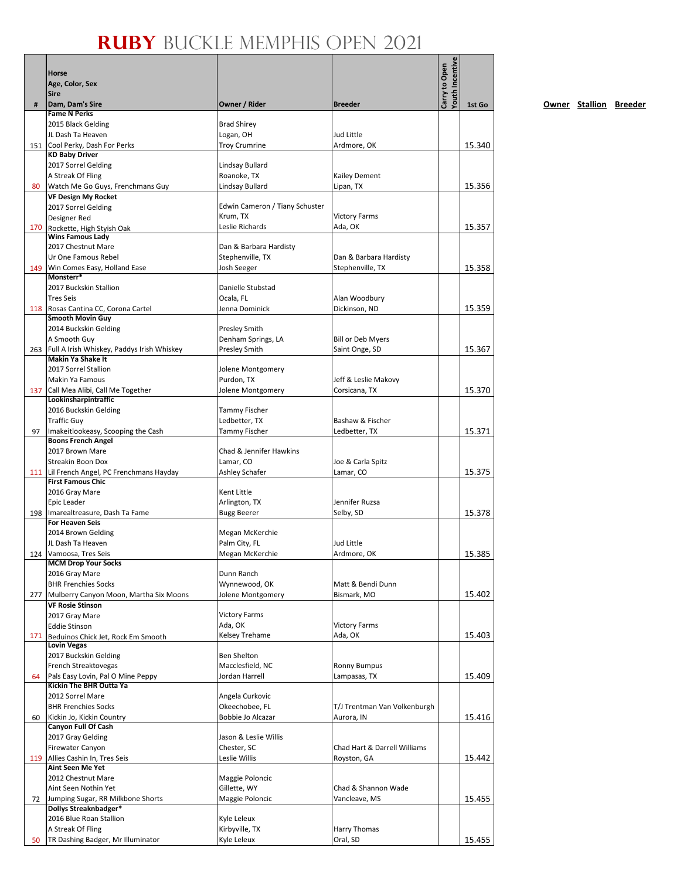# RUBY BUCKLE MEMPHIS OPEN 2021

| # | Horse<br>Age, Color, Sex<br>Sire<br>Dam, Dam's Sire | Owner / Rider | Breeder | Carry to Open | Youth Incentive | 1st Go |
|---|---|---|---|---|---|---|
| 151 | **Fame N Perks**<br>2015 Black Gelding<br>JL Dash Ta Heaven<br>Cool Perky, Dash For Perks | Brad Shirey<br>Logan, OH<br>Troy Crumrine | Jud Little<br>Ardmore, OK | | | 15.340 |
| 80 | **KD Baby Driver**<br>2017 Sorrel Gelding<br>A Streak Of Fling<br>Watch Me Go Guys, Frenchmans Guy | Lindsay Bullard<br>Roanoke, TX<br>Lindsay Bullard | Kailey Dement<br>Lipan, TX | | | 15.356 |
| 170 | **VF Design My Rocket**<br>2017 Sorrel Gelding<br>Designer Red<br>Rockette, High Styish Oak | Edwin Cameron / Tiany Schuster<br>Krum, TX<br>Leslie Richards | Victory Farms<br>Ada, OK | | | 15.357 |
| 149 | **Wins Famous Lady**<br>2017 Chestnut Mare<br>Ur One Famous Rebel<br>Win Comes Easy, Holland Ease | Dan & Barbara Hardisty<br>Stephenville, TX<br>Josh Seeger | Dan & Barbara Hardisty<br>Stephenville, TX | | | 15.358 |
| 118 | **Monsterr***<br>2017 Buckskin Stallion<br>Tres Seis<br>Rosas Cantina CC, Corona Cartel | Danielle Stubstad<br>Ocala, FL<br>Jenna Dominick | Alan Woodbury<br>Dickinson, ND | | | 15.359 |
| 263 | **Smooth Movin Guy**<br>2014 Buckskin Gelding<br>A Smooth Guy<br>Full A Irish Whiskey, Paddys Irish Whiskey | Presley Smith<br>Denham Springs, LA<br>Presley Smith | Bill or Deb Myers<br>Saint Onge, SD | | | 15.367 |
| 137 | **Makin Ya Shake It**<br>2017 Sorrel Stallion<br>Makin Ya Famous<br>Call Mea Alibi, Call Me Together | Jolene Montgomery<br>Purdon, TX<br>Jolene Montgomery | Jeff & Leslie Makovy<br>Corsicana, TX | | | 15.370 |
| 97 | **Lookinsharpintraffic**<br>2016 Buckskin Gelding<br>Traffic Guy<br>Imakeitlookeasy, Scooping the Cash | Tammy Fischer<br>Ledbetter, TX<br>Tammy Fischer | Bashaw & Fischer<br>Ledbetter, TX | | | 15.371 |
| 111 | **Boons French Angel**<br>2017 Brown Mare<br>Streakin Boon Dox<br>Lil French Angel, PC Frenchmans Hayday | Chad & Jennifer Hawkins<br>Lamar, CO<br>Ashley Schafer | Joe & Carla Spitz<br>Lamar, CO | | | 15.375 |
| 198 | **First Famous Chic**<br>2016 Gray Mare<br>Epic Leader<br>Imarealtreasure, Dash Ta Fame | Kent Little<br>Arlington, TX<br>Bugg Beerer | Jennifer Ruzsa<br>Selby, SD | | | 15.378 |
| 124 | **For Heaven Seis**<br>2014 Brown Gelding<br>JL Dash Ta Heaven<br>Vamoosa, Tres Seis | Megan McKerchie<br>Palm City, FL<br>Megan McKerchie | Jud Little<br>Ardmore, OK | | | 15.385 |
| 277 | **MCM Drop Your Socks**<br>2016 Gray Mare<br>BHR Frenchies Socks<br>Mulberry Canyon Moon, Martha Six Moons | Dunn Ranch<br>Wynnewood, OK<br>Jolene Montgomery | Matt & Bendi Dunn<br>Bismark, MO | | | 15.402 |
| 171 | **VF Rosie Stinson**<br>2017 Gray Mare<br>Eddie Stinson<br>Beduinos Chick Jet, Rock Em Smooth | Victory Farms<br>Ada, OK<br>Kelsey Trehame | Victory Farms<br>Ada, OK | | | 15.403 |
| 64 | **Lovin Vegas**<br>2017 Buckskin Gelding<br>French Streaktovegas<br>Pals Easy Lovin, Pal O Mine Peppy | Ben Shelton<br>Macclesfield, NC<br>Jordan Harrell | Ronny Bumpus<br>Lampasas, TX | | | 15.409 |
| 60 | **Kickin The BHR Outta Ya**<br>2012 Sorrel Mare<br>BHR Frenchies Socks<br>Kickin Jo, Kickin Country | Angela Curkovic<br>Okeechobee, FL<br>Bobbie Jo Alcazar | T/J Trentman Van Volkenburgh<br>Aurora, IN | | | 15.416 |
| 119 | **Canyon Full Of Cash**<br>2017 Gray Gelding<br>Firewater Canyon<br>Allies Cashin In, Tres Seis | Jason & Leslie Willis<br>Chester, SC<br>Leslie Willis | Chad Hart & Darrell Williams<br>Royston, GA | | | 15.442 |
| 72 | **Aint Seen Me Yet**<br>2012 Chestnut Mare<br>Aint Seen Nothin Yet<br>Jumping Sugar, RR Milkbone Shorts | Maggie Poloncic<br>Gillette, WY<br>Maggie Poloncic | Chad & Shannon Wade<br>Vancleave, MS | | | 15.455 |
| 50 | **Dollys Streaknbadger***<br>2016 Blue Roan Stallion<br>A Streak Of Fling<br>TR Dashing Badger, Mr Illuminator | Kyle Leleux<br>Kirbyville, TX<br>Kyle Leleux | Harry Thomas<br>Oral, SD | | | 15.455 |

**Owner** **Stallion** **Breeder**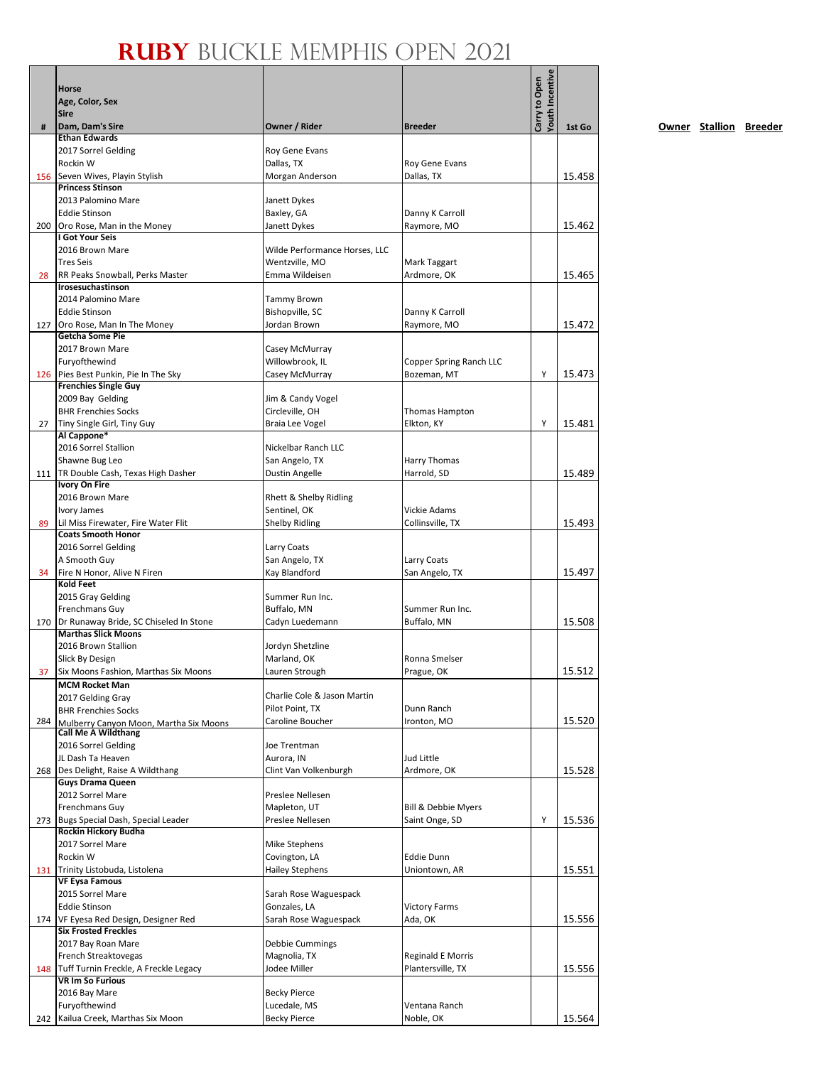# RUBY BUCKLE MEMPHIS OPEN 2021

| # | Horse / Age, Color, Sex / Sire / Dam, Dam's Sire | Owner / Rider | Breeder | Carry to Open | Youth Incentive | 1st Go |
|---|---|---|---|---|---|---|
| 156 | **Ethan Edwards**<br>2017 Sorrel Gelding<br>Rockin W<br>Seven Wives, Playin Stylish | Roy Gene Evans<br>Dallas, TX<br>Morgan Anderson | Roy Gene Evans<br>Dallas, TX | | | 15.458 |
| 200 | **Princess Stinson**<br>2013 Palomino Mare<br>Eddie Stinson<br>Oro Rose, Man in the Money | Janett Dykes<br>Baxley, GA<br>Janett Dykes | Danny K Carroll<br>Raymore, MO | | | 15.462 |
| 28 | **I Got Your Seis**<br>2016 Brown Mare<br>Tres Seis<br>RR Peaks Snowball, Perks Master | Wilde Performance Horses, LLC<br>Wentzville, MO<br>Emma Wildeisen | Mark Taggart<br>Ardmore, OK | | | 15.465 |
| 127 | **Irosesuchastinson**<br>2014 Palomino Mare<br>Eddie Stinson<br>Oro Rose, Man In The Money | Tammy Brown<br>Bishopville, SC<br>Jordan Brown | Danny K Carroll<br>Raymore, MO | | | 15.472 |
| 126 | **Getcha Some Pie**<br>2017 Brown Mare<br>Furyofthewind<br>Pies Best Punkin, Pie In The Sky | Casey McMurray<br>Willowbrook, IL<br>Casey McMurray | Copper Spring Ranch LLC<br>Bozeman, MT | | Y | 15.473 |
| 27 | **Frenchies Single Guy**<br>2009 Bay Gelding<br>BHR Frenchies Socks<br>Tiny Single Girl, Tiny Guy | Jim & Candy Vogel<br>Circleville, OH<br>Braia Lee Vogel | Thomas Hampton<br>Elkton, KY | | Y | 15.481 |
| 111 | **Al Cappone***<br>2016 Sorrel Stallion<br>Shawne Bug Leo<br>TR Double Cash, Texas High Dasher | Nickelbar Ranch LLC<br>San Angelo, TX<br>Dustin Angelle | Harry Thomas<br>Harrold, SD | | | 15.489 |
| 89 | **Ivory On Fire**<br>2016 Brown Mare<br>Ivory James<br>Lil Miss Firewater, Fire Water Flit | Rhett & Shelby Ridling<br>Sentinel, OK<br>Shelby Ridling | Vickie Adams<br>Collinsville, TX | | | 15.493 |
| 34 | **Coats Smooth Honor**<br>2016 Sorrel Gelding<br>A Smooth Guy<br>Fire N Honor, Alive N Firen | Larry Coats<br>San Angelo, TX<br>Kay Blandford | Larry Coats<br>San Angelo, TX | | | 15.497 |
| 170 | **Kold Feet**<br>2015 Gray Gelding<br>Frenchmans Guy<br>Dr Runaway Bride, SC Chiseled In Stone | Summer Run Inc.<br>Buffalo, MN<br>Cadyn Luedemann | Summer Run Inc.<br>Buffalo, MN | | | 15.508 |
| 37 | **Marthas Slick Moons**<br>2016 Brown Stallion<br>Slick By Design<br>Six Moons Fashion, Marthas Six Moons | Jordyn Shetzline<br>Marland, OK<br>Lauren Strough | Ronna Smelser<br>Prague, OK | | | 15.512 |
| 284 | **MCM Rocket Man**<br>2017 Gelding Gray<br>BHR Frenchies Socks<br>Mulberry Canyon Moon, Martha Six Moons | Charlie Cole & Jason Martin<br>Pilot Point, TX<br>Caroline Boucher | Dunn Ranch<br>Ironton, MO | | | 15.520 |
| 268 | **Call Me A Wildthang**<br>2016 Sorrel Gelding<br>JL Dash Ta Heaven<br>Des Delight, Raise A Wildthang | Joe Trentman<br>Aurora, IN<br>Clint Van Volkenburgh | Jud Little<br>Ardmore, OK | | | 15.528 |
| 273 | **Guys Drama Queen**<br>2012 Sorrel Mare<br>Frenchmans Guy<br>Bugs Special Dash, Special Leader | Preslee Nellesen<br>Mapleton, UT<br>Preslee Nellesen | Bill & Debbie Myers<br>Saint Onge, SD | | Y | 15.536 |
| 131 | **Rockin Hickory Budha**<br>2017 Sorrel Mare<br>Rockin W<br>Trinity Listobuda, Listolena | Mike Stephens<br>Covington, LA<br>Hailey Stephens | Eddie Dunn<br>Uniontown, AR | | | 15.551 |
| 174 | **VF Eysa Famous**<br>2015 Sorrel Mare<br>Eddie Stinson<br>VF Eyesa Red Design, Designer Red | Sarah Rose Waguespack<br>Gonzales, LA<br>Sarah Rose Waguespack | Victory Farms<br>Ada, OK | | | 15.556 |
| 148 | **Six Frosted Freckles**<br>2017 Bay Roan Mare<br>French Streaktovegas<br>Tuff Turnin Freckle, A Freckle Legacy | Debbie Cummings<br>Magnolia, TX<br>Jodee Miller | Reginald E Morris<br>Plantersville, TX | | | 15.556 |
| 242 | **VR Im So Furious**<br>2016 Bay Mare<br>Furyofthewind<br>Kailua Creek, Marthas Six Moon | Becky Pierce<br>Lucedale, MS<br>Becky Pierce | Ventana Ranch<br>Noble, OK | | | 15.564 |

**Owner** **Stallion** **Breeder**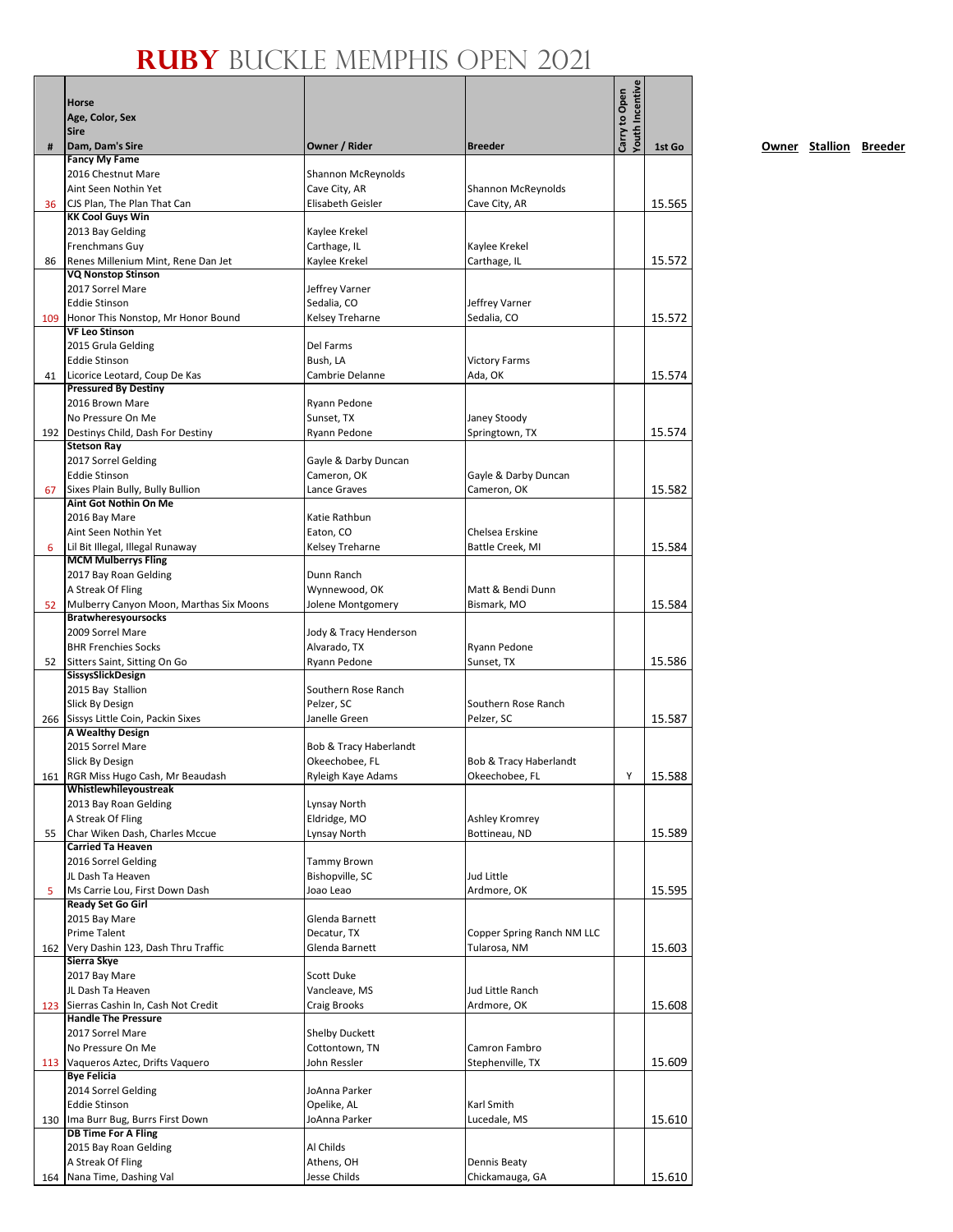# RUBY BUCKLE MEMPHIS OPEN 2021

| # | Horse<br>Age, Color, Sex<br>Sire<br>Dam, Dam's Sire | Owner / Rider | Breeder | Carry to Open | Youth Incentive | 1st Go |
|---|---|---|---|---|---|---|
| 36 | **Fancy My Fame**<br>2016 Chestnut Mare<br>Aint Seen Nothin Yet<br>CJS Plan, The Plan That Can | Shannon McReynolds<br>Cave City, AR<br>Elisabeth Geisler | Shannon McReynolds<br>Cave City, AR | | | 15.565 |
| 86 | **KK Cool Guys Win**<br>2013 Bay Gelding<br>Frenchmans Guy<br>Renes Millenium Mint, Rene Dan Jet | Kaylee Krekel<br>Carthage, IL<br>Kaylee Krekel | Kaylee Krekel<br>Carthage, IL | | | 15.572 |
| 109 | **VQ Nonstop Stinson**<br>2017 Sorrel Mare<br>Eddie Stinson<br>Honor This Nonstop, Mr Honor Bound | Jeffrey Varner<br>Sedalia, CO<br>Kelsey Treharne | Jeffrey Varner<br>Sedalia, CO | | | 15.572 |
| 41 | **VF Leo Stinson**<br>2015 Grula Gelding<br>Eddie Stinson<br>Licorice Leotard, Coup De Kas | Del Farms<br>Bush, LA<br>Cambrie Delanne | Victory Farms<br>Ada, OK | | | 15.574 |
| 192 | **Pressured By Destiny**<br>2016 Brown Mare<br>No Pressure On Me<br>Destinys Child, Dash For Destiny | Ryann Pedone<br>Sunset, TX<br>Ryann Pedone | Janey Stoody<br>Springtown, TX | | | 15.574 |
| 67 | **Stetson Ray**<br>2017 Sorrel Gelding<br>Eddie Stinson<br>Sixes Plain Bully, Bully Bullion | Gayle & Darby Duncan<br>Cameron, OK<br>Lance Graves | Gayle & Darby Duncan<br>Cameron, OK | | | 15.582 |
| 6 | **Aint Got Nothin On Me**<br>2016 Bay Mare<br>Aint Seen Nothin Yet<br>Lil Bit Illegal, Illegal Runaway | Katie Rathbun<br>Eaton, CO<br>Kelsey Treharne | Chelsea Erskine<br>Battle Creek, MI | | | 15.584 |
| 52 | **MCM Mulberrys Fling**<br>2017 Bay Roan Gelding<br>A Streak Of Fling<br>Mulberry Canyon Moon, Marthas Six Moons | Dunn Ranch<br>Wynnewood, OK<br>Jolene Montgomery | Matt & Bendi Dunn<br>Bismark, MO | | | 15.584 |
| 52 | **Bratwheresyoursocks**<br>2009 Sorrel Mare<br>BHR Frenchies Socks<br>Sitters Saint, Sitting On Go | Jody & Tracy Henderson<br>Alvarado, TX<br>Ryann Pedone | Ryann Pedone<br>Sunset, TX | | | 15.586 |
| 266 | **SissysSlickDesign**<br>2015 Bay Stallion<br>Slick By Design<br>Sissys Little Coin, Packin Sixes | Southern Rose Ranch<br>Pelzer, SC<br>Janelle Green | Southern Rose Ranch<br>Pelzer, SC | | | 15.587 |
| 161 | **A Wealthy Design**<br>2015 Sorrel Mare<br>Slick By Design<br>RGR Miss Hugo Cash, Mr Beaudash | Bob & Tracy Haberlandt<br>Okeechobee, FL<br>Ryleigh Kaye Adams | Bob & Tracy Haberlandt<br>Okeechobee, FL | | Y | 15.588 |
| 55 | **Whistlewhileyoustreak**<br>2013 Bay Roan Gelding<br>A Streak Of Fling<br>Char Wiken Dash, Charles Mccue | Lynsay North<br>Eldridge, MO<br>Lynsay North | Ashley Kromrey<br>Bottineau, ND | | | 15.589 |
| 5 | **Carried Ta Heaven**<br>2016 Sorrel Gelding<br>JL Dash Ta Heaven<br>Ms Carrie Lou, First Down Dash | Tammy Brown<br>Bishopville, SC<br>Joao Leao | Jud Little<br>Ardmore, OK | | | 15.595 |
| 162 | **Ready Set Go Girl**<br>2015 Bay Mare<br>Prime Talent<br>Very Dashin 123, Dash Thru Traffic | Glenda Barnett<br>Decatur, TX<br>Glenda Barnett | Copper Spring Ranch NM LLC<br>Tularosa, NM | | | 15.603 |
| 123 | **Sierra Skye**<br>2017 Bay Mare<br>JL Dash Ta Heaven<br>Sierras Cashin In, Cash Not Credit | Scott Duke<br>Vancleave, MS<br>Craig Brooks | Jud Little Ranch<br>Ardmore, OK | | | 15.608 |
| 113 | **Handle The Pressure**<br>2017 Sorrel Mare<br>No Pressure On Me<br>Vaqueros Aztec, Drifts Vaquero | Shelby Duckett<br>Cottontown, TN<br>John Ressler | Camron Fambro<br>Stephenville, TX | | | 15.609 |
| 130 | **Bye Felicia**<br>2014 Sorrel Gelding<br>Eddie Stinson<br>Ima Burr Bug, Burrs First Down | JoAnna Parker<br>Opelike, AL<br>JoAnna Parker | Karl Smith<br>Lucedale, MS | | | 15.610 |
| 164 | **DB Time For A Fling**<br>2015 Bay Roan Gelding<br>A Streak Of Fling<br>Nana Time, Dashing Val | Al Childs<br>Athens, OH<br>Jesse Childs | Dennis Beaty<br>Chickamauga, GA | | | 15.610 |

Owner Stallion Breeder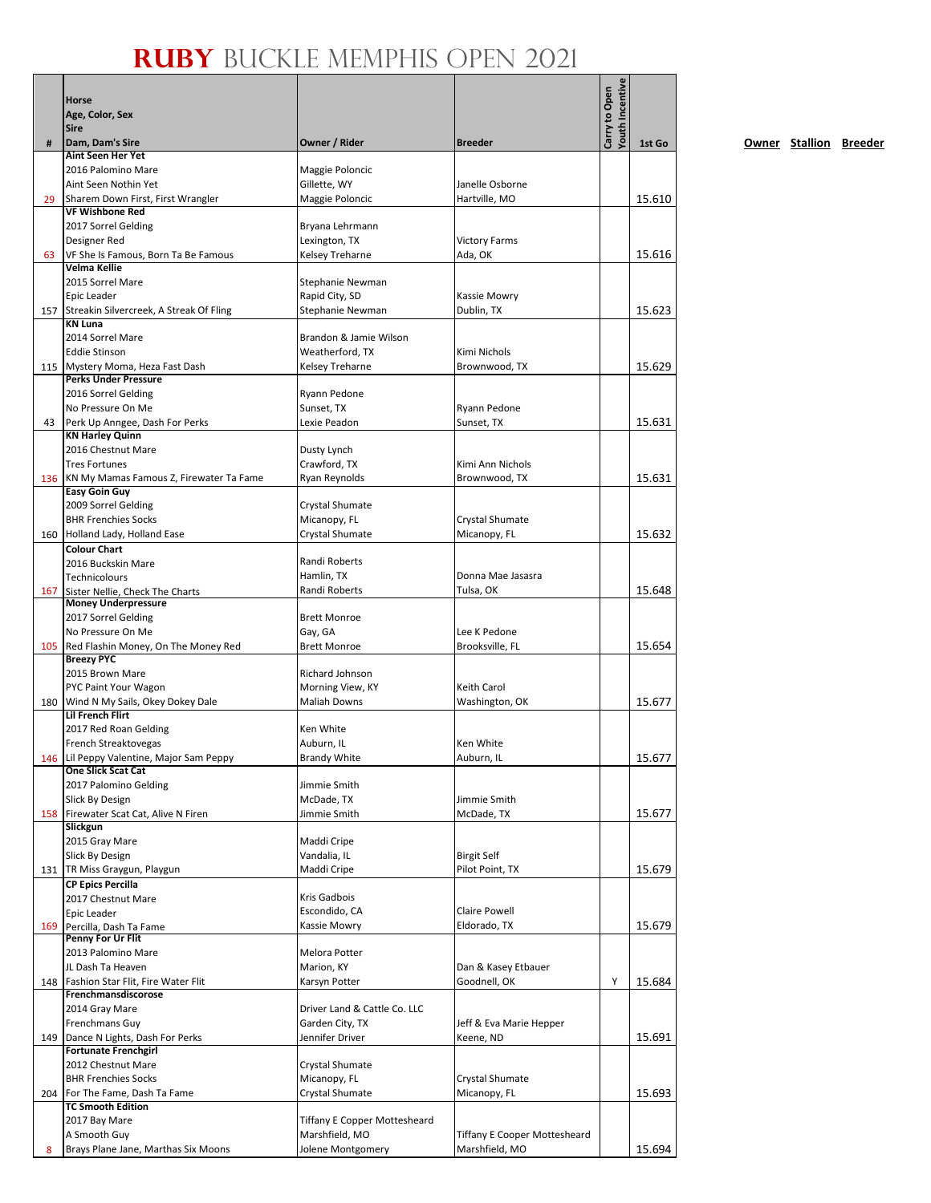# RUBY BUCKLE MEMPHIS OPEN 2021

| # | Horse<br>Age, Color, Sex<br>Sire<br>Dam, Dam's Sire | Owner / Rider | Breeder | Carry to Open | Youth Incentive | 1st Go |
|---|---|---|---|---|---|---|
| 29 | **Aint Seen Her Yet**<br>2016 Palomino Mare<br>Aint Seen Nothin Yet<br>Sharem Down First, First Wrangler | Maggie Poloncic<br>Gillette, WY<br>Maggie Poloncic | Janelle Osborne<br>Hartville, MO | | | 15.610 |
| 63 | **VF Wishbone Red**<br>2017 Sorrel Gelding<br>Designer Red<br>VF She Is Famous, Born Ta Be Famous | Bryana Lehrmann<br>Lexington, TX<br>Kelsey Treharne | Victory Farms<br>Ada, OK | | | 15.616 |
| 157 | **Velma Kellie**<br>2015 Sorrel Mare<br>Epic Leader<br>Streakin Silvercreek, A Streak Of Fling | Stephanie Newman<br>Rapid City, SD<br>Stephanie Newman | Kassie Mowry<br>Dublin, TX | | | 15.623 |
| 115 | **KN Luna**<br>2014 Sorrel Mare<br>Eddie Stinson<br>Mystery Moma, Heza Fast Dash | Brandon & Jamie Wilson<br>Weatherford, TX<br>Kelsey Treharne | Kimi Nichols<br>Brownwood, TX | | | 15.629 |
| 43 | **Perks Under Pressure**<br>2016 Sorrel Gelding<br>No Pressure On Me<br>Perk Up Anngee, Dash For Perks | Ryann Pedone<br>Sunset, TX<br>Lexie Peadon | Ryann Pedone<br>Sunset, TX | | | 15.631 |
| 136 | **KN Harley Quinn**<br>2016 Chestnut Mare<br>Tres Fortunes<br>KN My Mamas Famous Z, Firewater Ta Fame | Dusty Lynch<br>Crawford, TX<br>Ryan Reynolds | Kimi Ann Nichols<br>Brownwood, TX | | | 15.631 |
| 160 | **Easy Goin Guy**<br>2009 Sorrel Gelding<br>BHR Frenchies Socks<br>Holland Lady, Holland Ease | Crystal Shumate<br>Micanopy, FL<br>Crystal Shumate | Crystal Shumate<br>Micanopy, FL | | | 15.632 |
| 167 | **Colour Chart**<br>2016 Buckskin Mare<br>Technicolours<br>Sister Nellie, Check The Charts | Randi Roberts<br>Hamlin, TX<br>Randi Roberts | Donna Mae Jasasra<br>Tulsa, OK | | | 15.648 |
| 105 | **Money Underpressure**<br>2017 Sorrel Gelding<br>No Pressure On Me<br>Red Flashin Money, On The Money Red | Brett Monroe<br>Gay, GA<br>Brett Monroe | Lee K Pedone<br>Brooksville, FL | | | 15.654 |
| 180 | **Breezy PYC**<br>2015 Brown Mare<br>PYC Paint Your Wagon<br>Wind N My Sails, Okey Dokey Dale | Richard Johnson<br>Morning View, KY<br>Maliah Downs | Keith Carol<br>Washington, OK | | | 15.677 |
| 146 | **Lil French Flirt**<br>2017 Red Roan Gelding<br>French Streaktovegas<br>Lil Peppy Valentine, Major Sam Peppy | Ken White<br>Auburn, IL<br>Brandy White | Ken White<br>Auburn, IL | | | 15.677 |
| 158 | **One Slick Scat Cat**<br>2017 Palomino Gelding<br>Slick By Design<br>Firewater Scat Cat, Alive N Firen | Jimmie Smith<br>McDade, TX<br>Jimmie Smith | Jimmie Smith<br>McDade, TX | | | 15.677 |
| 131 | **Slickgun**<br>2015 Gray Mare<br>Slick By Design<br>TR Miss Graygun, Playgun | Maddi Cripe<br>Vandalia, IL<br>Maddi Cripe | Birgit Self<br>Pilot Point, TX | | | 15.679 |
| 169 | **CP Epics Percilla**<br>2017 Chestnut Mare<br>Epic Leader<br>Percilla, Dash Ta Fame | Kris Gadbois<br>Escondido, CA<br>Kassie Mowry | Claire Powell<br>Eldorado, TX | | | 15.679 |
| 148 | **Penny For Ur Flit**<br>2013 Palomino Mare<br>JL Dash Ta Heaven<br>Fashion Star Flit, Fire Water Flit | Melora Potter<br>Marion, KY<br>Karsyn Potter | Dan & Kasey Etbauer<br>Goodnell, OK | | Y | 15.684 |
| 149 | **Frenchmansdiscorose**<br>2014 Gray Mare<br>Frenchmans Guy<br>Dance N Lights, Dash For Perks | Driver Land & Cattle Co. LLC<br>Garden City, TX<br>Jennifer Driver | Jeff & Eva Marie Hepper<br>Keene, ND | | | 15.691 |
| 204 | **Fortunate Frenchgirl**<br>2012 Chestnut Mare<br>BHR Frenchies Socks<br>For The Fame, Dash Ta Fame | Crystal Shumate<br>Micanopy, FL<br>Crystal Shumate | Crystal Shumate<br>Micanopy, FL | | | 15.693 |
| 8 | **TC Smooth Edition**<br>2017 Bay Mare<br>A Smooth Guy<br>Brays Plane Jane, Marthas Six Moons | Tiffany E Copper Mottesheard<br>Marshfield, MO<br>Jolene Montgomery | Tiffany E Cooper Mottesheard<br>Marshfield, MO | | | 15.694 |

Owner Stallion Breeder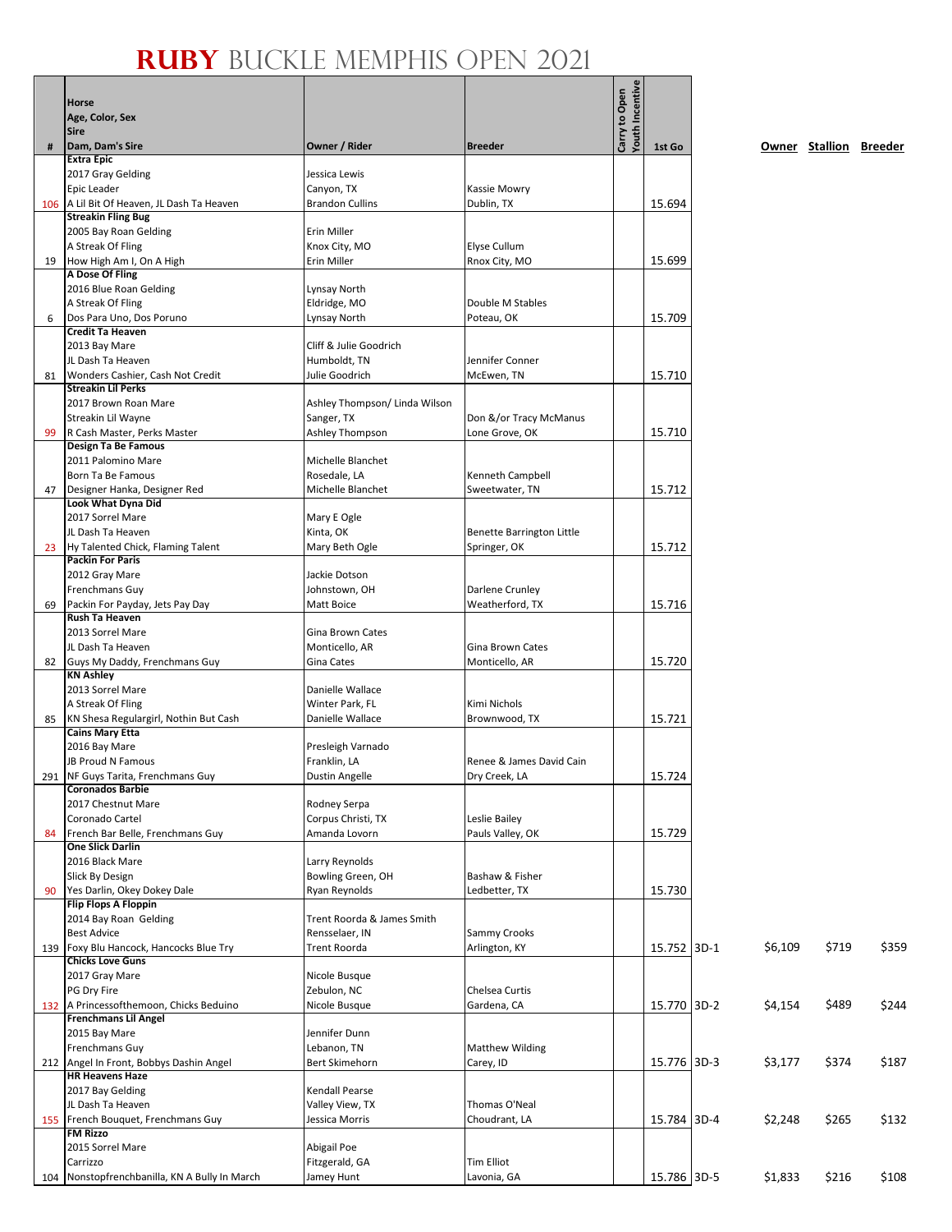# RUBY BUCKLE MEMPHIS OPEN 2021

| # | Horse<br>Age, Color, Sex<br>Sire<br>Dam, Dam's Sire | Owner / Rider | Breeder | Carry to Open | Youth Incentive | 1st Go | | Owner | Stallion | Breeder |
|---|---|---|---|---|---|---|---|---|---|---|
| 106 | **Extra Epic**<br>2017 Gray Gelding<br>Epic Leader<br>A Lil Bit Of Heaven, JL Dash Ta Heaven | Jessica Lewis<br>Canyon, TX<br>Brandon Cullins | Kassie Mowry<br>Dublin, TX | | | 15.694 | | | | |
| 19 | **Streakin Fling Bug**<br>2005 Bay Roan Gelding<br>A Streak Of Fling<br>How High Am I, On A High | Erin Miller<br>Knox City, MO<br>Erin Miller | Elyse Cullum<br>Rnox City, MO | | | 15.699 | | | | |
| 6 | **A Dose Of Fling**<br>2016 Blue Roan Gelding<br>A Streak Of Fling<br>Dos Para Uno, Dos Poruno | Lynsay North<br>Eldridge, MO<br>Lynsay North | Double M Stables<br>Poteau, OK | | | 15.709 | | | | |
| 81 | **Credit Ta Heaven**<br>2013 Bay Mare<br>JL Dash Ta Heaven<br>Wonders Cashier, Cash Not Credit | Cliff & Julie Goodrich<br>Humboldt, TN<br>Julie Goodrich | Jennifer Conner<br>McEwen, TN | | | 15.710 | | | | |
| 99 | **Streakin Lil Perks**<br>2017 Brown Roan Mare<br>Streakin Lil Wayne<br>R Cash Master, Perks Master | Ashley Thompson/ Linda Wilson<br>Sanger, TX<br>Ashley Thompson | Don &/or Tracy McManus<br>Lone Grove, OK | | | 15.710 | | | | |
| 47 | **Design Ta Be Famous**<br>2011 Palomino Mare<br>Born Ta Be Famous<br>Designer Hanka, Designer Red | Michelle Blanchet<br>Rosedale, LA<br>Michelle Blanchet | Kenneth Campbell<br>Sweetwater, TN | | | 15.712 | | | | |
| 23 | **Look What Dyna Did**<br>2017 Sorrel Mare<br>JL Dash Ta Heaven<br>Hy Talented Chick, Flaming Talent | Mary E Ogle<br>Kinta, OK<br>Mary Beth Ogle | Benette Barrington Little<br>Springer, OK | | | 15.712 | | | | |
| 69 | **Packin For Paris**<br>2012 Gray Mare<br>Frenchmans Guy<br>Packin For Payday, Jets Pay Day | Jackie Dotson<br>Johnstown, OH<br>Matt Boice | Darlene Crunley<br>Weatherford, TX | | | 15.716 | | | | |
| 82 | **Rush Ta Heaven**<br>2013 Sorrel Mare<br>JL Dash Ta Heaven<br>Guys My Daddy, Frenchmans Guy | Gina Brown Cates<br>Monticello, AR<br>Gina Cates | Gina Brown Cates<br>Monticello, AR | | | 15.720 | | | | |
| 85 | **KN Ashley**<br>2013 Sorrel Mare<br>A Streak Of Fling<br>KN Shesa Regulargirl, Nothin But Cash | Danielle Wallace<br>Winter Park, FL<br>Danielle Wallace | Kimi Nichols<br>Brownwood, TX | | | 15.721 | | | | |
| 291 | **Cains Mary Etta**<br>2016 Bay Mare<br>JB Proud N Famous<br>NF Guys Tarita, Frenchmans Guy | Presleigh Varnado<br>Franklin, LA<br>Dustin Angelle | Renee & James David Cain<br>Dry Creek, LA | | | 15.724 | | | | |
| 84 | **Coronados Barbie**<br>2017 Chestnut Mare<br>Coronado Cartel<br>French Bar Belle, Frenchmans Guy | Rodney Serpa<br>Corpus Christi, TX<br>Amanda Lovorn | Leslie Bailey<br>Pauls Valley, OK | | | 15.729 | | | | |
| 90 | **One Slick Darlin**<br>2016 Black Mare<br>Slick By Design<br>Yes Darlin, Okey Dokey Dale | Larry Reynolds<br>Bowling Green, OH<br>Ryan Reynolds | Bashaw & Fisher<br>Ledbetter, TX | | | 15.730 | | | | |
| 139 | **Flip Flops A Floppin**<br>2014 Bay Roan Gelding<br>Best Advice<br>Foxy Blu Hancock, Hancocks Blue Try | Trent Roorda & James Smith<br>Rensselaer, IN<br>Trent Roorda | Sammy Crooks<br>Arlington, KY | | | 15.752 | 3D-1 | $6,109 | $719 | $359 |
| 132 | **Chicks Love Guns**<br>2017 Gray Mare<br>PG Dry Fire<br>A Princessofthemoon, Chicks Beduino | Nicole Busque<br>Zebulon, NC<br>Nicole Busque | Chelsea Curtis<br>Gardena, CA | | | 15.770 | 3D-2 | $4,154 | $489 | $244 |
| 212 | **Frenchmans Lil Angel**<br>2015 Bay Mare<br>Frenchmans Guy<br>Angel In Front, Bobbys Dashin Angel | Jennifer Dunn<br>Lebanon, TN<br>Bert Skimehorn | Matthew Wilding<br>Carey, ID | | | 15.776 | 3D-3 | $3,177 | $374 | $187 |
| 155 | **HR Heavens Haze**<br>2017 Bay Gelding<br>JL Dash Ta Heaven<br>French Bouquet, Frenchmans Guy | Kendall Pearse<br>Valley View, TX<br>Jessica Morris | Thomas O'Neal<br>Choudrant, LA | | | 15.784 | 3D-4 | $2,248 | $265 | $132 |
| 104 | **FM Rizzo**<br>2015 Sorrel Mare<br>Carrizzo<br>Nonstopfrenchbanilla, KN A Bully In March | Abigail Poe<br>Fitzgerald, GA<br>Jamey Hunt | Tim Elliot<br>Lavonia, GA | | | 15.786 | 3D-5 | $1,833 | $216 | $108 |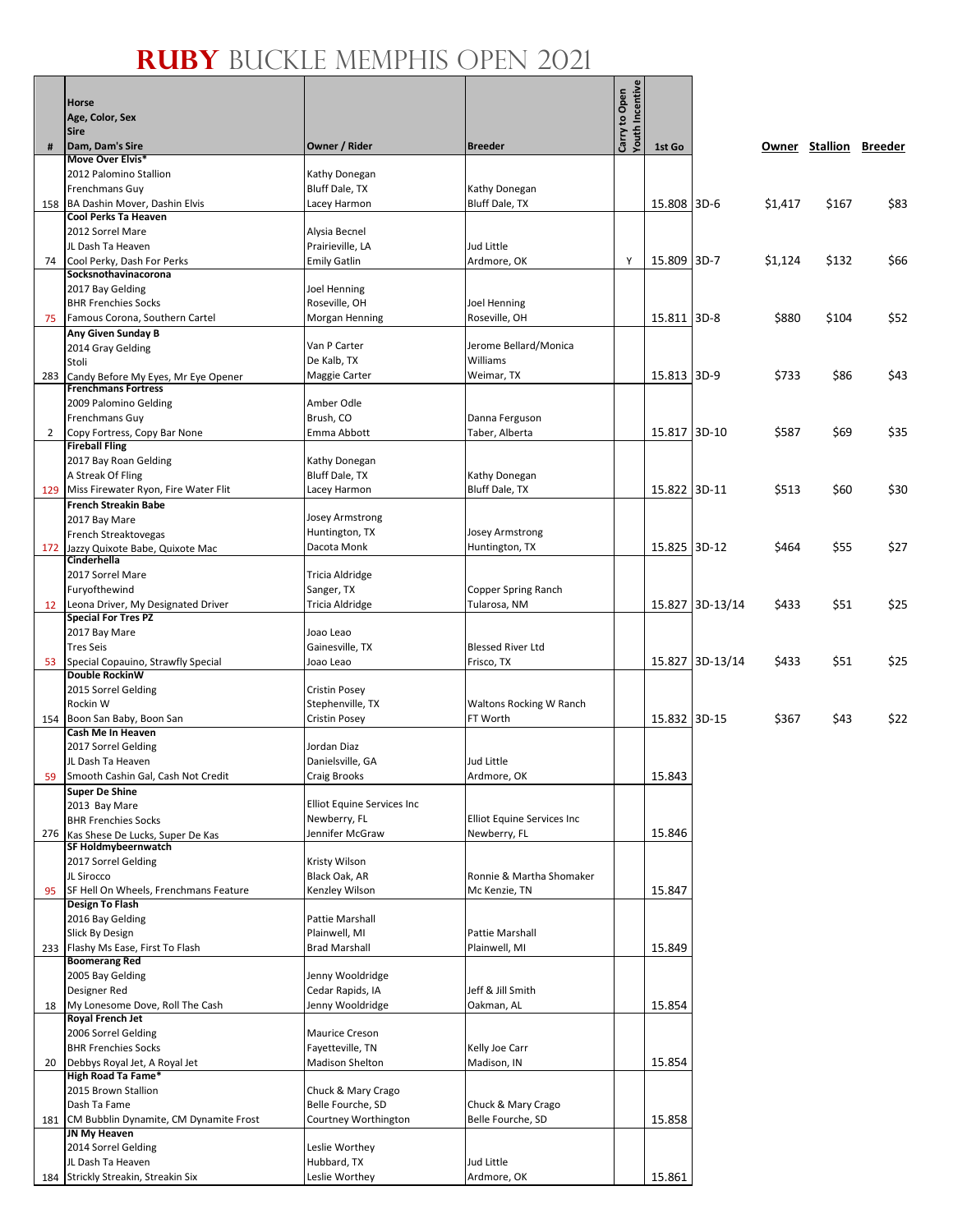# RUBY BUCKLE MEMPHIS OPEN 2021

| # | Horse<br>Age, Color, Sex<br>Sire<br>Dam, Dam's Sire | Owner / Rider | Breeder | Carry to Open<br>Youth Incentive | 1st Go | | Owner | Stallion | Breeder |
|---|---|---|---|---|---|---|---|---|---|
| 158 | **Move Over Elvis***<br>2012 Palomino Stallion<br>Frenchmans Guy<br>BA Dashin Mover, Dashin Elvis | Kathy Donegan<br>Bluff Dale, TX<br>Lacey Harmon | Kathy Donegan<br>Bluff Dale, TX | | 15.808 | 3D-6 | $1,417 | $167 | $83 |
| 74 | **Cool Perks Ta Heaven**<br>2012 Sorrel Mare<br>JL Dash Ta Heaven<br>Cool Perky, Dash For Perks | Alysia Becnel<br>Prairieville, LA<br>Emily Gatlin | Jud Little<br>Ardmore, OK | Y | 15.809 | 3D-7 | $1,124 | $132 | $66 |
| 75 | **Socksnothavinacorona**<br>2017 Bay Gelding<br>BHR Frenchies Socks<br>Famous Corona, Southern Cartel | Joel Henning<br>Roseville, OH<br>Morgan Henning | Joel Henning<br>Roseville, OH | | 15.811 | 3D-8 | $880 | $104 | $52 |
| 283 | **Any Given Sunday B**<br>2014 Gray Gelding<br>Stoli<br>Candy Before My Eyes, Mr Eye Opener | Van P Carter<br>De Kalb, TX<br>Maggie Carter | Jerome Bellard/Monica Williams<br>Weimar, TX | | 15.813 | 3D-9 | $733 | $86 | $43 |
| 2 | **Frenchmans Fortress**<br>2009 Palomino Gelding<br>Frenchmans Guy<br>Copy Fortress, Copy Bar None | Amber Odle<br>Brush, CO<br>Emma Abbott | Danna Ferguson<br>Taber, Alberta | | 15.817 | 3D-10 | $587 | $69 | $35 |
| 129 | **Fireball Fling**<br>2017 Bay Roan Gelding<br>A Streak Of Fling<br>Miss Firewater Ryon, Fire Water Flit | Kathy Donegan<br>Bluff Dale, TX<br>Lacey Harmon | Kathy Donegan<br>Bluff Dale, TX | | 15.822 | 3D-11 | $513 | $60 | $30 |
| 172 | **French Streakin Babe**<br>2017 Bay Mare<br>French Streaktovegas<br>Jazzy Quixote Babe, Quixote Mac | Josey Armstrong<br>Huntington, TX<br>Dacota Monk | Josey Armstrong<br>Huntington, TX | | 15.825 | 3D-12 | $464 | $55 | $27 |
| 12 | **Cinderhella**<br>2017 Sorrel Mare<br>Furyofthewind<br>Leona Driver, My Designated Driver | Tricia Aldridge<br>Sanger, TX<br>Tricia Aldridge | Copper Spring Ranch<br>Tularosa, NM | | 15.827 | 3D-13/14 | $433 | $51 | $25 |
| 53 | **Special For Tres PZ**<br>2017 Bay Mare<br>Tres Seis<br>Special Copauino, Strawfly Special | Joao Leao<br>Gainesville, TX<br>Joao Leao | Blessed River Ltd<br>Frisco, TX | | 15.827 | 3D-13/14 | $433 | $51 | $25 |
| 154 | **Double RockinW**<br>2015 Sorrel Gelding<br>Rockin W<br>Boon San Baby, Boon San | Cristin Posey<br>Stephenville, TX<br>Cristin Posey | Waltons Rocking W Ranch<br>FT Worth | | 15.832 | 3D-15 | $367 | $43 | $22 |
| 59 | **Cash Me In Heaven**<br>2017 Sorrel Gelding<br>JL Dash Ta Heaven<br>Smooth Cashin Gal, Cash Not Credit | Jordan Diaz<br>Danielsville, GA<br>Craig Brooks | Jud Little<br>Ardmore, OK | | 15.843 | | | | |
| 276 | **Super De Shine**<br>2013 Bay Mare<br>BHR Frenchies Socks<br>Kas Shese De Lucks, Super De Kas | Elliot Equine Services Inc<br>Newberry, FL<br>Jennifer McGraw | Elliot Equine Services Inc<br>Newberry, FL | | 15.846 | | | | |
| 95 | **SF Holdmybeernwatch**<br>2017 Sorrel Gelding<br>JL Sirocco<br>SF Hell On Wheels, Frenchmans Feature | Kristy Wilson<br>Black Oak, AR<br>Kenzley Wilson | Ronnie & Martha Shomaker<br>Mc Kenzie, TN | | 15.847 | | | | |
| 233 | **Design To Flash**<br>2016 Bay Gelding<br>Slick By Design<br>Flashy Ms Ease, First To Flash | Pattie Marshall<br>Plainwell, MI<br>Brad Marshall | Pattie Marshall<br>Plainwell, MI | | 15.849 | | | | |
| 18 | **Boomerang Red**<br>2005 Bay Gelding<br>Designer Red<br>My Lonesome Dove, Roll The Cash | Jenny Wooldridge<br>Cedar Rapids, IA<br>Jenny Wooldridge | Jeff & Jill Smith<br>Oakman, AL | | 15.854 | | | | |
| 20 | **Royal French Jet**<br>2006 Sorrel Gelding<br>BHR Frenchies Socks<br>Debbys Royal Jet, A Royal Jet | Maurice Creson<br>Fayetteville, TN<br>Madison Shelton | Kelly Joe Carr<br>Madison, IN | | 15.854 | | | | |
| 181 | **High Road Ta Fame***<br>2015 Brown Stallion<br>Dash Ta Fame<br>CM Bubblin Dynamite, CM Dynamite Frost | Chuck & Mary Crago<br>Belle Fourche, SD<br>Courtney Worthington | Chuck & Mary Crago<br>Belle Fourche, SD | | 15.858 | | | | |
| 184 | **JN My Heaven**<br>2014 Sorrel Gelding<br>JL Dash Ta Heaven<br>Strickly Streakin, Streakin Six | Leslie Worthey<br>Hubbard, TX<br>Leslie Worthey | Jud Little<br>Ardmore, OK | | 15.861 | | | | |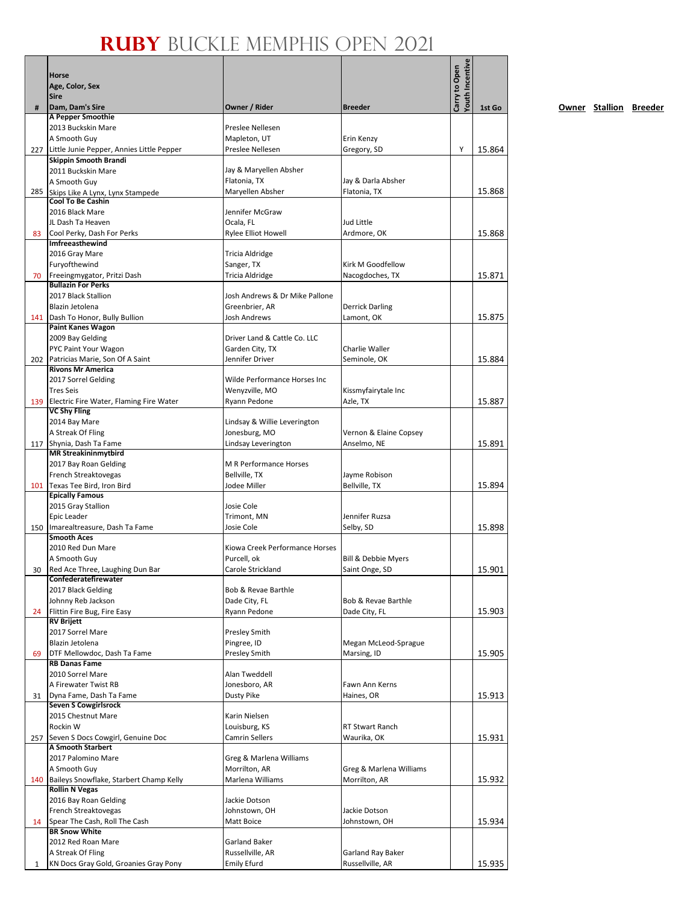# RUBY BUCKLE MEMPHIS OPEN 2021

| # | Horse<br>Age, Color, Sex<br>Sire<br>Dam, Dam's Sire | Owner / Rider | Breeder | Carry to Open<br>Youth Incentive | 1st Go |
|---|---|---|---|---|---|
| 227 | **A Pepper Smoothie**<br>2013 Buckskin Mare<br>A Smooth Guy<br>Little Junie Pepper, Annies Little Pepper | Preslee Nellesen<br>Mapleton, UT<br>Preslee Nellesen | Erin Kenzy<br>Gregory, SD | Y | 15.864 |
| 285 | **Skippin Smooth Brandi**<br>2011 Buckskin Mare<br>A Smooth Guy<br>Skips Like A Lynx, Lynx Stampede | Jay & Maryellen Absher<br>Flatonia, TX<br>Maryellen Absher | Jay & Darla Absher<br>Flatonia, TX | | 15.868 |
| 83 | **Cool To Be Cashin**<br>2016 Black Mare<br>JL Dash Ta Heaven<br>Cool Perky, Dash For Perks | Jennifer McGraw<br>Ocala, FL<br>Rylee Elliot Howell | Jud Little<br>Ardmore, OK | | 15.868 |
| 70 | **Imfreeasthewind**<br>2016 Gray Mare<br>Furyofthewind<br>Freeingmygator, Pritzi Dash | Tricia Aldridge<br>Sanger, TX<br>Tricia Aldridge | Kirk M Goodfellow<br>Nacogdoches, TX | | 15.871 |
| 141 | **Bullazin For Perks**<br>2017 Black Stallion<br>Blazin Jetolena<br>Dash To Honor, Bully Bullion | Josh Andrews & Dr Mike Pallone<br>Greenbrier, AR<br>Josh Andrews | Derrick Darling<br>Lamont, OK | | 15.875 |
| 202 | **Paint Kanes Wagon**<br>2009 Bay Gelding<br>PYC Paint Your Wagon<br>Patricias Marie, Son Of A Saint | Driver Land & Cattle Co. LLC<br>Garden City, TX<br>Jennifer Driver | Charlie Waller<br>Seminole, OK | | 15.884 |
| 139 | **Rivons Mr America**<br>2017 Sorrel Gelding<br>Tres Seis<br>Electric Fire Water, Flaming Fire Water | Wilde Performance Horses Inc<br>Wenyzville, MO<br>Ryann Pedone | Kissmyfairytale Inc<br>Azle, TX | | 15.887 |
| 117 | **VC Shy Fling**<br>2014 Bay Mare<br>A Streak Of Fling<br>Shynia, Dash Ta Fame | Lindsay & Willie Leverington<br>Jonesburg, MO<br>Lindsay Leverington | Vernon & Elaine Copsey<br>Anselmo, NE | | 15.891 |
| 101 | **MR Streakininmytbird**<br>2017 Bay Roan Gelding<br>French Streaktovegas<br>Texas Tee Bird, Iron Bird | M R Performance Horses<br>Bellville, TX<br>Jodee Miller | Jayme Robison<br>Bellville, TX | | 15.894 |
| 150 | **Epically Famous**<br>2015 Gray Stallion<br>Epic Leader<br>Imarealtreasure, Dash Ta Fame | Josie Cole<br>Trimont, MN<br>Josie Cole | Jennifer Ruzsa<br>Selby, SD | | 15.898 |
| 30 | **Smooth Aces**<br>2010 Red Dun Mare<br>A Smooth Guy<br>Red Ace Three, Laughing Dun Bar | Kiowa Creek Performance Horses<br>Purcell, ok<br>Carole Strickland | Bill & Debbie Myers<br>Saint Onge, SD | | 15.901 |
| 24 | **Confederatefirewater**<br>2017 Black Gelding<br>Johnny Reb Jackson<br>Flittin Fire Bug, Fire Easy | Bob & Revae Barthle<br>Dade City, FL<br>Ryann Pedone | Bob & Revae Barthle<br>Dade City, FL | | 15.903 |
| 69 | **RV Brijett**<br>2017 Sorrel Mare<br>Blazin Jetolena<br>DTF Mellowdoc, Dash Ta Fame | Presley Smith<br>Pingree, ID<br>Presley Smith | Megan McLeod-Sprague<br>Marsing, ID | | 15.905 |
| 31 | **RB Danas Fame**<br>2010 Sorrel Mare<br>A Firewater Twist RB<br>Dyna Fame, Dash Ta Fame | Alan Tweddell<br>Jonesboro, AR<br>Dusty Pike | Fawn Ann Kerns<br>Haines, OR | | 15.913 |
| 257 | **Seven S Cowgirlsrock**<br>2015 Chestnut Mare<br>Rockin W<br>Seven S Docs Cowgirl, Genuine Doc | Karin Nielsen<br>Louisburg, KS<br>Camrin Sellers | RT Stewart Ranch<br>Waurika, OK | | 15.931 |
| 140 | **A Smooth Starbert**<br>2017 Palomino Mare<br>A Smooth Guy<br>Baileys Snowflake, Starbert Champ Kelly | Greg & Marlena Williams<br>Morrilton, AR<br>Marlena Williams | Greg & Marlena Williams<br>Morrilton, AR | | 15.932 |
| 14 | **Rollin N Vegas**<br>2016 Bay Roan Gelding<br>French Streaktovegas<br>Spear The Cash, Roll The Cash | Jackie Dotson<br>Johnstown, OH<br>Matt Boice | Jackie Dotson<br>Johnstown, OH | | 15.934 |
| 1 | **BR Snow White**<br>2012 Red Roan Mare<br>A Streak Of Fling<br>KN Docs Gray Gold, Groanies Gray Pony | Garland Baker<br>Russellville, AR<br>Emily Efurd | Garland Ray Baker<br>Russellville, AR | | 15.935 |

Owner Stallion Breeder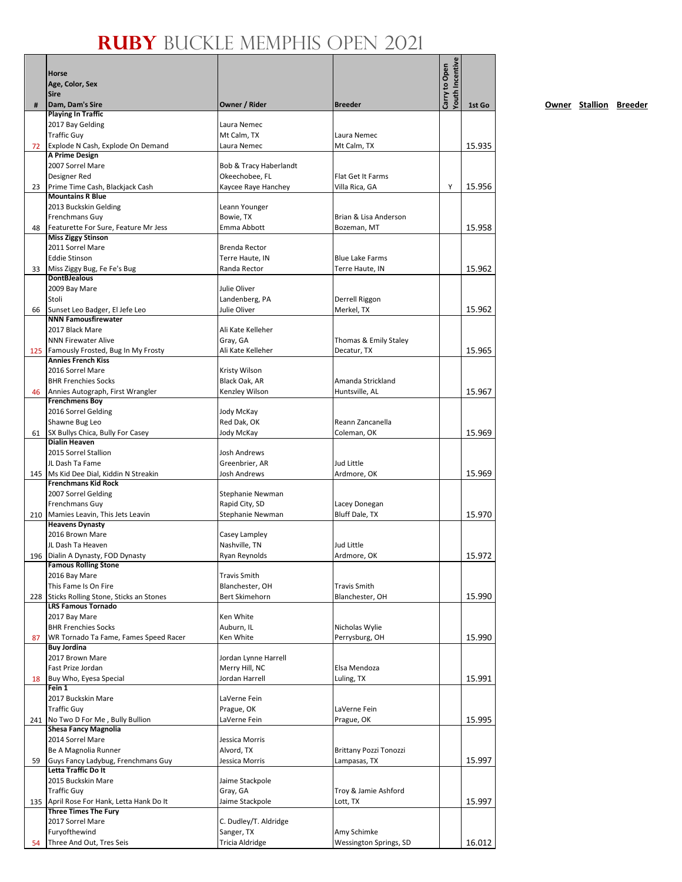# RUBY BUCKLE MEMPHIS OPEN 2021

| # | Horse / Age, Color, Sex / Sire / Dam, Dam's Sire | Owner / Rider | Breeder | Carry to Open | Youth Incentive | 1st Go |
|---|---|---|---|---|---|---|
| 72 | **Playing In Traffic**<br>2017 Bay Gelding<br>Traffic Guy<br>Explode N Cash, Explode On Demand | Laura Nemec<br>Mt Calm, TX<br>Laura Nemec | Laura Nemec<br>Mt Calm, TX | | | 15.935 |
| 23 | **A Prime Design**<br>2007 Sorrel Mare<br>Designer Red<br>Prime Time Cash, Blackjack Cash | Bob & Tracy Haberlandt<br>Okeechobee, FL<br>Kaycee Raye Hanchey | Flat Get It Farms<br>Villa Rica, GA | Y | | 15.956 |
| 48 | **Mountains R Blue**<br>2013 Buckskin Gelding<br>Frenchmans Guy<br>Featurette For Sure, Feature Mr Jess | Leann Younger<br>Bowie, TX<br>Emma Abbott | Brian & Lisa Anderson<br>Bozeman, MT | | | 15.958 |
| 33 | **Miss Ziggy Stinson**<br>2011 Sorrel Mare<br>Eddie Stinson<br>Miss Ziggy Bug, Fe Fe's Bug | Brenda Rector<br>Terre Haute, IN<br>Randa Rector | Blue Lake Farms<br>Terre Haute, IN | | | 15.962 |
| 66 | **DontBJealous**<br>2009 Bay Mare<br>Stoli<br>Sunset Leo Badger, El Jefe Leo | Julie Oliver<br>Landenberg, PA<br>Julie Oliver | Derrell Riggon<br>Merkel, TX | | | 15.962 |
| 125 | **NNN Famousfirewater**<br>2017 Black Mare<br>NNN Firewater Alive<br>Famously Frosted, Bug In My Frosty | Ali Kate Kelleher<br>Gray, GA<br>Ali Kate Kelleher | Thomas & Emily Staley<br>Decatur, TX | | | 15.965 |
| 46 | **Annies French Kiss**<br>2016 Sorrel Mare<br>BHR Frenchies Socks<br>Annies Autograph, First Wrangler | Kristy Wilson<br>Black Oak, AR<br>Kenzley Wilson | Amanda Strickland<br>Huntsville, AL | | | 15.967 |
| 61 | **Frenchmens Boy**<br>2016 Sorrel Gelding<br>Shawne Bug Leo<br>SX Bullys Chica, Bully For Casey | Jody McKay<br>Red Dak, OK<br>Jody McKay | Reann Zancanella<br>Coleman, OK | | | 15.969 |
| 145 | **Dialin Heaven**<br>2015 Sorrel Stallion<br>JL Dash Ta Fame<br>Ms Kid Dee Dial, Kiddin N Streakin | Josh Andrews<br>Greenbrier, AR<br>Josh Andrews | Jud Little<br>Ardmore, OK | | | 15.969 |
| 210 | **Frenchmans Kid Rock**<br>2007 Sorrel Gelding<br>Frenchmans Guy<br>Mamies Leavin, This Jets Leavin | Stephanie Newman<br>Rapid City, SD<br>Stephanie Newman | Lacey Donegan<br>Bluff Dale, TX | | | 15.970 |
| 196 | **Heavens Dynasty**<br>2016 Brown Mare<br>JL Dash Ta Heaven<br>Dialin A Dynasty, FOD Dynasty | Casey Lampley<br>Nashville, TN<br>Ryan Reynolds | Jud Little<br>Ardmore, OK | | | 15.972 |
| 228 | **Famous Rolling Stone**<br>2016 Bay Mare<br>This Fame Is On Fire<br>Sticks Rolling Stone, Sticks an Stones | Travis Smith<br>Blanchester, OH<br>Bert Skimehorn | Travis Smith<br>Blanchester, OH | | | 15.990 |
| 87 | **LRS Famous Tornado**<br>2017 Bay Mare<br>BHR Frenchies Socks<br>WR Tornado Ta Fame, Fames Speed Racer | Ken White<br>Auburn, IL<br>Ken White | Nicholas Wylie<br>Perrysburg, OH | | | 15.990 |
| 18 | **Buy Jordina**<br>2017 Brown Mare<br>Fast Prize Jordan<br>Buy Who, Eyesa Special | Jordan Lynne Harrell<br>Merry Hill, NC<br>Jordan Harrell | Elsa Mendoza<br>Luling, TX | | | 15.991 |
| 241 | **Fein 1**<br>2017 Buckskin Mare<br>Traffic Guy<br>No Two D For Me , Bully Bullion | LaVerne Fein<br>Prague, OK<br>LaVerne Fein | LaVerne Fein<br>Prague, OK | | | 15.995 |
| 59 | **Shesa Fancy Magnolia**<br>2014 Sorrel Mare<br>Be A Magnolia Runner<br>Guys Fancy Ladybug, Frenchmans Guy | Jessica Morris<br>Alvord, TX<br>Jessica Morris | Brittany Pozzi Tonozzi<br>Lampasas, TX | | | 15.997 |
| 135 | **Letta Traffic Do It**<br>2015 Buckskin Mare<br>Traffic Guy<br>April Rose For Hank, Letta Hank Do It | Jaime Stackpole<br>Gray, GA<br>Jaime Stackpole | Troy & Jamie Ashford<br>Lott, TX | | | 15.997 |
| 54 | **Three Times The Fury**<br>2017 Sorrel Mare<br>Furyofthewind<br>Three And Out, Tres Seis | C. Dudley/T. Aldridge<br>Sanger, TX<br>Tricia Aldridge | Amy Schimke<br>Wessington Springs, SD | | | 16.012 |

Owner Stallion Breeder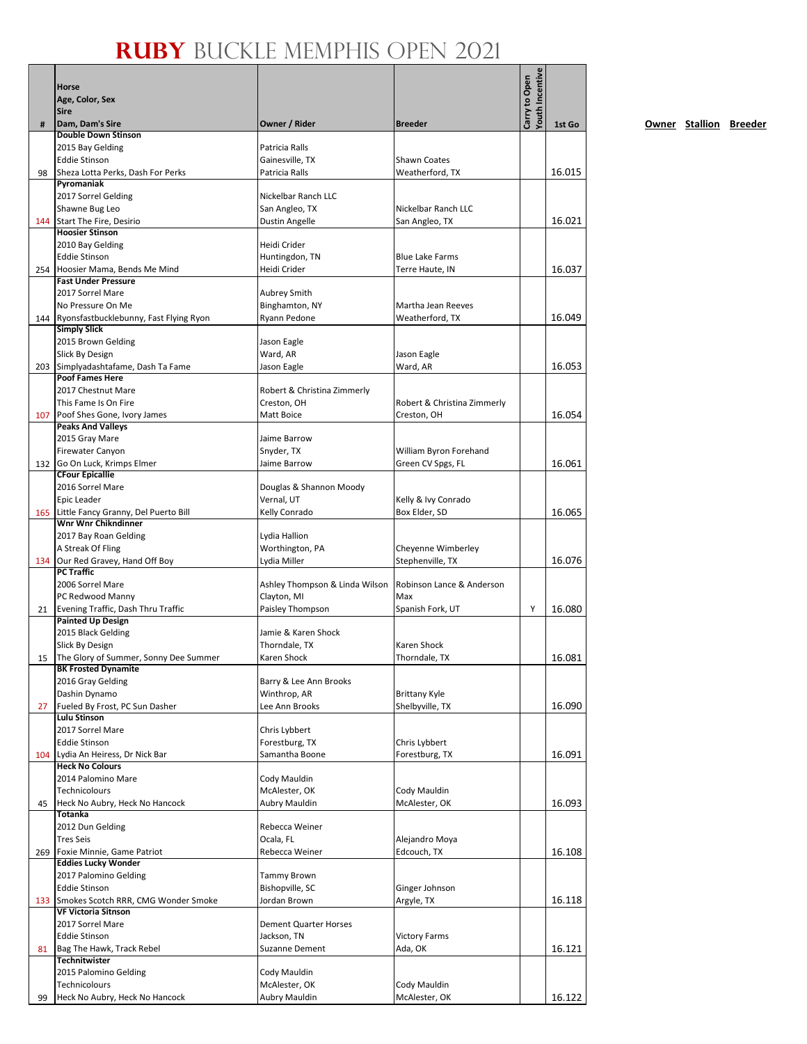# RUBY BUCKLE MEMPHIS OPEN 2021

| # | Horse<br>Age, Color, Sex<br>Sire<br>Dam, Dam's Sire | Owner / Rider | Breeder | Carry to Open | Youth Incentive | 1st Go |
|---|---|---|---|---|---|---|
| 98 | **Double Down Stinson**<br>2015 Bay Gelding<br>Eddie Stinson<br>Sheza Lotta Perks, Dash For Perks | Patricia Ralls<br>Gainesville, TX<br>Patricia Ralls | Shawn Coates<br>Weatherford, TX | | | 16.015 |
| 144 | **Pyromaniak**<br>2017 Sorrel Gelding<br>Shawne Bug Leo<br>Start The Fire, Desirio | Nickelbar Ranch LLC<br>San Angleo, TX<br>Dustin Angelle | Nickelbar Ranch LLC<br>San Angleo, TX | | | 16.021 |
| 254 | **Hoosier Stinson**<br>2010 Bay Gelding<br>Eddie Stinson<br>Hoosier Mama, Bends Me Mind | Heidi Crider<br>Huntingdon, TN<br>Heidi Crider | Blue Lake Farms<br>Terre Haute, IN | | | 16.037 |
| 144 | **Fast Under Pressure**<br>2017 Sorrel Mare<br>No Pressure On Me<br>Ryonsfastbucklebunny, Fast Flying Ryon | Aubrey Smith<br>Binghamton, NY<br>Ryann Pedone | Martha Jean Reeves<br>Weatherford, TX | | | 16.049 |
| 203 | **Simply Slick**<br>2015 Brown Gelding<br>Slick By Design<br>Simplyadashtafame, Dash Ta Fame | Jason Eagle<br>Ward, AR<br>Jason Eagle | Jason Eagle<br>Ward, AR | | | 16.053 |
| 107 | **Poof Fames Here**<br>2017 Chestnut Mare<br>This Fame Is On Fire<br>Poof Shes Gone, Ivory James | Robert & Christina Zimmerly<br>Creston, OH<br>Matt Boice | Robert & Christina Zimmerly<br>Creston, OH | | | 16.054 |
| 132 | **Peaks And Valleys**<br>2015 Gray Mare<br>Firewater Canyon<br>Go On Luck, Krimps Elmer | Jaime Barrow<br>Snyder, TX<br>Jaime Barrow | William Byron Forehand<br>Green CV Spgs, FL | | | 16.061 |
| 165 | **CFour Epicallie**<br>2016 Sorrel Mare<br>Epic Leader<br>Little Fancy Granny, Del Puerto Bill | Douglas & Shannon Moody<br>Vernal, UT<br>Kelly Conrado | Kelly & Ivy Conrado<br>Box Elder, SD | | | 16.065 |
| 134 | **Wnr Wnr Chikndinner**<br>2017 Bay Roan Gelding<br>A Streak Of Fling<br>Our Red Gravey, Hand Off Boy | Lydia Hallion<br>Worthington, PA<br>Lydia Miller | Cheyenne Wimberley<br>Stephenville, TX | | | 16.076 |
| 21 | **PC Traffic**<br>2006 Sorrel Mare<br>PC Redwood Manny<br>Evening Traffic, Dash Thru Traffic | Ashley Thompson & Linda Wilson<br>Clayton, MI<br>Paisley Thompson | Robinson Lance & Anderson Max<br>Spanish Fork, UT | | Y | 16.080 |
| 15 | **Painted Up Design**<br>2015 Black Gelding<br>Slick By Design<br>The Glory of Summer, Sonny Dee Summer | Jamie & Karen Shock<br>Thorndale, TX<br>Karen Shock | Karen Shock<br>Thorndale, TX | | | 16.081 |
| 27 | **BK Frosted Dynamite**<br>2016 Gray Gelding<br>Dashin Dynamo<br>Fueled By Frost, PC Sun Dasher | Barry & Lee Ann Brooks<br>Winthrop, AR<br>Lee Ann Brooks | Brittany Kyle<br>Shelbyville, TX | | | 16.090 |
| 104 | **Lulu Stinson**<br>2017 Sorrel Mare<br>Eddie Stinson<br>Lydia An Heiress, Dr Nick Bar | Chris Lybbert<br>Forestburg, TX<br>Samantha Boone | Chris Lybbert<br>Forestburg, TX | | | 16.091 |
| 45 | **Heck No Colours**<br>2014 Palomino Mare<br>Technicolours<br>Heck No Aubry, Heck No Hancock | Cody Mauldin<br>McAlester, OK<br>Aubry Mauldin | Cody Mauldin<br>McAlester, OK | | | 16.093 |
| 269 | **Totanka**<br>2012 Dun Gelding<br>Tres Seis<br>Foxie Minnie, Game Patriot | Rebecca Weiner<br>Ocala, FL<br>Rebecca Weiner | Alejandro Moya<br>Edcouch, TX | | | 16.108 |
| 133 | **Eddies Lucky Wonder**<br>2017 Palomino Gelding<br>Eddie Stinson<br>Smokes Scotch RRR, CMG Wonder Smoke | Tammy Brown<br>Bishopville, SC<br>Jordan Brown | Ginger Johnson<br>Argyle, TX | | | 16.118 |
| 81 | **VF Victoria Sitnson**<br>2017 Sorrel Mare<br>Eddie Stinson<br>Bag The Hawk, Track Rebel | Dement Quarter Horses<br>Jackson, TN<br>Suzanne Dement | Victory Farms<br>Ada, OK | | | 16.121 |
| 99 | **Technitwister**<br>2015 Palomino Gelding<br>Technicolours<br>Heck No Aubry, Heck No Hancock | Cody Mauldin<br>McAlester, OK<br>Aubry Mauldin | Cody Mauldin<br>McAlester, OK | | | 16.122 |

**Owner** **Stallion** **Breeder**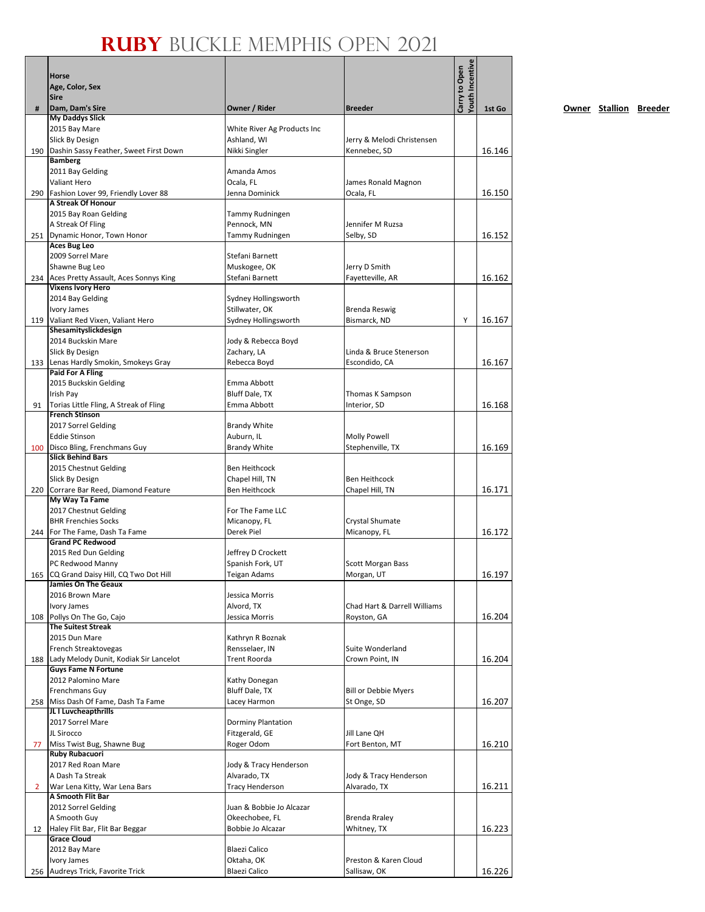# RUBY BUCKLE MEMPHIS OPEN 2021

| # | Horse<br>Age, Color, Sex<br>Sire<br>Dam, Dam's Sire | Owner / Rider | Breeder | Carry to Open | Youth Incentive | 1st Go |
|---|---|---|---|---|---|---|
| 190 | **My Daddys Slick**<br>2015 Bay Mare<br>Slick By Design<br>Dashin Sassy Feather, Sweet First Down | White River Ag Products Inc<br>Ashland, WI<br>Nikki Singler | Jerry & Melodi Christensen<br>Kennebec, SD | | | 16.146 |
| 290 | **Bamberg**<br>2011 Bay Gelding<br>Valiant Hero<br>Fashion Lover 99, Friendly Lover 88 | Amanda Amos<br>Ocala, FL<br>Jenna Dominick | James Ronald Magnon<br>Ocala, FL | | | 16.150 |
| 251 | **A Streak Of Honour**<br>2015 Bay Roan Gelding<br>A Streak Of Fling<br>Dynamic Honor, Town Honor | Tammy Rudningen<br>Pennock, MN<br>Tammy Rudningen | Jennifer M Ruzsa<br>Selby, SD | | | 16.152 |
| 234 | **Aces Bug Leo**<br>2009 Sorrel Mare<br>Shawne Bug Leo<br>Aces Pretty Assault, Aces Sonnys King | Stefani Barnett<br>Muskogee, OK<br>Stefani Barnett | Jerry D Smith<br>Fayetteville, AR | | | 16.162 |
| 119 | **Vixens Ivory Hero**<br>2014 Bay Gelding<br>Ivory James<br>Valiant Red Vixen, Valiant Hero | Sydney Hollingsworth<br>Stillwater, OK<br>Sydney Hollingsworth | Brenda Reswig<br>Bismarck, ND | | Y | 16.167 |
| 133 | **Shesamityslickdesign**<br>2014 Buckskin Mare<br>Slick By Design<br>Lenas Hardly Smokin, Smokeys Gray | Jody & Rebecca Boyd<br>Zachary, LA<br>Rebecca Boyd | Linda & Bruce Stenerson<br>Escondido, CA | | | 16.167 |
| 91 | **Paid For A Fling**<br>2015 Buckskin Gelding<br>Irish Pay<br>Torias Little Fling, A Streak of Fling | Emma Abbott<br>Bluff Dale, TX<br>Emma Abbott | Thomas K Sampson<br>Interior, SD | | | 16.168 |
| 100 | **French Stinson**<br>2017 Sorrel Gelding<br>Eddie Stinson<br>Disco Bling, Frenchmans Guy | Brandy White<br>Auburn, IL<br>Brandy White | Molly Powell<br>Stephenville, TX | | | 16.169 |
| 220 | **Slick Behind Bars**<br>2015 Chestnut Gelding<br>Slick By Design<br>Corrare Bar Reed, Diamond Feature | Ben Heithcock<br>Chapel Hill, TN<br>Ben Heithcock | Ben Heithcock<br>Chapel Hill, TN | | | 16.171 |
| 244 | **My Way Ta Fame**<br>2017 Chestnut Gelding<br>BHR Frenchies Socks<br>For The Fame, Dash Ta Fame | For The Fame LLC<br>Micanopy, FL<br>Derek Piel | Crystal Shumate<br>Micanopy, FL | | | 16.172 |
| 165 | **Grand PC Redwood**<br>2015 Red Dun Gelding<br>PC Redwood Manny<br>CQ Grand Daisy Hill, CQ Two Dot Hill | Jeffrey D Crockett<br>Spanish Fork, UT<br>Teigan Adams | Scott Morgan Bass<br>Morgan, UT | | | 16.197 |
| 108 | **Jamies On The Geaux**<br>2016 Brown Mare<br>Ivory James<br>Pollys On The Go, Cajo | Jessica Morris<br>Alvord, TX<br>Jessica Morris | Chad Hart & Darrell Williams<br>Royston, GA | | | 16.204 |
| 188 | **The Suitest Streak**<br>2015 Dun Mare<br>French Streaktovegas<br>Lady Melody Dunit, Kodiak Sir Lancelot | Kathryn R Boznak<br>Rensselaer, IN<br>Trent Roorda | Suite Wonderland<br>Crown Point, IN | | | 16.204 |
| 258 | **Guys Fame N Fortune**<br>2012 Palomino Mare<br>Frenchmans Guy<br>Miss Dash Of Fame, Dash Ta Fame | Kathy Donegan<br>Bluff Dale, TX<br>Lacey Harmon | Bill or Debbie Myers<br>St Onge, SD | | | 16.207 |
| 77 | **JL I Luvcheapthrills**<br>2017 Sorrel Mare<br>JL Sirocco<br>Miss Twist Bug, Shawne Bug | Dorminy Plantation<br>Fitzgerald, GE<br>Roger Odom | Jill Lane QH<br>Fort Benton, MT | | | 16.210 |
| 2 | **Ruby Rubacuori**<br>2017 Red Roan Mare<br>A Dash Ta Streak<br>War Lena Kitty, War Lena Bars | Jody & Tracy Henderson<br>Alvarado, TX<br>Tracy Henderson | Jody & Tracy Henderson<br>Alvarado, TX | | | 16.211 |
| 12 | **A Smooth Flit Bar**<br>2012 Sorrel Gelding<br>A Smooth Guy<br>Haley Flit Bar, Flit Bar Beggar | Juan & Bobbie Jo Alcazar<br>Okeechobee, FL<br>Bobbie Jo Alcazar | Brenda Rraley<br>Whitney, TX | | | 16.223 |
| 256 | **Grace Cloud**<br>2012 Bay Mare<br>Ivory James<br>Audreys Trick, Favorite Trick | Blaezi Calico<br>Oktaha, OK<br>Blaezi Calico | Preston & Karen Cloud<br>Sallisaw, OK | | | 16.226 |

Owner Stallion Breeder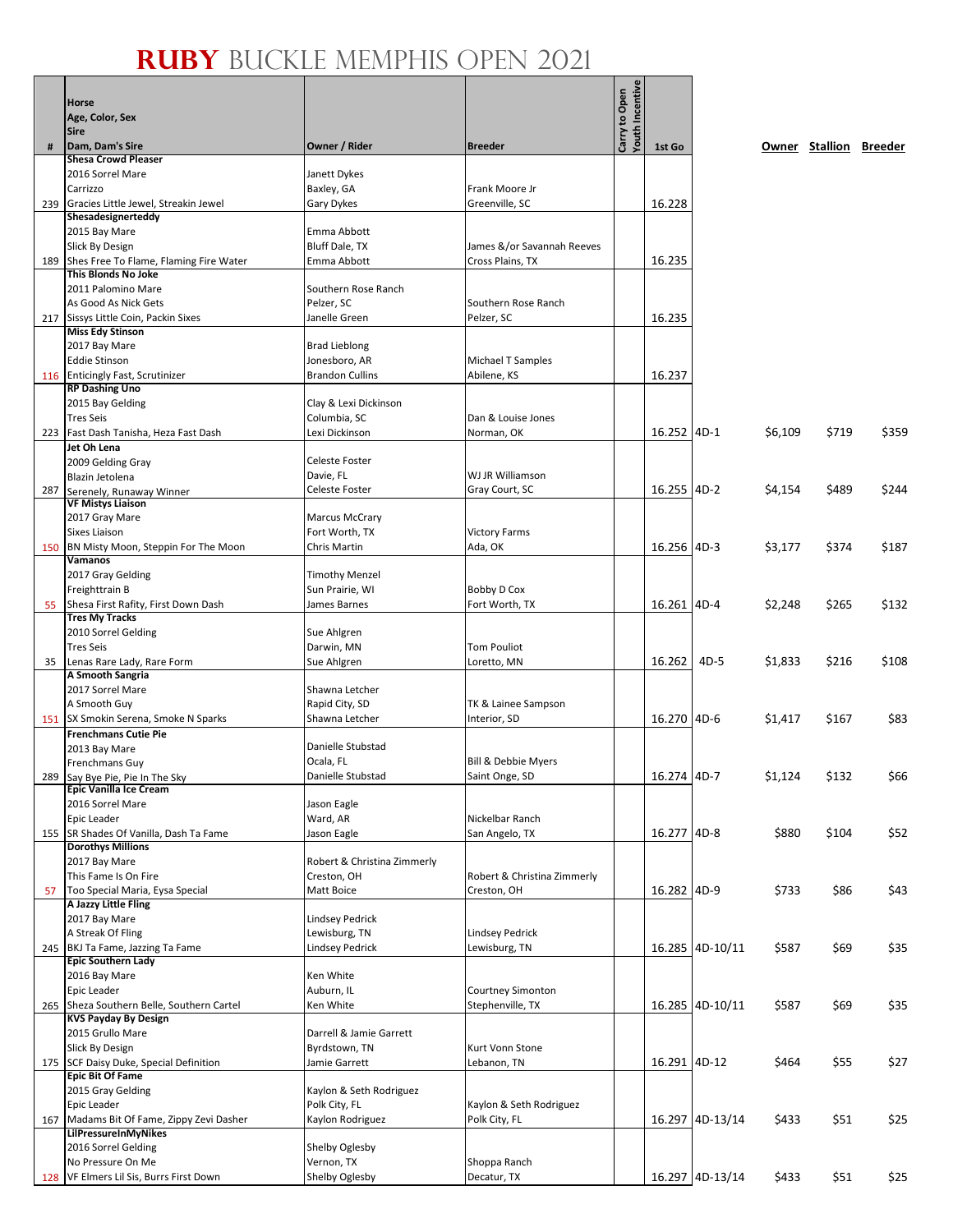# RUBY BUCKLE MEMPHIS OPEN 2021

| # | Horse<br>Age, Color, Sex<br>Sire<br>Dam, Dam's Sire | Owner / Rider | Breeder | Carry to Open | Youth Incentive | 1st Go | | Owner | Stallion | Breeder |
|---|---|---|---|---|---|---|---|---|---|---|
| 239 | **Shesa Crowd Pleaser**<br>2016 Sorrel Mare<br>Carrizzo<br>Gracies Little Jewel, Streakin Jewel | Janett Dykes<br>Baxley, GA<br>Gary Dykes | Frank Moore Jr<br>Greenville, SC | | | 16.228 | | | | |
| 189 | **Shesadesignerteddy**<br>2015 Bay Mare<br>Slick By Design<br>Shes Free To Flame, Flaming Fire Water | Emma Abbott<br>Bluff Dale, TX<br>Emma Abbott | James &/or Savannah Reeves<br>Cross Plains, TX | | | 16.235 | | | | |
| 217 | **This Blonds No Joke**<br>2011 Palomino Mare<br>As Good As Nick Gets<br>Sissys Little Coin, Packin Sixes | Southern Rose Ranch<br>Pelzer, SC<br>Janelle Green | Southern Rose Ranch<br>Pelzer, SC | | | 16.235 | | | | |
| 116 | **Miss Edy Stinson**<br>2017 Bay Mare<br>Eddie Stinson<br>Enticingly Fast, Scrutinizer | Brad Lieblong<br>Jonesboro, AR<br>Brandon Cullins | Michael T Samples<br>Abilene, KS | | | 16.237 | | | | |
| 223 | **RP Dashing Uno**<br>2015 Bay Gelding<br>Tres Seis<br>Fast Dash Tanisha, Heza Fast Dash | Clay & Lexi Dickinson<br>Columbia, SC<br>Lexi Dickinson | Dan & Louise Jones<br>Norman, OK | | | 16.252 | 4D-1 | $6,109 | $719 | $359 |
| 287 | **Jet Oh Lena**<br>2009 Gelding Gray<br>Blazin Jetolena<br>Serenely, Runaway Winner | Celeste Foster<br>Davie, FL<br>Celeste Foster | WJ JR Williamson<br>Gray Court, SC | | | 16.255 | 4D-2 | $4,154 | $489 | $244 |
| 150 | **VF Mistys Liaison**<br>2017 Gray Mare<br>Sixes Liaison<br>BN Misty Moon, Steppin For The Moon | Marcus McCrary<br>Fort Worth, TX<br>Chris Martin | Victory Farms<br>Ada, OK | | | 16.256 | 4D-3 | $3,177 | $374 | $187 |
| 55 | **Vamanos**<br>2017 Gray Gelding<br>Freighttrain B<br>Shesa First Rafity, First Down Dash | Timothy Menzel<br>Sun Prairie, WI<br>James Barnes | Bobby D Cox<br>Fort Worth, TX | | | 16.261 | 4D-4 | $2,248 | $265 | $132 |
| 35 | **Tres My Tracks**<br>2010 Sorrel Gelding<br>Tres Seis<br>Lenas Rare Lady, Rare Form | Sue Ahlgren<br>Darwin, MN<br>Sue Ahlgren | Tom Pouliot<br>Loretto, MN | | | 16.262 | 4D-5 | $1,833 | $216 | $108 |
| 151 | **A Smooth Sangria**<br>2017 Sorrel Mare<br>A Smooth Guy<br>SX Smokin Serena, Smoke N Sparks | Shawna Letcher<br>Rapid City, SD<br>Shawna Letcher | TK & Lainee Sampson<br>Interior, SD | | | 16.270 | 4D-6 | $1,417 | $167 | $83 |
| 289 | **Frenchmans Cutie Pie**<br>2013 Bay Mare<br>Frenchmans Guy<br>Say Bye Pie, Pie In The Sky | Danielle Stubstad<br>Ocala, FL<br>Danielle Stubstad | Bill & Debbie Myers<br>Saint Onge, SD | | | 16.274 | 4D-7 | $1,124 | $132 | $66 |
| 155 | **Epic Vanilla Ice Cream**<br>2016 Sorrel Mare<br>Epic Leader<br>SR Shades Of Vanilla, Dash Ta Fame | Jason Eagle<br>Ward, AR<br>Jason Eagle | Nickelbar Ranch<br>San Angelo, TX | | | 16.277 | 4D-8 | $880 | $104 | $52 |
| 57 | **Dorothys Millions**<br>2017 Bay Mare<br>This Fame Is On Fire<br>Too Special Maria, Eysa Special | Robert & Christina Zimmerly<br>Creston, OH<br>Matt Boice | Robert & Christina Zimmerly<br>Creston, OH | | | 16.282 | 4D-9 | $733 | $86 | $43 |
| 245 | **A Jazzy Little Fling**<br>2017 Bay Mare<br>A Streak Of Fling<br>BKJ Ta Fame, Jazzing Ta Fame | Lindsey Pedrick<br>Lewisburg, TN<br>Lindsey Pedrick | Lindsey Pedrick<br>Lewisburg, TN | | | 16.285 | 4D-10/11 | $587 | $69 | $35 |
| 265 | **Epic Southern Lady**<br>2016 Bay Mare<br>Epic Leader<br>Sheza Southern Belle, Southern Cartel | Ken White<br>Auburn, IL<br>Ken White | Courtney Simonton<br>Stephenville, TX | | | 16.285 | 4D-10/11 | $587 | $69 | $35 |
| 175 | **KVS Payday By Design**<br>2015 Grullo Mare<br>Slick By Design<br>SCF Daisy Duke, Special Definition | Darrell & Jamie Garrett<br>Byrdstown, TN<br>Jamie Garrett | Kurt Vonn Stone<br>Lebanon, TN | | | 16.291 | 4D-12 | $464 | $55 | $27 |
| 167 | **Epic Bit Of Fame**<br>2015 Gray Gelding<br>Epic Leader<br>Madams Bit Of Fame, Zippy Zevi Dasher | Kaylon & Seth Rodriguez<br>Polk City, FL<br>Kaylon Rodriguez | Kaylon & Seth Rodriguez<br>Polk City, FL | | | 16.297 | 4D-13/14 | $433 | $51 | $25 |
| 128 | **LilPressureInMyNikes**<br>2016 Sorrel Gelding<br>No Pressure On Me<br>VF Elmers Lil Sis, Burrs First Down | Shelby Oglesby<br>Vernon, TX<br>Shelby Oglesby | Shoppa Ranch<br>Decatur, TX | | | 16.297 | 4D-13/14 | $433 | $51 | $25 |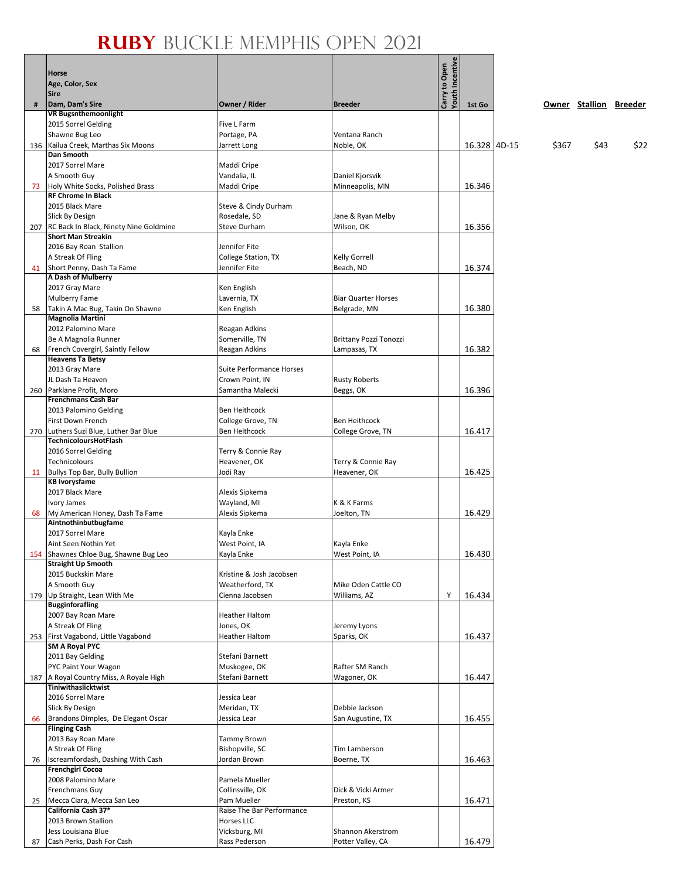# RUBY BUCKLE MEMPHIS OPEN 2021

| # | Horse<br>Age, Color, Sex<br>Sire<br>Dam, Dam's Sire | Owner / Rider | Breeder | Carry to Open<br>Youth Incentive | 1st Go | | Owner | Stallion | Breeder |
|---|---|---|---|---|---|---|---|---|---|
| 136 | **VR Bugsnthemoonlight**<br>2015 Sorrel Gelding<br>Shawne Bug Leo<br>Kailua Creek, Marthas Six Moons | Five L Farm<br>Portage, PA<br>Jarrett Long | Ventana Ranch<br>Noble, OK | | 16.328 | 4D-15 | $367 | $43 | $22 |
| 73 | **Dan Smooth**<br>2017 Sorrel Mare<br>A Smooth Guy<br>Holy White Socks, Polished Brass | Maddi Cripe<br>Vandalia, IL<br>Maddi Cripe | Daniel Kjorsvik<br>Minneapolis, MN | | 16.346 | | | | |
| 207 | **RF Chrome In Black**<br>2015 Black Mare<br>Slick By Design<br>RC Back In Black, Ninety Nine Goldmine | Steve & Cindy Durham<br>Rosedale, SD<br>Steve Durham | Jane & Ryan Melby<br>Wilson, OK | | 16.356 | | | | |
| 41 | **Short Man Streakin**<br>2016 Bay Roan Stallion<br>A Streak Of Fling<br>Short Penny, Dash Ta Fame | Jennifer Fite<br>College Station, TX<br>Jennifer Fite | Kelly Gorrell<br>Beach, ND | | 16.374 | | | | |
| 58 | **A Dash of Mulberry**<br>2017 Gray Mare<br>Mulberry Fame<br>Takin A Mac Bug, Takin On Shawne | Ken English<br>Lavernia, TX<br>Ken English | Biar Quarter Horses<br>Belgrade, MN | | 16.380 | | | | |
| 68 | **Magnolia Martini**<br>2012 Palomino Mare<br>Be A Magnolia Runner<br>French Covergirl, Saintly Fellow | Reagan Adkins<br>Somerville, TN<br>Reagan Adkins | Brittany Pozzi Tonozzi<br>Lampasas, TX | | 16.382 | | | | |
| 260 | **Heavens Ta Betsy**<br>2013 Gray Mare<br>JL Dash Ta Heaven<br>Parklane Profit, Moro | Suite Performance Horses<br>Crown Point, IN<br>Samantha Malecki | Rusty Roberts<br>Beggs, OK | | 16.396 | | | | |
| 270 | **Frenchmans Cash Bar**<br>2013 Palomino Gelding<br>First Down French<br>Luthers Suzi Blue, Luther Bar Blue | Ben Heithcock<br>College Grove, TN<br>Ben Heithcock | Ben Heithcock<br>College Grove, TN | | 16.417 | | | | |
| 11 | **TechnicoloursHotFlash**<br>2016 Sorrel Gelding<br>Technicolours<br>Bullys Top Bar, Bully Bullion | Terry & Connie Ray<br>Heavener, OK<br>Jodi Ray | Terry & Connie Ray<br>Heavener, OK | | 16.425 | | | | |
| 68 | **KB Ivorysfame**<br>2017 Black Mare<br>Ivory James<br>My American Honey, Dash Ta Fame | Alexis Sipkema<br>Wayland, MI<br>Alexis Sipkema | K & K Farms<br>Joelton, TN | | 16.429 | | | | |
| 154 | **Aintnothinbutbugfame**<br>2017 Sorrel Mare<br>Aint Seen Nothin Yet<br>Shawnes Chloe Bug, Shawne Bug Leo | Kayla Enke<br>West Point, IA<br>Kayla Enke | Kayla Enke<br>West Point, IA | | 16.430 | | | | |
| 179 | **Straight Up Smooth**<br>2015 Buckskin Mare<br>A Smooth Guy<br>Up Straight, Lean With Me | Kristine & Josh Jacobsen<br>Weatherford, TX<br>Cienna Jacobsen | Mike Oden Cattle CO<br>Williams, AZ | Y | 16.434 | | | | |
| 253 | **Bugginforafling**<br>2007 Bay Roan Mare<br>A Streak Of Fling<br>First Vagabond, Little Vagabond | Heather Haltom<br>Jones, OK<br>Heather Haltom | Jeremy Lyons<br>Sparks, OK | | 16.437 | | | | |
| 187 | **SM A Royal PYC**<br>2011 Bay Gelding<br>PYC Paint Your Wagon<br>A Royal Country Miss, A Royale High | Stefani Barnett<br>Muskogee, OK<br>Stefani Barnett | Rafter SM Ranch<br>Wagoner, OK | | 16.447 | | | | |
| 66 | **Tiniwithaslicktwist**<br>2016 Sorrel Mare<br>Slick By Design<br>Brandons Dimples, De Elegant Oscar | Jessica Lear<br>Meridan, TX<br>Jessica Lear | Debbie Jackson<br>San Augustine, TX | | 16.455 | | | | |
| 76 | **Flinging Cash**<br>2013 Bay Roan Mare<br>A Streak Of Fling<br>Iscreamfordash, Dashing With Cash | Tammy Brown<br>Bishopville, SC<br>Jordan Brown | Tim Lamberson<br>Boerne, TX | | 16.463 | | | | |
| 25 | **Frenchgirl Cocoa**<br>2008 Palomino Mare<br>Frenchmans Guy<br>Mecca Ciara, Mecca San Leo | Pamela Mueller<br>Collinsville, OK<br>Pam Mueller | Dick & Vicki Armer<br>Preston, KS | | 16.471 | | | | |
| 87 | **California Cash 37***<br>2013 Brown Stallion<br>Jess Louisiana Blue<br>Cash Perks, Dash For Cash | Raise The Bar Performance Horses LLC<br>Vicksburg, MI<br>Rass Pederson | Shannon Akerstrom<br>Potter Valley, CA | | 16.479 | | | | |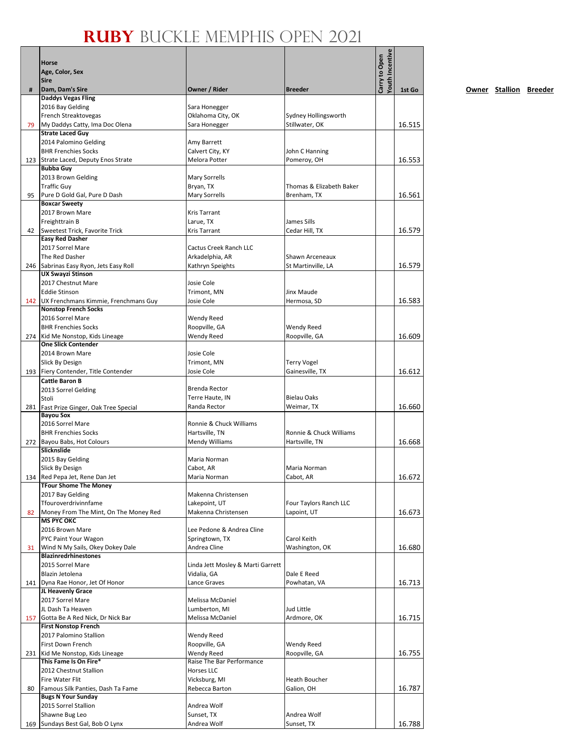# RUBY BUCKLE MEMPHIS OPEN 2021

| # | Horse<br>Age, Color, Sex<br>Sire<br>Dam, Dam's Sire | Owner / Rider | Breeder | Carry to Open | Youth Incentive | 1st Go |
|---|---|---|---|---|---|---|
| 79 | **Daddys Vegas Fling**<br>2016 Bay Gelding<br>French Streaktovegas<br>My Daddys Catty, Ima Doc Olena | Sara Honegger<br>Oklahoma City, OK<br>Sara Honegger | Sydney Hollingsworth<br>Stillwater, OK | | | 16.515 |
| 123 | **Strate Laced Guy**<br>2014 Palomino Gelding<br>BHR Frenchies Socks<br>Strate Laced, Deputy Enos Strate | Amy Barrett<br>Calvert City, KY<br>Melora Potter | John C Hanning<br>Pomeroy, OH | | | 16.553 |
| 95 | **Bubba Guy**<br>2013 Brown Gelding<br>Traffic Guy<br>Pure D Gold Gal, Pure D Dash | Mary Sorrells<br>Bryan, TX<br>Mary Sorrells | Thomas & Elizabeth Baker<br>Brenham, TX | | | 16.561 |
| 42 | **Boxcar Sweety**<br>2017 Brown Mare<br>Freighttrain B<br>Sweetest Trick, Favorite Trick | Kris Tarrant<br>Larue, TX<br>Kris Tarrant | James Sills<br>Cedar Hill, TX | | | 16.579 |
| 246 | **Easy Red Dasher**<br>2017 Sorrel Mare<br>The Red Dasher<br>Sabrinas Easy Ryon, Jets Easy Roll | Cactus Creek Ranch LLC<br>Arkadelphia, AR<br>Kathryn Speights | Shawn Arceneaux<br>St Martinville, LA | | | 16.579 |
| 142 | **UX Swayzi Stinson**<br>2017 Chestnut Mare<br>Eddie Stinson<br>UX Frenchmans Kimmie, Frenchmans Guy | Josie Cole<br>Trimont, MN<br>Josie Cole | Jinx Maude<br>Hermosa, SD | | | 16.583 |
| 274 | **Nonstop French Socks**<br>2016 Sorrel Mare<br>BHR Frenchies Socks<br>Kid Me Nonstop, Kids Lineage | Wendy Reed<br>Roopville, GA<br>Wendy Reed | Wendy Reed<br>Roopville, GA | | | 16.609 |
| 193 | **One Slick Contender**<br>2014 Brown Mare<br>Slick By Design<br>Fiery Contender, Title Contender | Josie Cole<br>Trimont, MN<br>Josie Cole | Terry Vogel<br>Gainesville, TX | | | 16.612 |
| 281 | **Cattle Baron B**<br>2013 Sorrel Gelding<br>Stoli<br>Fast Prize Ginger, Oak Tree Special | Brenda Rector<br>Terre Haute, IN<br>Randa Rector | Bielau Oaks<br>Weimar, TX | | | 16.660 |
| 272 | **Bayou Sox**<br>2016 Sorrel Mare<br>BHR Frenchies Socks<br>Bayou Babs, Hot Colours | Ronnie & Chuck Williams<br>Hartsville, TN<br>Mendy Williams | Ronnie & Chuck Williams<br>Hartsville, TN | | | 16.668 |
| 134 | **Slicknslide**<br>2015 Bay Gelding<br>Slick By Design<br>Red Pepa Jet, Rene Dan Jet | Maria Norman<br>Cabot, AR<br>Maria Norman | Maria Norman<br>Cabot, AR | | | 16.672 |
| 82 | **TFour Shome The Money**<br>2017 Bay Gelding<br>Tfouroverdrivinnfame<br>Money From The Mint, On The Money Red | Makenna Christensen<br>Lakepoint, UT<br>Makenna Christensen | Four Taylors Ranch LLC<br>Lapoint, UT | | | 16.673 |
| 31 | **MS PYC OKC**<br>2016 Brown Mare<br>PYC Paint Your Wagon<br>Wind N My Sails, Okey Dokey Dale | Lee Pedone & Andrea Cline<br>Springtown, TX<br>Andrea Cline | Carol Keith<br>Washington, OK | | | 16.680 |
| 141 | **Blazinredrhinestones**<br>2015 Sorrel Mare<br>Blazin Jetolena<br>Dyna Rae Honor, Jet Of Honor | Linda Jett Mosley & Marti Garrett<br>Vidalia, GA<br>Lance Graves | Dale E Reed<br>Powhatan, VA | | | 16.713 |
| 157 | **JL Heavenly Grace**<br>2017 Sorrel Mare<br>JL Dash Ta Heaven<br>Gotta Be A Red Nick, Dr Nick Bar | Melissa McDaniel<br>Lumberton, MI<br>Melissa McDaniel | Jud Little<br>Ardmore, OK | | | 16.715 |
| 231 | **First Nonstop French**<br>2017 Palomino Stallion<br>First Down French<br>Kid Me Nonstop, Kids Lineage | Wendy Reed<br>Roopville, GA<br>Wendy Reed | Wendy Reed<br>Roopville, GA | | | 16.755 |
| 80 | **This Fame Is On Fire***<br>2012 Chestnut Stallion<br>Fire Water Flit<br>Famous Silk Panties, Dash Ta Fame | Raise The Bar Performance Horses LLC<br>Vicksburg, MI<br>Rebecca Barton | Heath Boucher<br>Galion, OH | | | 16.787 |
| 169 | **Bugs N Your Sunday**<br>2015 Sorrel Stallion<br>Shawne Bug Leo<br>Sundays Best Gal, Bob O Lynx | Andrea Wolf<br>Sunset, TX<br>Andrea Wolf | Andrea Wolf<br>Sunset, TX | | | 16.788 |

**Owner** **Stallion** **Breeder**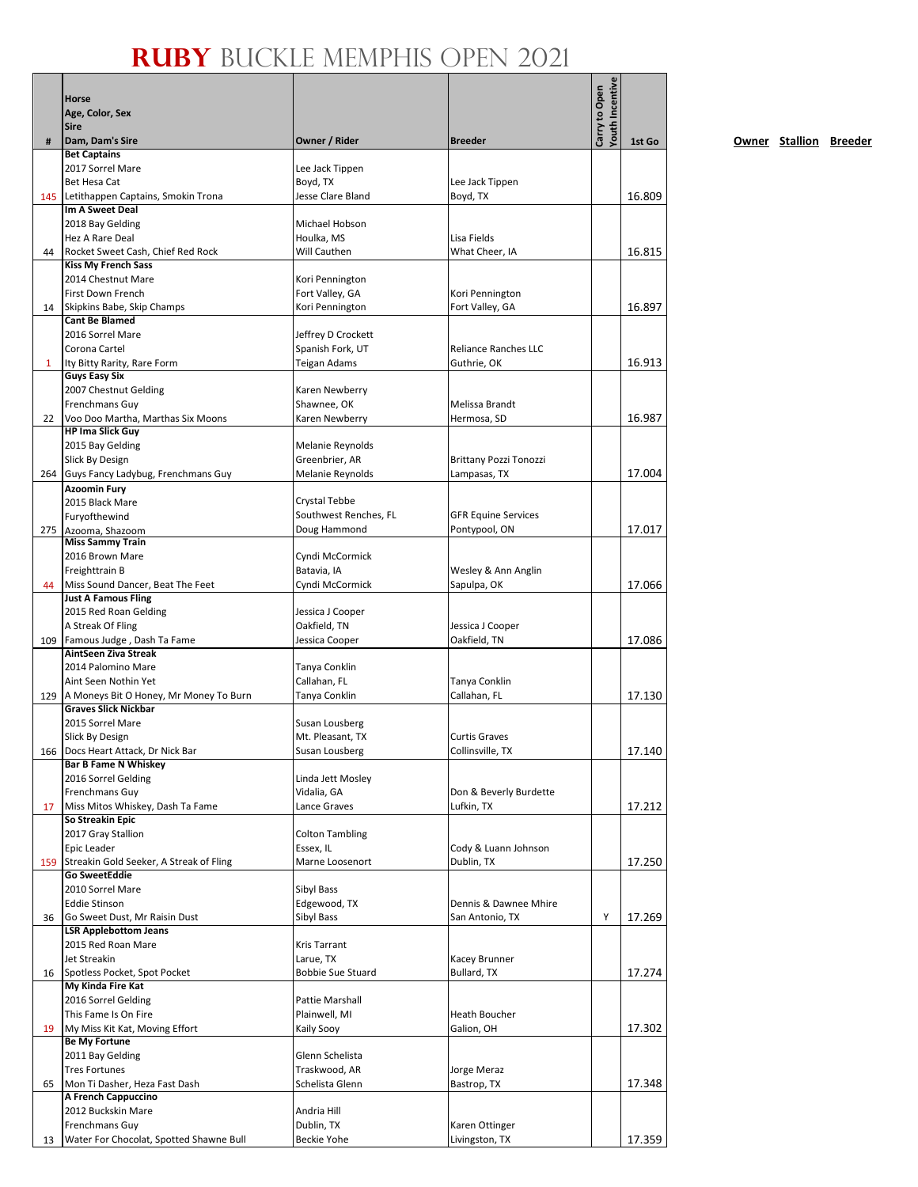# RUBY BUCKLE MEMPHIS OPEN 2021

| # | Horse<br>Age, Color, Sex<br>Sire<br>Dam, Dam's Sire | Owner / Rider | Breeder | Carry to Open | Youth Incentive | 1st Go |
|---|---|---|---|---|---|---|
| 145 | **Bet Captains**<br>2017 Sorrel Mare<br>Bet Hesa Cat<br>Letithappen Captains, Smokin Trona | Lee Jack Tippen<br>Boyd, TX<br>Jesse Clare Bland | Lee Jack Tippen<br>Boyd, TX | | | 16.809 |
| 44 | **Im A Sweet Deal**<br>2018 Bay Gelding<br>Hez A Rare Deal<br>Rocket Sweet Cash, Chief Red Rock | Michael Hobson<br>Houlka, MS<br>Will Cauthen | Lisa Fields<br>What Cheer, IA | | | 16.815 |
| 14 | **Kiss My French Sass**<br>2014 Chestnut Mare<br>First Down French<br>Skipkins Babe, Skip Champs | Kori Pennington<br>Fort Valley, GA<br>Kori Pennington | Kori Pennington<br>Fort Valley, GA | | | 16.897 |
| 1 | **Cant Be Blamed**<br>2016 Sorrel Mare<br>Corona Cartel<br>Ity Bitty Rarity, Rare Form | Jeffrey D Crockett<br>Spanish Fork, UT<br>Teigan Adams | Reliance Ranches LLC<br>Guthrie, OK | | | 16.913 |
| 22 | **Guys Easy Six**<br>2007 Chestnut Gelding<br>Frenchmans Guy<br>Voo Doo Martha, Marthas Six Moons | Karen Newberry<br>Shawnee, OK<br>Karen Newberry | Melissa Brandt<br>Hermosa, SD | | | 16.987 |
| 264 | **HP Ima Slick Guy**<br>2015 Bay Gelding<br>Slick By Design<br>Guys Fancy Ladybug, Frenchmans Guy | Melanie Reynolds<br>Greenbrier, AR<br>Melanie Reynolds | Brittany Pozzi Tonozzi<br>Lampasas, TX | | | 17.004 |
| 275 | **Azoomin Fury**<br>2015 Black Mare<br>Furyofthewind<br>Azooma, Shazoom | Crystal Tebbe<br>Southwest Renches, FL<br>Doug Hammond | GFR Equine Services<br>Pontypool, ON | | | 17.017 |
| 44 | **Miss Sammy Train**<br>2016 Brown Mare<br>Freighttrain B<br>Miss Sound Dancer, Beat The Feet | Cyndi McCormick<br>Batavia, IA<br>Cyndi McCormick | Wesley & Ann Anglin<br>Sapulpa, OK | | | 17.066 |
| 109 | **Just A Famous Fling**<br>2015 Red Roan Gelding<br>A Streak Of Fling<br>Famous Judge , Dash Ta Fame | Jessica J Cooper<br>Oakfield, TN<br>Jessica Cooper | Jessica J Cooper<br>Oakfield, TN | | | 17.086 |
| 129 | **AintSeen Ziva Streak**<br>2014 Palomino Mare<br>Aint Seen Nothin Yet<br>A Moneys Bit O Honey, Mr Money To Burn | Tanya Conklin<br>Callahan, FL<br>Tanya Conklin | Tanya Conklin<br>Callahan, FL | | | 17.130 |
| 166 | **Graves Slick Nickbar**<br>2015 Sorrel Mare<br>Slick By Design<br>Docs Heart Attack, Dr Nick Bar | Susan Lousberg<br>Mt. Pleasant, TX<br>Susan Lousberg | Curtis Graves<br>Collinsville, TX | | | 17.140 |
| 17 | **Bar B Fame N Whiskey**<br>2016 Sorrel Gelding<br>Frenchmans Guy<br>Miss Mitos Whiskey, Dash Ta Fame | Linda Jett Mosley<br>Vidalia, GA<br>Lance Graves | Don & Beverly Burdette<br>Lufkin, TX | | | 17.212 |
| 159 | **So Streakin Epic**<br>2017 Gray Stallion<br>Epic Leader<br>Streakin Gold Seeker, A Streak of Fling | Colton Tambling<br>Essex, IL<br>Marne Loosenort | Cody & Luann Johnson<br>Dublin, TX | | | 17.250 |
| 36 | **Go SweetEddie**<br>2010 Sorrel Mare<br>Eddie Stinson<br>Go Sweet Dust, Mr Raisin Dust | Sibyl Bass<br>Edgewood, TX<br>Sibyl Bass | Dennis & Dawnee Mhire<br>San Antonio, TX | | Y | 17.269 |
| 16 | **LSR Applebottom Jeans**<br>2015 Red Roan Mare<br>Jet Streakin<br>Spotless Pocket, Spot Pocket | Kris Tarrant<br>Larue, TX<br>Bobbie Sue Stuard | Kacey Brunner<br>Bullard, TX | | | 17.274 |
| 19 | **My Kinda Fire Kat**<br>2016 Sorrel Gelding<br>This Fame Is On Fire<br>My Miss Kit Kat, Moving Effort | Pattie Marshall<br>Plainwell, MI<br>Kaily Sooy | Heath Boucher<br>Galion, OH | | | 17.302 |
| 65 | **Be My Fortune**<br>2011 Bay Gelding<br>Tres Fortunes<br>Mon Ti Dasher, Heza Fast Dash | Glenn Schelista<br>Traskwood, AR<br>Schelista Glenn | Jorge Meraz<br>Bastrop, TX | | | 17.348 |
| 13 | **A French Cappuccino**<br>2012 Buckskin Mare<br>Frenchmans Guy<br>Water For Chocolat, Spotted Shawne Bull | Andria Hill<br>Dublin, TX<br>Beckie Yohe | Karen Ottinger<br>Livingston, TX | | | 17.359 |

Owner Stallion Breeder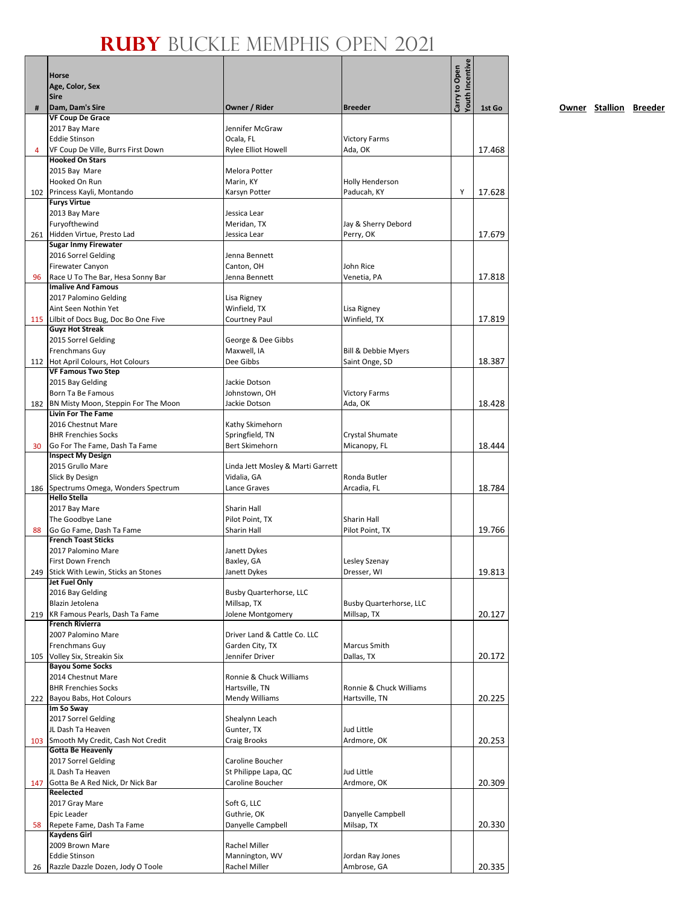# RUBY BUCKLE MEMPHIS OPEN 2021

| # | Horse<br>Age, Color, Sex<br>Sire<br>Dam, Dam's Sire | Owner / Rider | Breeder | Carry to Open | Youth Incentive | 1st Go |
|---|---|---|---|---|---|---|
| 4 | **VF Coup De Grace**<br>2017 Bay Mare<br>Eddie Stinson<br>VF Coup De Ville, Burrs First Down | Jennifer McGraw<br>Ocala, FL<br>Rylee Elliot Howell | Victory Farms<br>Ada, OK | | | 17.468 |
| 102 | **Hooked On Stars**<br>2015 Bay Mare<br>Hooked On Run<br>Princess Kayli, Montando | Melora Potter<br>Marin, KY<br>Karsyn Potter | Holly Henderson<br>Paducah, KY | Y | | 17.628 |
| 261 | **Furys Virtue**<br>2013 Bay Mare<br>Furyofthewind<br>Hidden Virtue, Presto Lad | Jessica Lear<br>Meridan, TX<br>Jessica Lear | Jay & Sherry Debord<br>Perry, OK | | | 17.679 |
| 96 | **Sugar Inmy Firewater**<br>2016 Sorrel Gelding<br>Firewater Canyon<br>Race U To The Bar, Hesa Sonny Bar | Jenna Bennett<br>Canton, OH<br>Jenna Bennett | John Rice<br>Venetia, PA | | | 17.818 |
| 115 | **Imalive And Famous**<br>2017 Palomino Gelding<br>Aint Seen Nothin Yet<br>Lilbit of Docs Bug, Doc Bo One Five | Lisa Rigney<br>Winfield, TX<br>Courtney Paul | Lisa Rigney<br>Winfield, TX | | | 17.819 |
| 112 | **Guyz Hot Streak**<br>2015 Sorrel Gelding<br>Frenchmans Guy<br>Hot April Colours, Hot Colours | George & Dee Gibbs<br>Maxwell, IA<br>Dee Gibbs | Bill & Debbie Myers<br>Saint Onge, SD | | | 18.387 |
| 182 | **VF Famous Two Step**<br>2015 Bay Gelding<br>Born Ta Be Famous<br>BN Misty Moon, Steppin For The Moon | Jackie Dotson<br>Johnstown, OH<br>Jackie Dotson | Victory Farms<br>Ada, OK | | | 18.428 |
| 30 | **Livin For The Fame**<br>2016 Chestnut Mare<br>BHR Frenchies Socks<br>Go For The Fame, Dash Ta Fame | Kathy Skimehorn<br>Springfield, TN<br>Bert Skimehorn | Crystal Shumate<br>Micanopy, FL | | | 18.444 |
| 186 | **Inspect My Design**<br>2015 Grullo Mare<br>Slick By Design<br>Spectrums Omega, Wonders Spectrum | Linda Jett Mosley & Marti Garrett<br>Vidalia, GA<br>Lance Graves | Ronda Butler<br>Arcadia, FL | | | 18.784 |
| 88 | **Hello Stella**<br>2017 Bay Mare<br>The Goodbye Lane<br>Go Go Fame, Dash Ta Fame | Sharin Hall<br>Pilot Point, TX<br>Sharin Hall | Sharin Hall<br>Pilot Point, TX | | | 19.766 |
| 249 | **French Toast Sticks**<br>2017 Palomino Mare<br>First Down French<br>Stick With Lewin, Sticks an Stones | Janett Dykes<br>Baxley, GA<br>Janett Dykes | Lesley Szenay<br>Dresser, WI | | | 19.813 |
| 219 | **Jet Fuel Only**<br>2016 Bay Gelding<br>Blazin Jetolena<br>KR Famous Pearls, Dash Ta Fame | Busby Quarterhorse, LLC<br>Millsap, TX<br>Jolene Montgomery | Busby Quarterhorse, LLC<br>Millsap, TX | | | 20.127 |
| 105 | **French Rivierra**<br>2007 Palomino Mare<br>Frenchmans Guy<br>Volley Six, Streakin Six | Driver Land & Cattle Co. LLC<br>Garden City, TX<br>Jennifer Driver | Marcus Smith<br>Dallas, TX | | | 20.172 |
| 222 | **Bayou Some Socks**<br>2014 Chestnut Mare<br>BHR Frenchies Socks<br>Bayou Babs, Hot Colours | Ronnie & Chuck Williams<br>Hartsville, TN<br>Mendy Williams | Ronnie & Chuck Williams<br>Hartsville, TN | | | 20.225 |
| 103 | **Im So Sway**<br>2017 Sorrel Gelding<br>JL Dash Ta Heaven<br>Smooth My Credit, Cash Not Credit | Shealynn Leach<br>Gunter, TX<br>Craig Brooks | Jud Little<br>Ardmore, OK | | | 20.253 |
| 147 | **Gotta Be Heavenly**<br>2017 Sorrel Gelding<br>JL Dash Ta Heaven<br>Gotta Be A Red Nick, Dr Nick Bar | Caroline Boucher<br>St Philippe Lapa, QC<br>Caroline Boucher | Jud Little<br>Ardmore, OK | | | 20.309 |
| 58 | **Reelected**<br>2017 Gray Mare<br>Epic Leader<br>Repete Fame, Dash Ta Fame | Soft G, LLC<br>Guthrie, OK<br>Danyelle Campbell | Danyelle Campbell<br>Milsap, TX | | | 20.330 |
| 26 | **Kaydens Girl**<br>2009 Brown Mare<br>Eddie Stinson<br>Razzle Dazzle Dozen, Jody O Toole | Rachel Miller<br>Mannington, WV<br>Rachel Miller | Jordan Ray Jones<br>Ambrose, GA | | | 20.335 |

**Owner** **Stallion** **Breeder**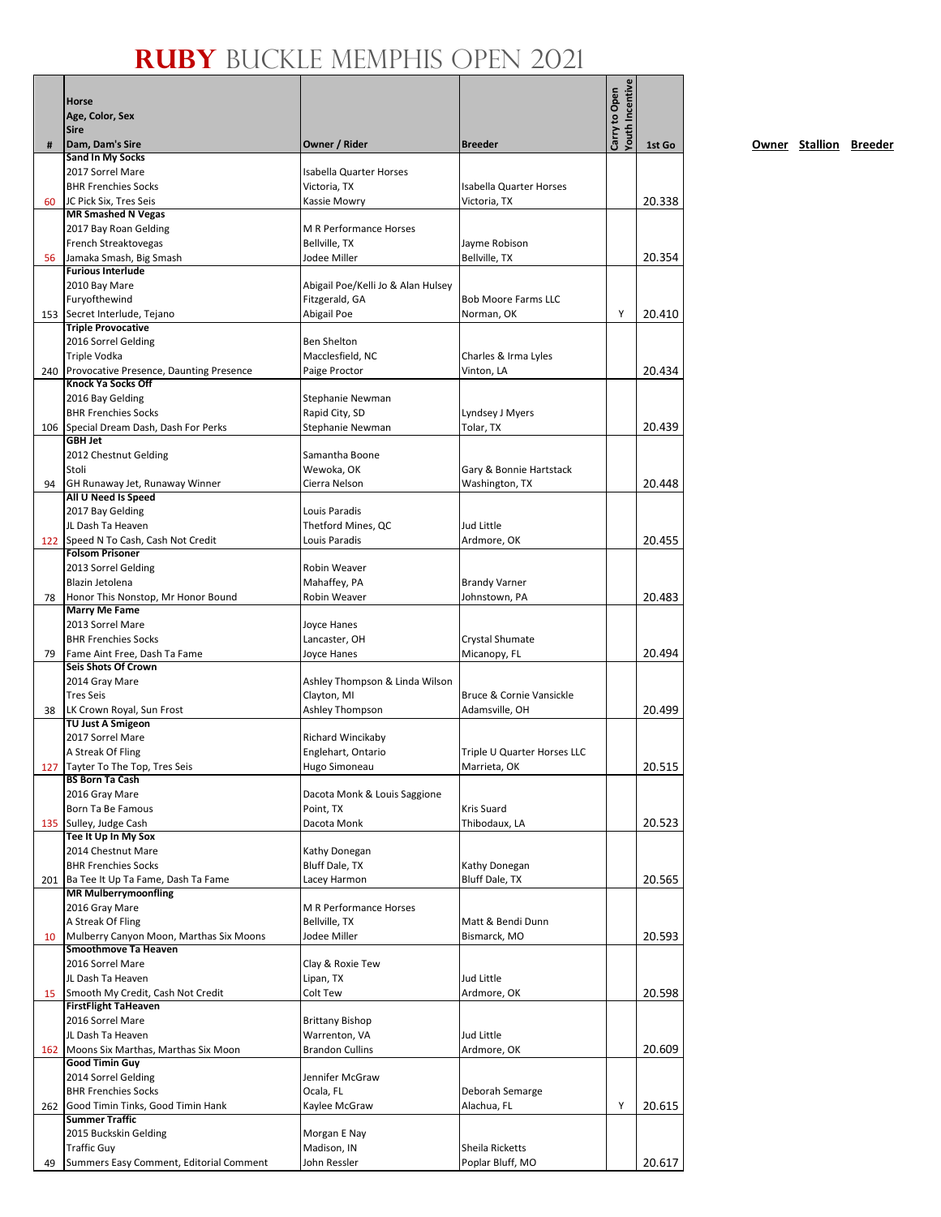# RUBY BUCKLE MEMPHIS OPEN 2021

| # | Horse<br>Age, Color, Sex<br>Sire<br>Dam, Dam's Sire | Owner / Rider | Breeder | Carry to Open | Youth Incentive | 1st Go |
|---|---|---|---|---|---|---|
| 60 | **Sand In My Socks**<br>2017 Sorrel Mare<br>BHR Frenchies Socks<br>JC Pick Six, Tres Seis | Isabella Quarter Horses<br>Victoria, TX<br>Kassie Mowry | Isabella Quarter Horses<br>Victoria, TX | | | 20.338 |
| 56 | **MR Smashed N Vegas**<br>2017 Bay Roan Gelding<br>French Streaktovegas<br>Jamaka Smash, Big Smash | M R Performance Horses<br>Bellville, TX<br>Jodee Miller | Jayme Robison<br>Bellville, TX | | | 20.354 |
| 153 | **Furious Interlude**<br>2010 Bay Mare<br>Furyofthewind<br>Secret Interlude, Tejano | Abigail Poe/Kelli Jo & Alan Hulsey<br>Fitzgerald, GA<br>Abigail Poe | Bob Moore Farms LLC<br>Norman, OK | | Y | 20.410 |
| 240 | **Triple Provocative**<br>2016 Sorrel Gelding<br>Triple Vodka<br>Provocative Presence, Daunting Presence | Ben Shelton<br>Macclesfield, NC<br>Paige Proctor | Charles & Irma Lyles<br>Vinton, LA | | | 20.434 |
| 106 | **Knock Ya Socks Off**<br>2016 Bay Gelding<br>BHR Frenchies Socks<br>Special Dream Dash, Dash For Perks | Stephanie Newman<br>Rapid City, SD<br>Stephanie Newman | Lyndsey J Myers<br>Tolar, TX | | | 20.439 |
| 94 | **GBH Jet**<br>2012 Chestnut Gelding<br>Stoli<br>GH Runaway Jet, Runaway Winner | Samantha Boone<br>Wewoka, OK<br>Cierra Nelson | Gary & Bonnie Hartstack<br>Washington, TX | | | 20.448 |
| 122 | **All U Need Is Speed**<br>2017 Bay Gelding<br>JL Dash Ta Heaven<br>Speed N To Cash, Cash Not Credit | Louis Paradis<br>Thetford Mines, QC<br>Louis Paradis | Jud Little<br>Ardmore, OK | | | 20.455 |
| 78 | **Folsom Prisoner**<br>2013 Sorrel Gelding<br>Blazin Jetolena<br>Honor This Nonstop, Mr Honor Bound | Robin Weaver<br>Mahaffey, PA<br>Robin Weaver | Brandy Varner<br>Johnstown, PA | | | 20.483 |
| 79 | **Marry Me Fame**<br>2013 Sorrel Mare<br>BHR Frenchies Socks<br>Fame Aint Free, Dash Ta Fame | Joyce Hanes<br>Lancaster, OH<br>Joyce Hanes | Crystal Shumate<br>Micanopy, FL | | | 20.494 |
| 38 | **Seis Shots Of Crown**<br>2014 Gray Mare<br>Tres Seis<br>LK Crown Royal, Sun Frost | Ashley Thompson & Linda Wilson<br>Clayton, MI<br>Ashley Thompson | Bruce & Cornie Vansickle<br>Adamsville, OH | | | 20.499 |
| 127 | **TU Just A Smigeon**<br>2017 Sorrel Mare<br>A Streak Of Fling<br>Tayter To The Top, Tres Seis | Richard Wincikaby<br>Englehart, Ontario<br>Hugo Simoneau | Triple U Quarter Horses LLC<br>Marrieta, OK | | | 20.515 |
| 135 | **BS Born Ta Cash**<br>2016 Gray Mare<br>Born Ta Be Famous<br>Sulley, Judge Cash | Dacota Monk & Louis Saggione<br>Point, TX<br>Dacota Monk | Kris Suard<br>Thibodaux, LA | | | 20.523 |
| 201 | **Tee It Up In My Sox**<br>2014 Chestnut Mare<br>BHR Frenchies Socks<br>Ba Tee It Up Ta Fame, Dash Ta Fame | Kathy Donegan<br>Bluff Dale, TX<br>Lacey Harmon | Kathy Donegan<br>Bluff Dale, TX | | | 20.565 |
| 10 | **MR Mulberrymoonfling**<br>2016 Gray Mare<br>A Streak Of Fling<br>Mulberry Canyon Moon, Marthas Six Moons | M R Performance Horses<br>Bellville, TX<br>Jodee Miller | Matt & Bendi Dunn<br>Bismarck, MO | | | 20.593 |
| 15 | **Smoothmove Ta Heaven**<br>2016 Sorrel Mare<br>JL Dash Ta Heaven<br>Smooth My Credit, Cash Not Credit | Clay & Roxie Tew<br>Lipan, TX<br>Colt Tew | Jud Little<br>Ardmore, OK | | | 20.598 |
| 162 | **FirstFlight TaHeaven**<br>2016 Sorrel Mare<br>JL Dash Ta Heaven<br>Moons Six Marthas, Marthas Six Moon | Brittany Bishop<br>Warrenton, VA<br>Brandon Cullins | Jud Little<br>Ardmore, OK | | | 20.609 |
| 262 | **Good Timin Guy**<br>2014 Sorrel Gelding<br>BHR Frenchies Socks<br>Good Timin Tinks, Good Timin Hank | Jennifer McGraw<br>Ocala, FL<br>Kaylee McGraw | Deborah Semarge<br>Alachua, FL | | Y | 20.615 |
| 49 | **Summer Traffic**<br>2015 Buckskin Gelding<br>Traffic Guy<br>Summers Easy Comment, Editorial Comment | Morgan E Nay<br>Madison, IN<br>John Ressler | Sheila Ricketts<br>Poplar Bluff, MO | | | 20.617 |

Owner Stallion Breeder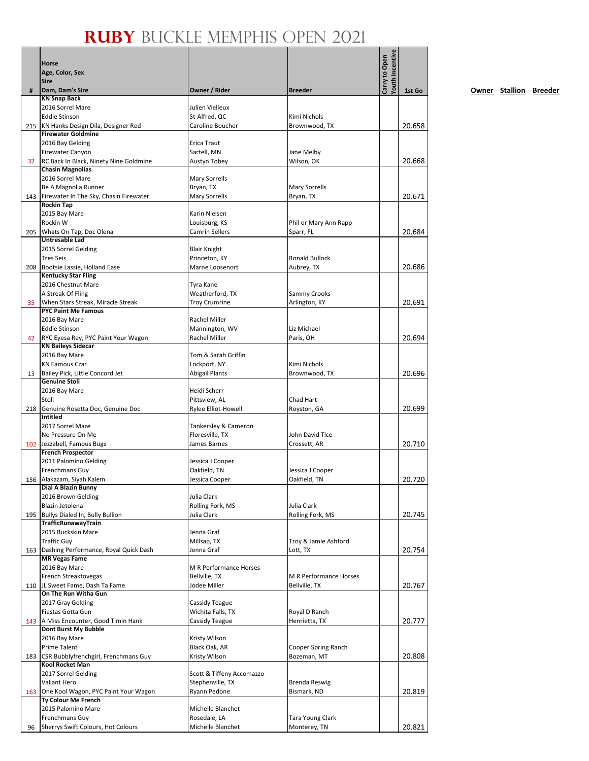# RUBY BUCKLE MEMPHIS OPEN 2021

| # | Horse<br>Age, Color, Sex<br>Sire<br>Dam, Dam's Sire | Owner / Rider | Breeder | Carry to Open | Youth Incentive | 1st Go |
|---|---|---|---|---|---|---|
| 215 | **KN Snap Back**<br>2016 Sorrel Mare<br>Eddie Stinson<br>KN Hanks Design Dila, Designer Red | Julien Vielleux<br>St-Alfred, QC<br>Caroline Boucher | Kimi Nichols<br>Brownwood, TX | | | 20.658 |
| 32 | **Firewater Goldmine**<br>2016 Bay Gelding<br>Firewater Canyon<br>RC Back In Black, Ninety Nine Goldmine | Erica Traut<br>Sartell, MN<br>Austyn Tobey | Jane Melby<br>Wilson, OK | | | 20.668 |
| 143 | **Chasin Magnolias**<br>2016 Sorrel Mare<br>Be A Magnolia Runner<br>Firewater In The Sky, Chasin Firewater | Mary Sorrells<br>Bryan, TX<br>Mary Sorrells | Mary Sorrells<br>Bryan, TX | | | 20.671 |
| 205 | **Rockin Tap**<br>2015 Bay Mare<br>Rockin W<br>Whats On Tap, Doc Olena | Karin Nielsen<br>Louisburg, KS<br>Camrin Sellers | Phil or Mary Ann Rapp<br>Sparr, FL | | | 20.684 |
| 208 | **Untresable Lad**<br>2015 Sorrel Gelding<br>Tres Seis<br>Bootsie Lassie, Holland Ease | Blair Knight<br>Princeton, KY<br>Marne Loosenort | Ronald Bullock<br>Aubrey, TX | | | 20.686 |
| 35 | **Kentucky Star Fling**<br>2016 Chestnut Mare<br>A Streak Of Fling<br>When Stars Streak, Miracle Streak | Tyra Kane<br>Weatherford, TX<br>Troy Crumrine | Sammy Crooks<br>Arlington, KY | | | 20.691 |
| 42 | **PYC Paint Me Famous**<br>2016 Bay Mare<br>Eddie Stinson<br>RYC Eyesa Rey, PYC Paint Your Wagon | Rachel Miller<br>Mannington, WV<br>Rachel Miller | Liz Michael<br>Paris, OH | | | 20.694 |
| 13 | **KN Baileys Sidecar**<br>2016 Bay Mare<br>KN Famous Czar<br>Bailey Pick, Little Concord Jet | Tom & Sarah Griffin<br>Lockport, NY<br>Abigail Plants | Kimi Nichols<br>Brownwood, TX | | | 20.696 |
| 218 | **Genuine Stoli**<br>2016 Bay Mare<br>Stoli<br>Genuine Rosetta Doc, Genuine Doc | Heidi Scherr<br>Pittsview, AL<br>Rylee Elliot-Howell | Chad Hart<br>Royston, GA | | | 20.699 |
| 102 | **Intitled**<br>2017 Sorrel Mare<br>No Pressure On Me<br>Jezzabell, Famous Bugs | Tankersley & Cameron<br>Floresville, TX<br>James Barnes | John David Tice<br>Crossett, AR | | | 20.710 |
| 156 | **French Prospector**<br>2011 Palomino Gelding<br>Frenchmans Guy<br>Alakazam, Siyah Kalem | Jessica J Cooper<br>Oakfield, TN<br>Jessica Cooper | Jessica J Cooper<br>Oakfield, TN | | | 20.720 |
| 195 | **Dial A Blazin Bunny**<br>2016 Brown Gelding<br>Blazin Jetolena<br>Bullys Dialed In, Bully Bullion | Julia Clark<br>Rolling Fork, MS<br>Julia Clark | Julia Clark<br>Rolling Fork, MS | | | 20.745 |
| 163 | **TrafficRunawayTrain**<br>2015 Buckskin Mare<br>Traffic Guy<br>Dashing Performance, Royal Quick Dash | Jenna Graf<br>Millsap, TX<br>Jenna Graf | Troy & Jamie Ashford<br>Lott, TX | | | 20.754 |
| 110 | **MR Vegas Fame**<br>2016 Bay Mare<br>French Streaktovegas<br>JL Sweet Fame, Dash Ta Fame | M R Performance Horses<br>Bellville, TX<br>Jodee Miller | M R Performance Horses<br>Bellville, TX | | | 20.767 |
| 143 | **On The Run Witha Gun**<br>2017 Gray Gelding<br>Fiestas Gotta Gun<br>A Miss Encounter, Good Timin Hank | Cassidy Teague<br>Wichita Falls, TX<br>Cassidy Teague | Royal D Ranch<br>Henrietta, TX | | | 20.777 |
| 183 | **Dont Burst My Bubble**<br>2016 Bay Mare<br>Prime Talent<br>CSR Bubblyfrenchgirl, Frenchmans Guy | Kristy Wilson<br>Black Oak, AR<br>Kristy Wilson | Cooper Spring Ranch<br>Bozeman, MT | | | 20.808 |
| 163 | **Kool Rocket Man**<br>2017 Sorrel Gelding<br>Valiant Hero<br>One Kool Wagon, PYC Paint Your Wagon | Scott & Tiffeny Accomazzo<br>Stephenville, TX<br>Ryann Pedone | Brenda Reswig<br>Bismark, ND | | | 20.819 |
| 96 | **Ty Colour Me French**<br>2015 Palomino Mare<br>Frenchmans Guy<br>Sherrys Swift Colours, Hot Colours | Michelle Blanchet<br>Rosedale, LA<br>Michelle Blanchet | Tara Young Clark<br>Monterey, TN | | | 20.821 |

Owner Stallion Breeder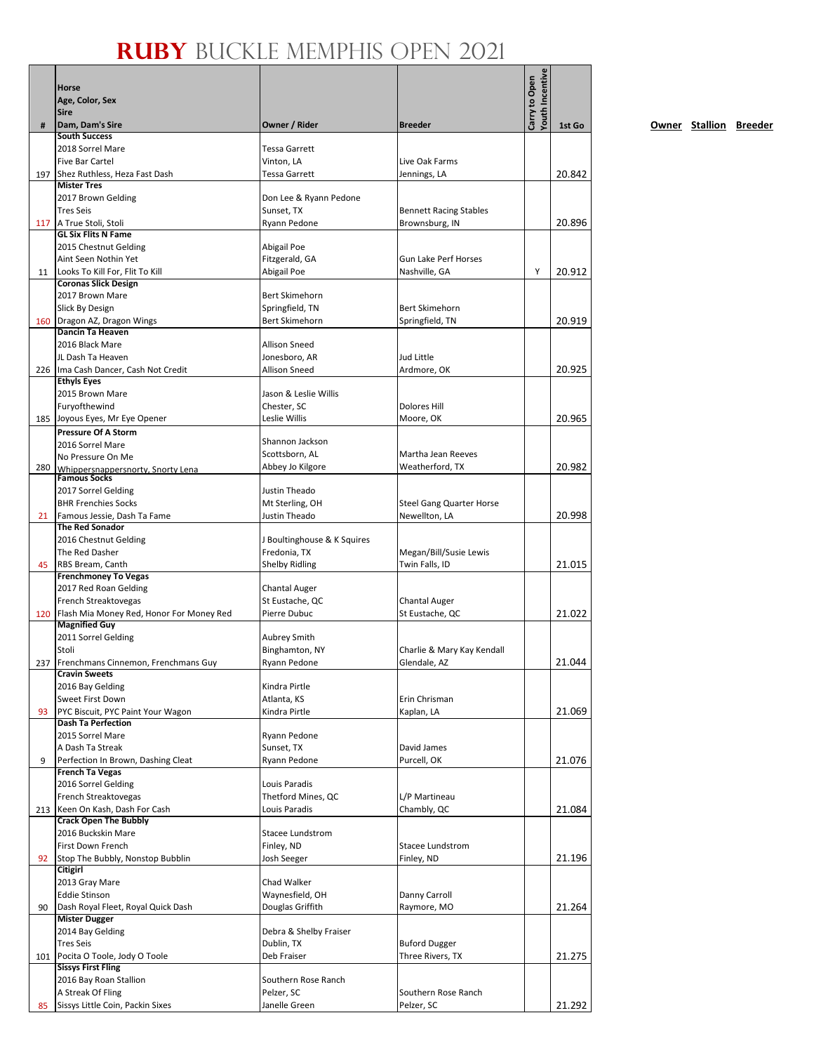# RUBY BUCKLE MEMPHIS OPEN 2021

| # | Horse<br>Age, Color, Sex<br>Sire<br>Dam, Dam's Sire | Owner / Rider | Breeder | Carry to Open<br>Youth Incentive | 1st Go |
|---|---|---|---|---|---|
| 197 | **South Success**<br>2018 Sorrel Mare<br>Five Bar Cartel<br>Shez Ruthless, Heza Fast Dash | Tessa Garrett<br>Vinton, LA<br>Tessa Garrett | Live Oak Farms<br>Jennings, LA | | 20.842 |
| 117 | **Mister Tres**<br>2017 Brown Gelding<br>Tres Seis<br>A True Stoli, Stoli | Don Lee & Ryann Pedone<br>Sunset, TX<br>Ryann Pedone | Bennett Racing Stables<br>Brownsburg, IN | | 20.896 |
| 11 | **GL Six Flits N Fame**<br>2015 Chestnut Gelding<br>Aint Seen Nothin Yet<br>Looks To Kill For, Flit To Kill | Abigail Poe<br>Fitzgerald, GA<br>Abigail Poe | Gun Lake Perf Horses<br>Nashville, GA | Y | 20.912 |
| 160 | **Coronas Slick Design**<br>2017 Brown Mare<br>Slick By Design<br>Dragon AZ, Dragon Wings | Bert Skimehorn<br>Springfield, TN<br>Bert Skimehorn | Bert Skimehorn<br>Springfield, TN | | 20.919 |
| 226 | **Dancin Ta Heaven**<br>2016 Black Mare<br>JL Dash Ta Heaven<br>Ima Cash Dancer, Cash Not Credit | Allison Sneed<br>Jonesboro, AR<br>Allison Sneed | Jud Little<br>Ardmore, OK | | 20.925 |
| 185 | **Ethyls Eyes**<br>2015 Brown Mare<br>Furyofthewind<br>Joyous Eyes, Mr Eye Opener | Jason & Leslie Willis<br>Chester, SC<br>Leslie Willis | Dolores Hill<br>Moore, OK | | 20.965 |
| 280 | **Pressure Of A Storm**<br>2016 Sorrel Mare<br>No Pressure On Me<br>Whippersnappersnorty, Snorty Lena | Shannon Jackson<br>Scottsborn, AL<br>Abbey Jo Kilgore | Martha Jean Reeves<br>Weatherford, TX | | 20.982 |
| 21 | **Famous Socks**<br>2017 Sorrel Gelding<br>BHR Frenchies Socks<br>Famous Jessie, Dash Ta Fame | Justin Theado<br>Mt Sterling, OH<br>Justin Theado | Steel Gang Quarter Horse<br>Newellton, LA | | 20.998 |
| 45 | **The Red Sonador**<br>2016 Chestnut Gelding<br>The Red Dasher<br>RBS Bream, Canth | J Boultinghouse & K Squires<br>Fredonia, TX<br>Shelby Ridling | Megan/Bill/Susie Lewis<br>Twin Falls, ID | | 21.015 |
| 120 | **Frenchmoney To Vegas**<br>2017 Red Roan Gelding<br>French Streaktovegas<br>Flash Mia Money Red, Honor For Money Red | Chantal Auger<br>St Eustache, QC<br>Pierre Dubuc | Chantal Auger<br>St Eustache, QC | | 21.022 |
| 237 | **Magnified Guy**<br>2011 Sorrel Gelding<br>Stoli<br>Frenchmans Cinnemon, Frenchmans Guy | Aubrey Smith<br>Binghamton, NY<br>Ryann Pedone | Charlie & Mary Kay Kendall<br>Glendale, AZ | | 21.044 |
| 93 | **Cravin Sweets**<br>2016 Bay Gelding<br>Sweet First Down<br>PYC Biscuit, PYC Paint Your Wagon | Kindra Pirtle<br>Atlanta, KS<br>Kindra Pirtle | Erin Chrisman<br>Kaplan, LA | | 21.069 |
| 9 | **Dash Ta Perfection**<br>2015 Sorrel Mare<br>A Dash Ta Streak<br>Perfection In Brown, Dashing Cleat | Ryann Pedone<br>Sunset, TX<br>Ryann Pedone | David James<br>Purcell, OK | | 21.076 |
| 213 | **French Ta Vegas**<br>2016 Sorrel Gelding<br>French Streaktovegas<br>Keen On Kash, Dash For Cash | Louis Paradis<br>Thetford Mines, QC<br>Louis Paradis | L/P Martineau<br>Chambly, QC | | 21.084 |
| 92 | **Crack Open The Bubbly**<br>2016 Buckskin Mare<br>First Down French<br>Stop The Bubbly, Nonstop Bubblin | Stacee Lundstrom<br>Finley, ND<br>Josh Seeger | Stacee Lundstrom<br>Finley, ND | | 21.196 |
| 90 | **Citigirl**<br>2013 Gray Mare<br>Eddie Stinson<br>Dash Royal Fleet, Royal Quick Dash | Chad Walker<br>Waynesfield, OH<br>Douglas Griffith | Danny Carroll<br>Raymore, MO | | 21.264 |
| 101 | **Mister Dugger**<br>2014 Bay Gelding<br>Tres Seis<br>Pocita O Toole, Jody O Toole | Debra & Shelby Fraiser<br>Dublin, TX<br>Deb Fraiser | Buford Dugger<br>Three Rivers, TX | | 21.275 |
| 85 | **Sissys First Fling**<br>2016 Bay Roan Stallion<br>A Streak Of Fling<br>Sissys Little Coin, Packin Sixes | Southern Rose Ranch<br>Pelzer, SC<br>Janelle Green | Southern Rose Ranch<br>Pelzer, SC | | 21.292 |

**Owner** **Stallion** **Breeder**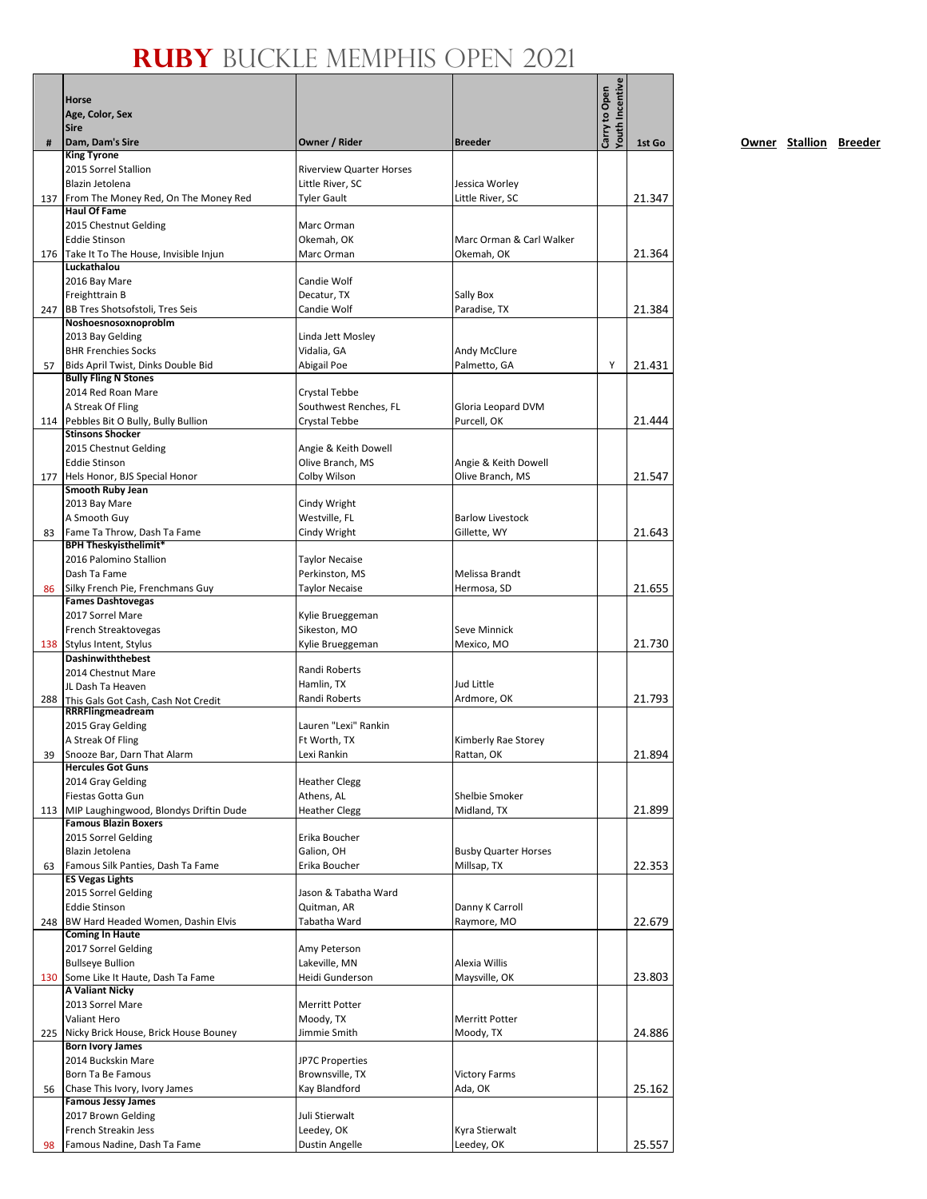# RUBY BUCKLE MEMPHIS OPEN 2021

| # | Horse<br>Age, Color, Sex<br>Sire<br>Dam, Dam's Sire | Owner / Rider | Breeder | Carry to Open | Youth Incentive | 1st Go |
|---|---|---|---|---|---|---|
| 137 | **King Tyrone**<br>2015 Sorrel Stallion<br>Blazin Jetolena<br>From The Money Red, On The Money Red | Riverview Quarter Horses<br>Little River, SC<br>Tyler Gault | Jessica Worley<br>Little River, SC | | | 21.347 |
| 176 | **Haul Of Fame**<br>2015 Chestnut Gelding<br>Eddie Stinson<br>Take It To The House, Invisible Injun | Marc Orman<br>Okemah, OK<br>Marc Orman | Marc Orman & Carl Walker<br>Okemah, OK | | | 21.364 |
| 247 | **Luckathalou**<br>2016 Bay Mare<br>Freighttrain B<br>BB Tres Shotsofstoli, Tres Seis | Candie Wolf<br>Decatur, TX<br>Candie Wolf | Sally Box<br>Paradise, TX | | | 21.384 |
| 57 | **Noshoesnosoxnoproblm**<br>2013 Bay Gelding<br>BHR Frenchies Socks<br>Bids April Twist, Dinks Double Bid | Linda Jett Mosley<br>Vidalia, GA<br>Abigail Poe | Andy McClure<br>Palmetto, GA | | Y | 21.431 |
| 114 | **Bully Fling N Stones**<br>2014 Red Roan Mare<br>A Streak Of Fling<br>Pebbles Bit O Bully, Bully Bullion | Crystal Tebbe<br>Southwest Renches, FL<br>Crystal Tebbe | Gloria Leopard DVM<br>Purcell, OK | | | 21.444 |
| 177 | **Stinsons Shocker**<br>2015 Chestnut Gelding<br>Eddie Stinson<br>Hels Honor, BJS Special Honor | Angie & Keith Dowell<br>Olive Branch, MS<br>Colby Wilson | Angie & Keith Dowell<br>Olive Branch, MS | | | 21.547 |
| 83 | **Smooth Ruby Jean**<br>2013 Bay Mare<br>A Smooth Guy<br>Fame Ta Throw, Dash Ta Fame | Cindy Wright<br>Westville, FL<br>Cindy Wright | Barlow Livestock<br>Gillette, WY | | | 21.643 |
| 86 | **BPH Theskyisthelimit***<br>2016 Palomino Stallion<br>Dash Ta Fame<br>Silky French Pie, Frenchmans Guy | Taylor Necaise<br>Perkinston, MS<br>Taylor Necaise | Melissa Brandt<br>Hermosa, SD | | | 21.655 |
| 138 | **Fames Dashtovegas**<br>2017 Sorrel Mare<br>French Streaktovegas<br>Stylus Intent, Stylus | Kylie Brueggeman<br>Sikeston, MO<br>Kylie Brueggeman | Seve Minnick<br>Mexico, MO | | | 21.730 |
| 288 | **Dashinwiththebest**<br>2014 Chestnut Mare<br>JL Dash Ta Heaven<br>This Gals Got Cash, Cash Not Credit | Randi Roberts<br>Hamlin, TX<br>Randi Roberts | Jud Little<br>Ardmore, OK | | | 21.793 |
| 39 | **RRRFlingmeadream**<br>2015 Gray Gelding<br>A Streak Of Fling<br>Snooze Bar, Darn That Alarm | Lauren "Lexi" Rankin<br>Ft Worth, TX<br>Lexi Rankin | Kimberly Rae Storey<br>Rattan, OK | | | 21.894 |
| 113 | **Hercules Got Guns**<br>2014 Gray Gelding<br>Fiestas Gotta Gun<br>MIP Laughingwood, Blondys Driftin Dude | Heather Clegg<br>Athens, AL<br>Heather Clegg | Shelbie Smoker<br>Midland, TX | | | 21.899 |
| 63 | **Famous Blazin Boxers**<br>2015 Sorrel Gelding<br>Blazin Jetolena<br>Famous Silk Panties, Dash Ta Fame | Erika Boucher<br>Galion, OH<br>Erika Boucher | Busby Quarter Horses<br>Millsap, TX | | | 22.353 |
| 248 | **ES Vegas Lights**<br>2015 Sorrel Gelding<br>Eddie Stinson<br>BW Hard Headed Women, Dashin Elvis | Jason & Tabatha Ward<br>Quitman, AR<br>Tabatha Ward | Danny K Carroll<br>Raymore, MO | | | 22.679 |
| 130 | **Coming In Haute**<br>2017 Sorrel Gelding<br>Bullseye Bullion<br>Some Like It Haute, Dash Ta Fame | Amy Peterson<br>Lakeville, MN<br>Heidi Gunderson | Alexia Willis<br>Maysville, OK | | | 23.803 |
| 225 | **A Valiant Nicky**<br>2013 Sorrel Mare<br>Valiant Hero<br>Nicky Brick House, Brick House Bouney | Merritt Potter<br>Moody, TX<br>Jimmie Smith | Merritt Potter<br>Moody, TX | | | 24.886 |
| 56 | **Born Ivory James**<br>2014 Buckskin Mare<br>Born Ta Be Famous<br>Chase This Ivory, Ivory James | JP7C Properties<br>Brownsville, TX<br>Kay Blandford | Victory Farms<br>Ada, OK | | | 25.162 |
| 98 | **Famous Jessy James**<br>2017 Brown Gelding<br>French Streakin Jess<br>Famous Nadine, Dash Ta Fame | Juli Stierwalt<br>Leedey, OK<br>Dustin Angelle | Kyra Stierwalt<br>Leedey, OK | | | 25.557 |

**Owner** **Stallion** **Breeder**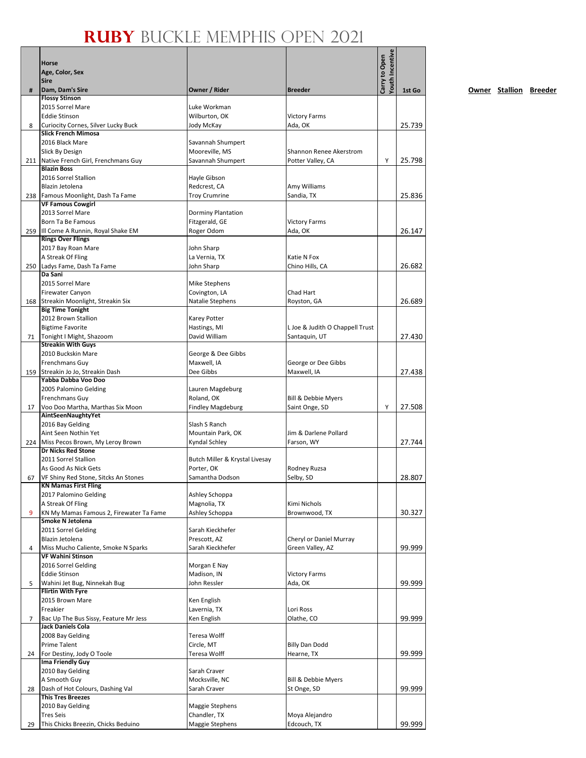# RUBY BUCKLE MEMPHIS OPEN 2021

| # | Horse<br>Age, Color, Sex<br>Sire<br>Dam, Dam's Sire | Owner / Rider | Breeder | Carry to Open | Youth Incentive | 1st Go |
|---|---|---|---|---|---|---|
| 8 | **Flossy Stinson**<br>2015 Sorrel Mare<br>Eddie Stinson<br>Curiocity Cornes, Silver Lucky Buck | Luke Workman<br>Wilburton, OK<br>Jody McKay | Victory Farms<br>Ada, OK | | | 25.739 |
| 211 | **Slick French Mimosa**<br>2016 Black Mare<br>Slick By Design<br>Native French Girl, Frenchmans Guy | Savannah Shumpert<br>Mooreville, MS<br>Savannah Shumpert | Shannon Renee Akerstrom<br>Potter Valley, CA | | Y | 25.798 |
| 238 | **Blazin Boss**<br>2016 Sorrel Stallion<br>Blazin Jetolena<br>Famous Moonlight, Dash Ta Fame | Hayle Gibson<br>Redcrest, CA<br>Troy Crumrine | Amy Williams<br>Sandia, TX | | | 25.836 |
| 259 | **VF Famous Cowgirl**<br>2013 Sorrel Mare<br>Born Ta Be Famous<br>Ill Come A Runnin, Royal Shake EM | Dorminy Plantation<br>Fitzgerald, GE<br>Roger Odom | Victory Farms<br>Ada, OK | | | 26.147 |
| 250 | **Rings Over Flings**<br>2017 Bay Roan Mare<br>A Streak Of Fling<br>Ladys Fame, Dash Ta Fame | John Sharp<br>La Vernia, TX<br>John Sharp | Katie N Fox<br>Chino Hills, CA | | | 26.682 |
| 168 | **Da Sani**<br>2015 Sorrel Mare<br>Firewater Canyon<br>Streakin Moonlight, Streakin Six | Mike Stephens<br>Covington, LA<br>Natalie Stephens | Chad Hart<br>Royston, GA | | | 26.689 |
| 71 | **Big Time Tonight**<br>2012 Brown Stallion<br>Bigtime Favorite<br>Tonight I Might, Shazoom | Karey Potter<br>Hastings, MI<br>David William | L Joe & Judith O Chappell Trust<br>Santaquin, UT | | | 27.430 |
| 159 | **Streakin With Guys**<br>2010 Buckskin Mare<br>Frenchmans Guy<br>Streakin Jo Jo, Streakin Dash | George & Dee Gibbs<br>Maxwell, IA<br>Dee Gibbs | George or Dee Gibbs<br>Maxwell, IA | | | 27.438 |
| 17 | **Yabba Dabba Voo Doo**<br>2005 Palomino Gelding<br>Frenchmans Guy<br>Voo Doo Martha, Marthas Six Moon | Lauren Magdeburg<br>Roland, OK<br>Findley Magdeburg | Bill & Debbie Myers<br>Saint Onge, SD | | Y | 27.508 |
| 224 | **AintSeenNaughtyYet**<br>2016 Bay Gelding<br>Aint Seen Nothin Yet<br>Miss Pecos Brown, My Leroy Brown | Slash S Ranch<br>Mountain Park, OK<br>Kyndal Schley | Jim & Darlene Pollard<br>Farson, WY | | | 27.744 |
| 67 | **Dr Nicks Red Stone**<br>2011 Sorrel Stallion<br>As Good As Nick Gets<br>VF Shiny Red Stone, Sitcks An Stones | Butch Miller & Krystal Livesay<br>Porter, OK<br>Samantha Dodson | Rodney Ruzsa<br>Selby, SD | | | 28.807 |
| 9 | **KN Mamas First Fling**<br>2017 Palomino Gelding<br>A Streak Of Fling<br>KN My Mamas Famous 2, Firewater Ta Fame | Ashley Schoppa<br>Magnolia, TX<br>Ashley Schoppa | Kimi Nichols<br>Brownwood, TX | | | 30.327 |
| 4 | **Smoke N Jetolena**<br>2011 Sorrel Gelding<br>Blazin Jetolena<br>Miss Mucho Caliente, Smoke N Sparks | Sarah Kieckhefer<br>Prescott, AZ<br>Sarah Kieckhefer | Cheryl or Daniel Murray<br>Green Valley, AZ | | | 99.999 |
| 5 | **VF Wahini Stinson**<br>2016 Sorrel Gelding<br>Eddie Stinson<br>Wahini Jet Bug, Ninnekah Bug | Morgan E Nay<br>Madison, IN<br>John Ressler | Victory Farms<br>Ada, OK | | | 99.999 |
| 7 | **Flirtin With Fyre**<br>2015 Brown Mare<br>Freakier<br>Bac Up The Bus Sissy, Feature Mr Jess | Ken English<br>Lavernia, TX<br>Ken English | Lori Ross<br>Olathe, CO | | | 99.999 |
| 24 | **Jack Daniels Cola**<br>2008 Bay Gelding<br>Prime Talent<br>For Destiny, Jody O Toole | Teresa Wolff<br>Circle, MT<br>Teresa Wolff | Billy Dan Dodd<br>Hearne, TX | | | 99.999 |
| 28 | **Ima Friendly Guy**<br>2010 Bay Gelding<br>A Smooth Guy<br>Dash of Hot Colours, Dashing Val | Sarah Craver<br>Mocksville, NC<br>Sarah Craver | Bill & Debbie Myers<br>St Onge, SD | | | 99.999 |
| 29 | **This Tres Breezes**<br>2010 Bay Gelding<br>Tres Seis<br>This Chicks Breezin, Chicks Beduino | Maggie Stephens<br>Chandler, TX<br>Maggie Stephens | Moya Alejandro<br>Edcouch, TX | | | 99.999 |

**Owner** **Stallion** **Breeder**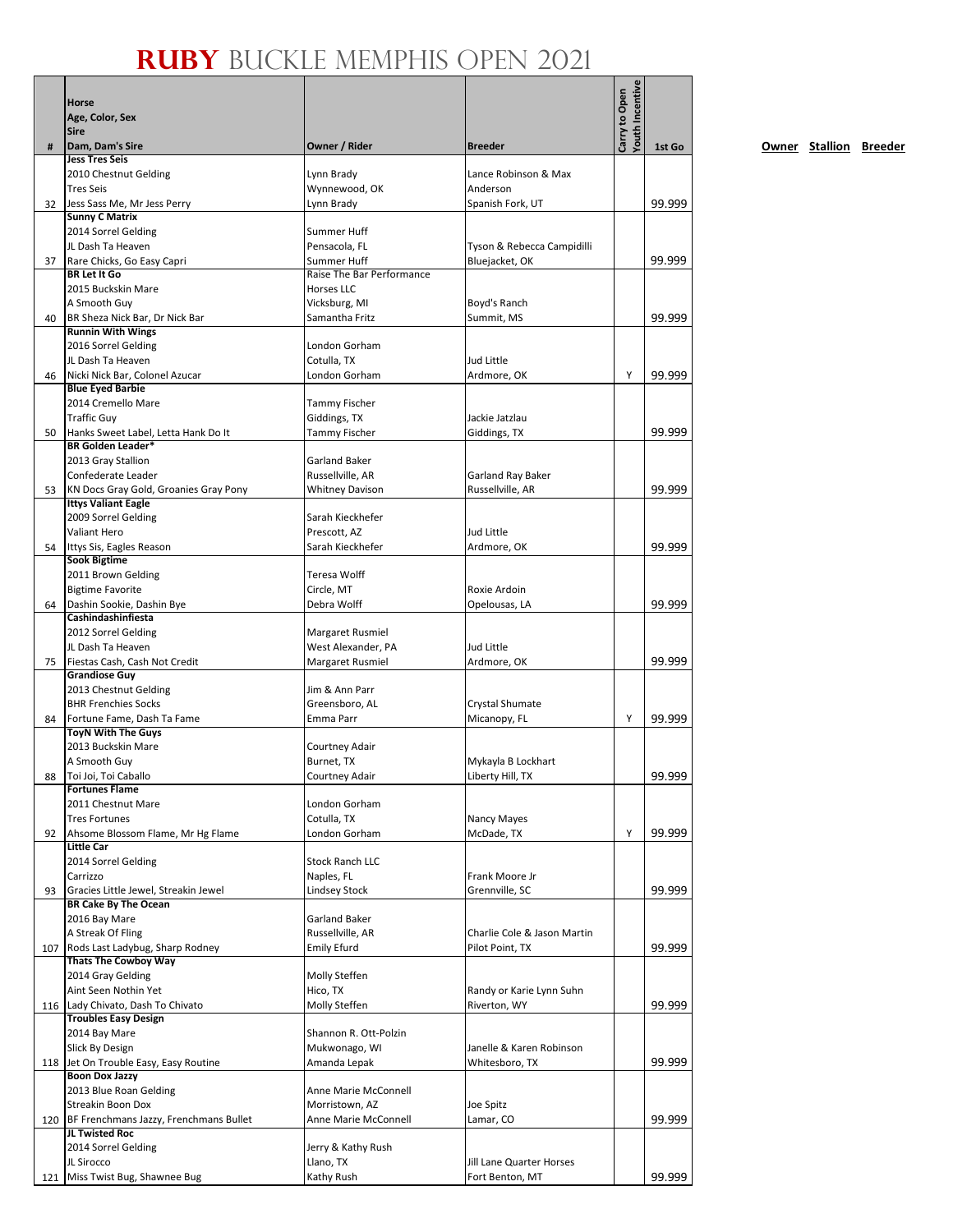# RUBY BUCKLE MEMPHIS OPEN 2021

| # | Horse<br>Age, Color, Sex<br>Sire<br>Dam, Dam's Sire | Owner / Rider | Breeder | Carry to Open | Youth Incentive | 1st Go |
|---|---|---|---|---|---|---|
| 32 | **Jess Tres Seis**<br>2010 Chestnut Gelding<br>Tres Seis<br>Jess Sass Me, Mr Jess Perry | Lynn Brady<br>Wynnewood, OK<br>Lynn Brady | Lance Robinson & Max Anderson<br>Spanish Fork, UT | | | 99.999 |
| 37 | **Sunny C Matrix**<br>2014 Sorrel Gelding<br>JL Dash Ta Heaven<br>Rare Chicks, Go Easy Capri | Summer Huff<br>Pensacola, FL<br>Summer Huff | Tyson & Rebecca Campidilli<br>Bluejacket, OK | | | 99.999 |
| 40 | **BR Let It Go**<br>2015 Buckskin Mare<br>A Smooth Guy<br>BR Sheza Nick Bar, Dr Nick Bar | Raise The Bar Performance Horses LLC<br>Vicksburg, MI<br>Samantha Fritz | Boyd's Ranch<br>Summit, MS | | | 99.999 |
| 46 | **Runnin With Wings**<br>2016 Sorrel Gelding<br>JL Dash Ta Heaven<br>Nicki Nick Bar, Colonel Azucar | London Gorham<br>Cotulla, TX<br>London Gorham | Jud Little<br>Ardmore, OK | | Y | 99.999 |
| 50 | **Blue Eyed Barbie**<br>2014 Cremello Mare<br>Traffic Guy<br>Hanks Sweet Label, Letta Hank Do It | Tammy Fischer<br>Giddings, TX<br>Tammy Fischer | Jackie Jatzlau<br>Giddings, TX | | | 99.999 |
| 53 | **BR Golden Leader***<br>2013 Gray Stallion<br>Confederate Leader<br>KN Docs Gray Gold, Groanies Gray Pony | Garland Baker<br>Russellville, AR<br>Whitney Davison | Garland Ray Baker<br>Russellville, AR | | | 99.999 |
| 54 | **Ittys Valiant Eagle**<br>2009 Sorrel Gelding<br>Valiant Hero<br>Ittys Sis, Eagles Reason | Sarah Kieckhefer<br>Prescott, AZ<br>Sarah Kieckhefer | Jud Little<br>Ardmore, OK | | | 99.999 |
| 64 | **Sook Bigtime**<br>2011 Brown Gelding<br>Bigtime Favorite<br>Dashin Sookie, Dashin Bye | Teresa Wolff<br>Circle, MT<br>Debra Wolff | Roxie Ardoin<br>Opelousas, LA | | | 99.999 |
| 75 | **Cashindashinfiesta**<br>2012 Sorrel Gelding<br>JL Dash Ta Heaven<br>Fiestas Cash, Cash Not Credit | Margaret Rusmiel<br>West Alexander, PA<br>Margaret Rusmiel | Jud Little<br>Ardmore, OK | | | 99.999 |
| 84 | **Grandiose Guy**<br>2013 Chestnut Gelding<br>BHR Frenchies Socks<br>Fortune Fame, Dash Ta Fame | Jim & Ann Parr<br>Greensboro, AL<br>Emma Parr | Crystal Shumate<br>Micanopy, FL | | Y | 99.999 |
| 88 | **ToyN With The Guys**<br>2013 Buckskin Mare<br>A Smooth Guy<br>Toi Joi, Toi Caballo | Courtney Adair<br>Burnet, TX<br>Courtney Adair | Mykayla B Lockhart<br>Liberty Hill, TX | | | 99.999 |
| 92 | **Fortunes Flame**<br>2011 Chestnut Mare<br>Tres Fortunes<br>Ahsome Blossom Flame, Mr Hg Flame | London Gorham<br>Cotulla, TX<br>London Gorham | Nancy Mayes<br>McDade, TX | | Y | 99.999 |
| 93 | **Little Car**<br>2014 Sorrel Gelding<br>Carrizzo<br>Gracies Little Jewel, Streakin Jewel | Stock Ranch LLC<br>Naples, FL<br>Lindsey Stock | Frank Moore Jr<br>Grennville, SC | | | 99.999 |
| 107 | **BR Cake By The Ocean**<br>2016 Bay Mare<br>A Streak Of Fling<br>Rods Last Ladybug, Sharp Rodney | Garland Baker<br>Russellville, AR<br>Emily Efurd | Charlie Cole & Jason Martin<br>Pilot Point, TX | | | 99.999 |
| 116 | **Thats The Cowboy Way**<br>2014 Gray Gelding<br>Aint Seen Nothin Yet<br>Lady Chivato, Dash To Chivato | Molly Steffen<br>Hico, TX<br>Molly Steffen | Randy or Karie Lynn Suhn<br>Riverton, WY | | | 99.999 |
| 118 | **Troubles Easy Design**<br>2014 Bay Mare<br>Slick By Design<br>Jet On Trouble Easy, Easy Routine | Shannon R. Ott-Polzin<br>Mukwonago, WI<br>Amanda Lepak | Janelle & Karen Robinson<br>Whitesboro, TX | | | 99.999 |
| 120 | **Boon Dox Jazzy**<br>2013 Blue Roan Gelding<br>Streakin Boon Dox<br>BF Frenchmans Jazzy, Frenchmans Bullet | Anne Marie McConnell<br>Morristown, AZ<br>Anne Marie McConnell | Joe Spitz<br>Lamar, CO | | | 99.999 |
| 121 | **JL Twisted Roc**<br>2014 Sorrel Gelding<br>JL Sirocco<br>Miss Twist Bug, Shawnee Bug | Jerry & Kathy Rush<br>Llano, TX<br>Kathy Rush | Jill Lane Quarter Horses<br>Fort Benton, MT | | | 99.999 |

**Owner** **Stallion** **Breeder**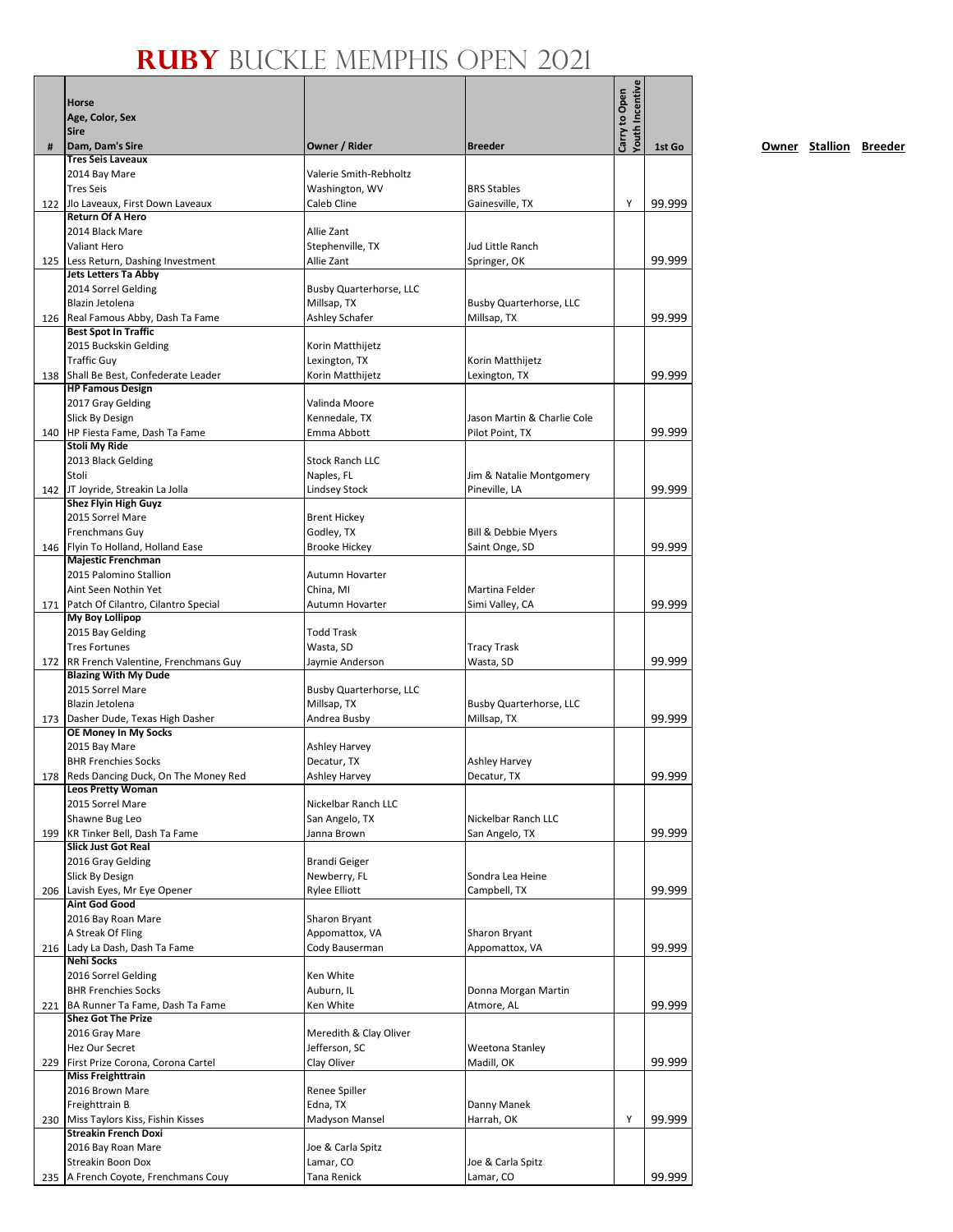# RUBY BUCKLE MEMPHIS OPEN 2021

| # | Horse<br>Age, Color, Sex<br>Sire<br>Dam, Dam's Sire | Owner / Rider | Breeder | Carry to Open<br>Youth Incentive | 1st Go |
|---|---|---|---|---|---|
| 122 | **Tres Seis Laveaux**<br>2014 Bay Mare<br>Tres Seis<br>Jlo Laveaux, First Down Laveaux | Valerie Smith-Rebholtz<br>Washington, WV<br>Caleb Cline | BRS Stables<br>Gainesville, TX | Y | 99.999 |
| 125 | **Return Of A Hero**<br>2014 Black Mare<br>Valiant Hero<br>Less Return, Dashing Investment | Allie Zant<br>Stephenville, TX<br>Allie Zant | Jud Little Ranch<br>Springer, OK | | 99.999 |
| 126 | **Jets Letters Ta Abby**<br>2014 Sorrel Gelding<br>Blazin Jetolena<br>Real Famous Abby, Dash Ta Fame | Busby Quarterhorse, LLC<br>Millsap, TX<br>Ashley Schafer | Busby Quarterhorse, LLC<br>Millsap, TX | | 99.999 |
| 138 | **Best Spot In Traffic**<br>2015 Buckskin Gelding<br>Traffic Guy<br>Shall Be Best, Confederate Leader | Korin Matthijetz<br>Lexington, TX<br>Korin Matthijetz | Korin Matthijetz<br>Lexington, TX | | 99.999 |
| 140 | **HP Famous Design**<br>2017 Gray Gelding<br>Slick By Design<br>HP Fiesta Fame, Dash Ta Fame | Valinda Moore<br>Kennedale, TX<br>Emma Abbott | Jason Martin & Charlie Cole<br>Pilot Point, TX | | 99.999 |
| 142 | **Stoli My Ride**<br>2013 Black Gelding<br>Stoli<br>JT Joyride, Streakin La Jolla | Stock Ranch LLC<br>Naples, FL<br>Lindsey Stock | Jim & Natalie Montgomery<br>Pineville, LA | | 99.999 |
| 146 | **Shez Flyin High Guyz**<br>2015 Sorrel Mare<br>Frenchmans Guy<br>Flyin To Holland, Holland Ease | Brent Hickey<br>Godley, TX<br>Brooke Hickey | Bill & Debbie Myers<br>Saint Onge, SD | | 99.999 |
| 171 | **Majestic Frenchman**<br>2015 Palomino Stallion<br>Aint Seen Nothin Yet<br>Patch Of Cilantro, Cilantro Special | Autumn Hovarter<br>China, MI<br>Autumn Hovarter | Martina Felder<br>Simi Valley, CA | | 99.999 |
| 172 | **My Boy Lollipop**<br>2015 Bay Gelding<br>Tres Fortunes<br>RR French Valentine, Frenchmans Guy | Todd Trask<br>Wasta, SD<br>Jaymie Anderson | Tracy Trask<br>Wasta, SD | | 99.999 |
| 173 | **Blazing With My Dude**<br>2015 Sorrel Mare<br>Blazin Jetolena<br>Dasher Dude, Texas High Dasher | Busby Quarterhorse, LLC<br>Millsap, TX<br>Andrea Busby | Busby Quarterhorse, LLC<br>Millsap, TX | | 99.999 |
| 178 | **OE Money In My Socks**<br>2015 Bay Mare<br>BHR Frenchies Socks<br>Reds Dancing Duck, On The Money Red | Ashley Harvey<br>Decatur, TX<br>Ashley Harvey | Ashley Harvey<br>Decatur, TX | | 99.999 |
| 199 | **Leos Pretty Woman**<br>2015 Sorrel Mare<br>Shawne Bug Leo<br>KR Tinker Bell, Dash Ta Fame | Nickelbar Ranch LLC<br>San Angelo, TX<br>Janna Brown | Nickelbar Ranch LLC<br>San Angelo, TX | | 99.999 |
| 206 | **Slick Just Got Real**<br>2016 Gray Gelding<br>Slick By Design<br>Lavish Eyes, Mr Eye Opener | Brandi Geiger<br>Newberry, FL<br>Rylee Elliott | Sondra Lea Heine<br>Campbell, TX | | 99.999 |
| 216 | **Aint God Good**<br>2016 Bay Roan Mare<br>A Streak Of Fling<br>Lady La Dash, Dash Ta Fame | Sharon Bryant<br>Appomattox, VA<br>Cody Bauserman | Sharon Bryant<br>Appomattox, VA | | 99.999 |
| 221 | **Nehi Socks**<br>2016 Sorrel Gelding<br>BHR Frenchies Socks<br>BA Runner Ta Fame, Dash Ta Fame | Ken White<br>Auburn, IL<br>Ken White | Donna Morgan Martin<br>Atmore, AL | | 99.999 |
| 229 | **Shez Got The Prize**<br>2016 Gray Mare<br>Hez Our Secret<br>First Prize Corona, Corona Cartel | Meredith & Clay Oliver<br>Jefferson, SC<br>Clay Oliver | Weetona Stanley<br>Madill, OK | | 99.999 |
| 230 | **Miss Freighttrain**<br>2016 Brown Mare<br>Freighttrain B<br>Miss Taylors Kiss, Fishin Kisses | Renee Spiller<br>Edna, TX<br>Madyson Mansel | Danny Manek<br>Harrah, OK | Y | 99.999 |
| 235 | **Streakin French Doxi**<br>2016 Bay Roan Mare<br>Streakin Boon Dox<br>A French Coyote, Frenchmans Couy | Joe & Carla Spitz<br>Lamar, CO<br>Tana Renick | Joe & Carla Spitz<br>Lamar, CO | | 99.999 |

**Owner** **Stallion** **Breeder**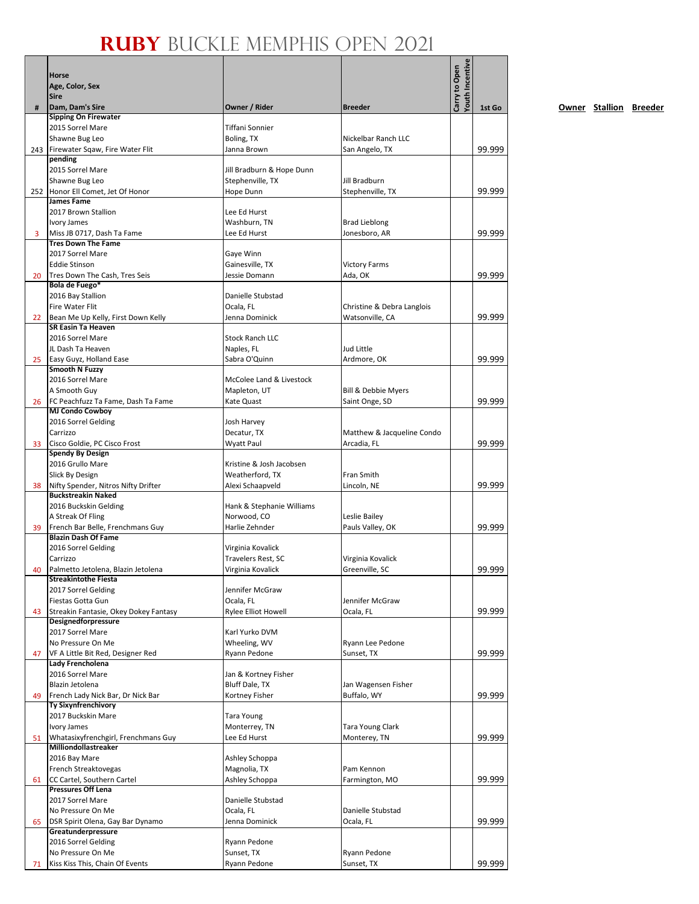# RUBY BUCKLE MEMPHIS OPEN 2021

| # | Horse<br>Age, Color, Sex<br>Sire<br>Dam, Dam's Sire | Owner / Rider | Breeder | Carry to Open | Youth Incentive | 1st Go |
|---|---|---|---|---|---|---|
| 243 | **Sipping On Firewater**<br>2015 Sorrel Mare<br>Shawne Bug Leo<br>Firewater Sqaw, Fire Water Flit | Tiffani Sonnier<br>Boling, TX<br>Janna Brown | Nickelbar Ranch LLC<br>San Angelo, TX | | | 99.999 |
| 252 | **pending**<br>2015 Sorrel Mare<br>Shawne Bug Leo<br>Honor Ell Comet, Jet Of Honor | Jill Bradburn & Hope Dunn<br>Stephenville, TX<br>Hope Dunn | Jill Bradburn<br>Stephenville, TX | | | 99.999 |
| 3 | **James Fame**<br>2017 Brown Stallion<br>Ivory James<br>Miss JB 0717, Dash Ta Fame | Lee Ed Hurst<br>Washburn, TN<br>Lee Ed Hurst | Brad Lieblong<br>Jonesboro, AR | | | 99.999 |
| 20 | **Tres Down The Fame**<br>2017 Sorrel Mare<br>Eddie Stinson<br>Tres Down The Cash, Tres Seis | Gaye Winn<br>Gainesville, TX<br>Jessie Domann | Victory Farms<br>Ada, OK | | | 99.999 |
| 22 | **Bola de Fuego***<br>2016 Bay Stallion<br>Fire Water Flit<br>Bean Me Up Kelly, First Down Kelly | Danielle Stubstad<br>Ocala, FL<br>Jenna Dominick | Christine & Debra Langlois<br>Watsonville, CA | | | 99.999 |
| 25 | **SR Easin Ta Heaven**<br>2016 Sorrel Mare<br>JL Dash Ta Heaven<br>Easy Guyz, Holland Ease | Stock Ranch LLC<br>Naples, FL<br>Sabra O'Quinn | Jud Little<br>Ardmore, OK | | | 99.999 |
| 26 | **Smooth N Fuzzy**<br>2016 Sorrel Mare<br>A Smooth Guy<br>FC Peachfuzz Ta Fame, Dash Ta Fame | McColee Land & Livestock<br>Mapleton, UT<br>Kate Quast | Bill & Debbie Myers<br>Saint Onge, SD | | | 99.999 |
| 33 | **MJ Condo Cowboy**<br>2016 Sorrel Gelding<br>Carrizzo<br>Cisco Goldie, PC Cisco Frost | Josh Harvey<br>Decatur, TX<br>Wyatt Paul | Matthew & Jacqueline Condo<br>Arcadia, FL | | | 99.999 |
| 38 | **Spendy By Design**<br>2016 Grullo Mare<br>Slick By Design<br>Nifty Spender, Nitros Nifty Drifter | Kristine & Josh Jacobsen<br>Weatherford, TX<br>Alexi Schaapveld | Fran Smith<br>Lincoln, NE | | | 99.999 |
| 39 | **Buckstreakin Naked**<br>2016 Buckskin Gelding<br>A Streak Of Fling<br>French Bar Belle, Frenchmans Guy | Hank & Stephanie Williams<br>Norwood, CO<br>Harlie Zehnder | Leslie Bailey<br>Pauls Valley, OK | | | 99.999 |
| 40 | **Blazin Dash Of Fame**<br>2016 Sorrel Gelding<br>Carrizzo<br>Palmetto Jetolena, Blazin Jetolena | Virginia Kovalick<br>Travelers Rest, SC<br>Virginia Kovalick | Virginia Kovalick<br>Greenville, SC | | | 99.999 |
| 43 | **Streakintothe Fiesta**<br>2017 Sorrel Gelding<br>Fiestas Gotta Gun<br>Streakin Fantasie, Okey Dokey Fantasy | Jennifer McGraw<br>Ocala, FL<br>Rylee Elliot Howell | Jennifer McGraw<br>Ocala, FL | | | 99.999 |
| 47 | **Designedforpressure**<br>2017 Sorrel Mare<br>No Pressure On Me<br>VF A Little Bit Red, Designer Red | Karl Yurko DVM<br>Wheeling, WV<br>Ryann Pedone | Ryann Lee Pedone<br>Sunset, TX | | | 99.999 |
| 49 | **Lady Frencholena**<br>2016 Sorrel Mare<br>Blazin Jetolena<br>French Lady Nick Bar, Dr Nick Bar | Jan & Kortney Fisher<br>Bluff Dale, TX<br>Kortney Fisher | Jan Wagensen Fisher<br>Buffalo, WY | | | 99.999 |
| 51 | **Ty Sixynfrenchivory**<br>2017 Buckskin Mare<br>Ivory James<br>Whatasixyfrenchgirl, Frenchmans Guy | Tara Young<br>Monterrey, TN<br>Lee Ed Hurst | Tara Young Clark<br>Monterey, TN | | | 99.999 |
| 61 | **Milliondollastreaker**<br>2016 Bay Mare<br>French Streaktovegas<br>CC Cartel, Southern Cartel | Ashley Schoppa<br>Magnolia, TX<br>Ashley Schoppa | Pam Kennon<br>Farmington, MO | | | 99.999 |
| 65 | **Pressures Off Lena**<br>2017 Sorrel Mare<br>No Pressure On Me<br>DSR Spirit Olena, Gay Bar Dynamo | Danielle Stubstad<br>Ocala, FL<br>Jenna Dominick | Danielle Stubstad<br>Ocala, FL | | | 99.999 |
| 71 | **Greatunderpressure**<br>2016 Sorrel Gelding<br>No Pressure On Me<br>Kiss Kiss This, Chain Of Events | Ryann Pedone<br>Sunset, TX<br>Ryann Pedone | Ryann Pedone<br>Sunset, TX | | | 99.999 |

Owner Stallion Breeder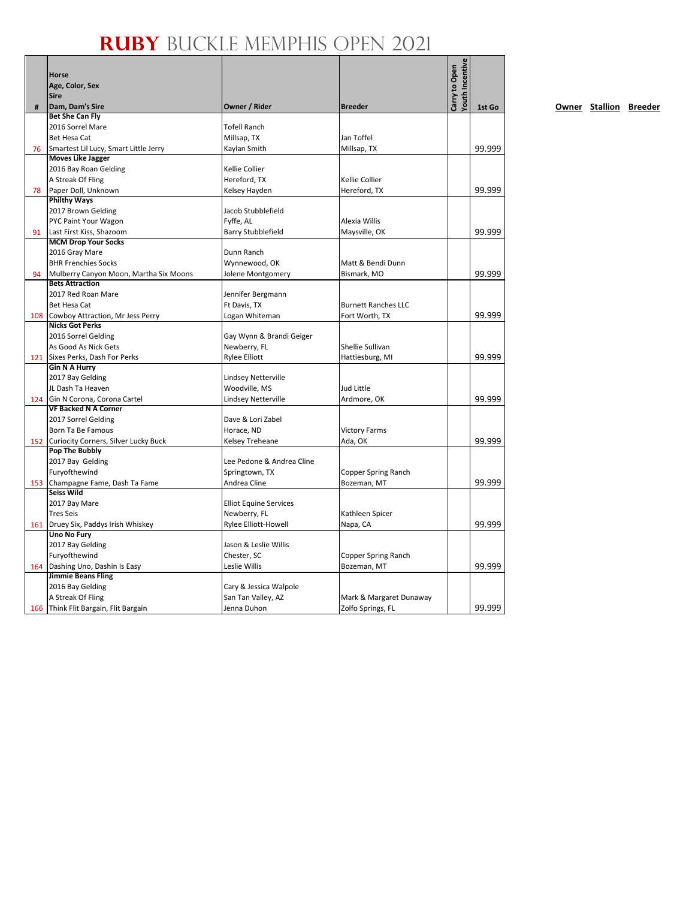# RUBY BUCKLE MEMPHIS OPEN 2021

| # | Horse<br>Age, Color, Sex<br>Sire<br>Dam, Dam's Sire | Owner / Rider | Breeder | Carry to Open | Youth Incentive | 1st Go |
|---|---|---|---|---|---|---|
| 76 | **Bet She Can Fly**<br>2016 Sorrel Mare<br>Bet Hesa Cat<br>Smartest Lil Lucy, Smart Little Jerry | Tofell Ranch<br>Millsap, TX<br>Kaylan Smith | Jan Toffel<br>Millsap, TX | | | 99.999 |
| 78 | **Moves Like Jagger**<br>2016 Bay Roan Gelding<br>A Streak Of Fling<br>Paper Doll, Unknown | Kellie Collier<br>Hereford, TX<br>Kelsey Hayden | Kellie Collier<br>Hereford, TX | | | 99.999 |
| 91 | **Philthy Ways**<br>2017 Brown Gelding<br>PYC Paint Your Wagon<br>Last First Kiss, Shazoom | Jacob Stubblefield<br>Fyffe, AL<br>Barry Stubblefield | Alexia Willis<br>Maysville, OK | | | 99.999 |
| 94 | **MCM Drop Your Socks**<br>2016 Gray Mare<br>BHR Frenchies Socks<br>Mulberry Canyon Moon, Martha Six Moons | Dunn Ranch<br>Wynnewood, OK<br>Jolene Montgomery | Matt & Bendi Dunn<br>Bismark, MO | | | 99.999 |
| 108 | **Bets Attraction**<br>2017 Red Roan Mare<br>Bet Hesa Cat<br>Cowboy Attraction, Mr Jess Perry | Jennifer Bergmann<br>Ft Davis, TX<br>Logan Whiteman | Burnett Ranches LLC<br>Fort Worth, TX | | | 99.999 |
| 121 | **Nicks Got Perks**<br>2016 Sorrel Gelding<br>As Good As Nick Gets<br>Sixes Perks, Dash For Perks | Gay Wynn & Brandi Geiger<br>Newberry, FL<br>Rylee Elliott | Shellie Sullivan<br>Hattiesburg, MI | | | 99.999 |
| 124 | **Gin N A Hurry**<br>2017 Bay Gelding<br>JL Dash Ta Heaven<br>Gin N Corona, Corona Cartel | Lindsey Netterville<br>Woodville, MS<br>Lindsey Netterville | Jud Little<br>Ardmore, OK | | | 99.999 |
| 152 | **VF Backed N A Corner**<br>2017 Sorrel Gelding<br>Born Ta Be Famous<br>Curiocity Corners, Silver Lucky Buck | Dave & Lori Zabel<br>Horace, ND<br>Kelsey Treheane | Victory Farms<br>Ada, OK | | | 99.999 |
| 153 | **Pop The Bubbly**<br>2017 Bay Gelding<br>Furyofthewind<br>Champagne Fame, Dash Ta Fame | Lee Pedone & Andrea Cline<br>Springtown, TX<br>Andrea Cline | Copper Spring Ranch<br>Bozeman, MT | | | 99.999 |
| 161 | **Seiss Wild**<br>2017 Bay Mare<br>Tres Seis<br>Druey Six, Paddys Irish Whiskey | Elliot Equine Services<br>Newberry, FL<br>Rylee Elliott-Howell | Kathleen Spicer<br>Napa, CA | | | 99.999 |
| 164 | **Uno No Fury**<br>2017 Bay Gelding<br>Furyofthewind<br>Dashing Uno, Dashin Is Easy | Jason & Leslie Willis<br>Chester, SC<br>Leslie Willis | Copper Spring Ranch<br>Bozeman, MT | | | 99.999 |
| 166 | **Jimmie Beans Fling**<br>2016 Bay Gelding<br>A Streak Of Fling<br>Think Flit Bargain, Flit Bargain | Cary & Jessica Walpole<br>San Tan Valley, AZ<br>Jenna Duhon | Mark & Margaret Dunaway<br>Zolfo Springs, FL | | | 99.999 |

Owner Stallion Breeder